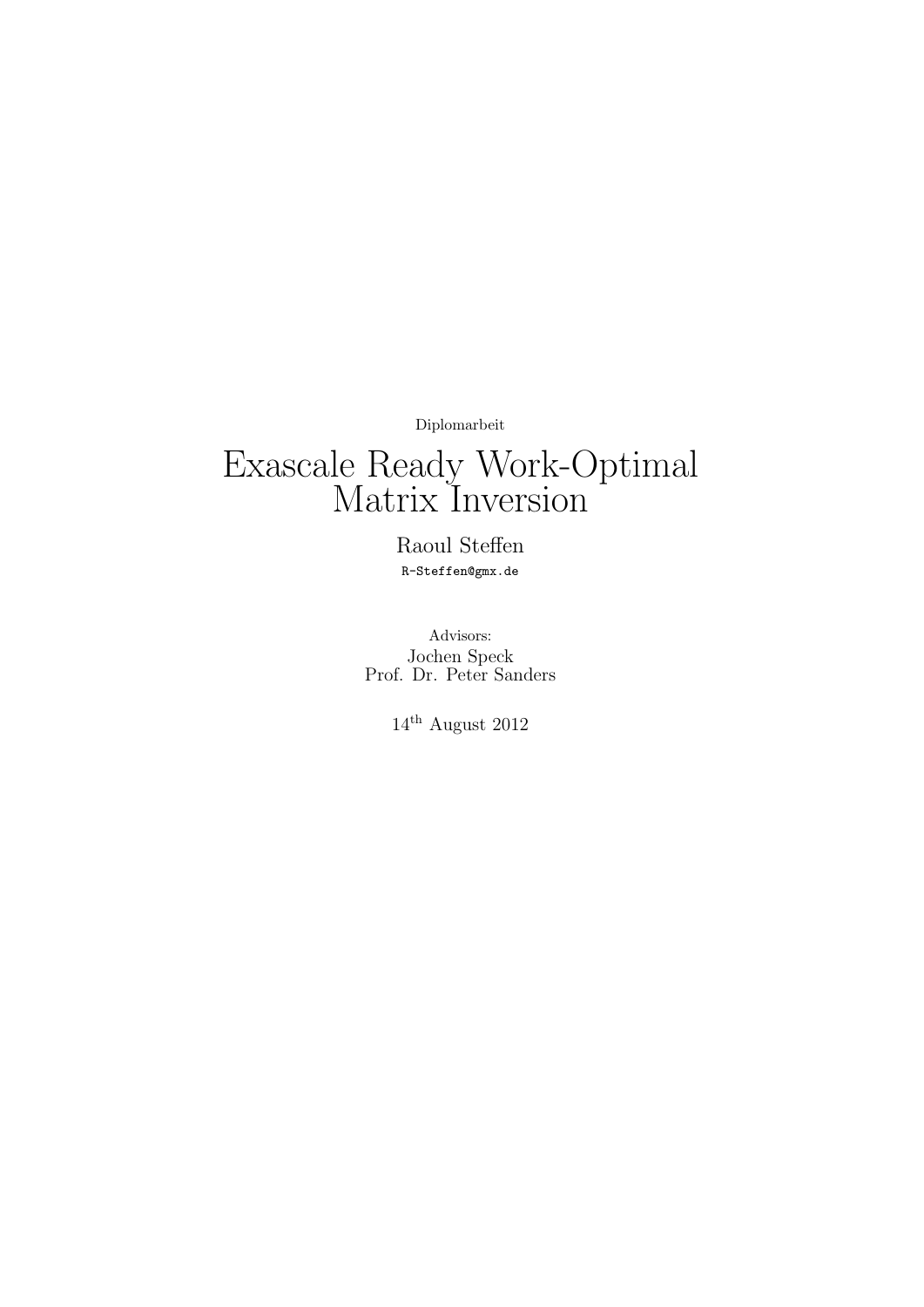Diplomarbeit

# Exascale Ready Work-Optimal Matrix Inversion

Raoul Steffen

R-Steffen@gmx.de

Advisors:
Jochen Speck
Prof. Dr. Peter Sanders

14th August 2012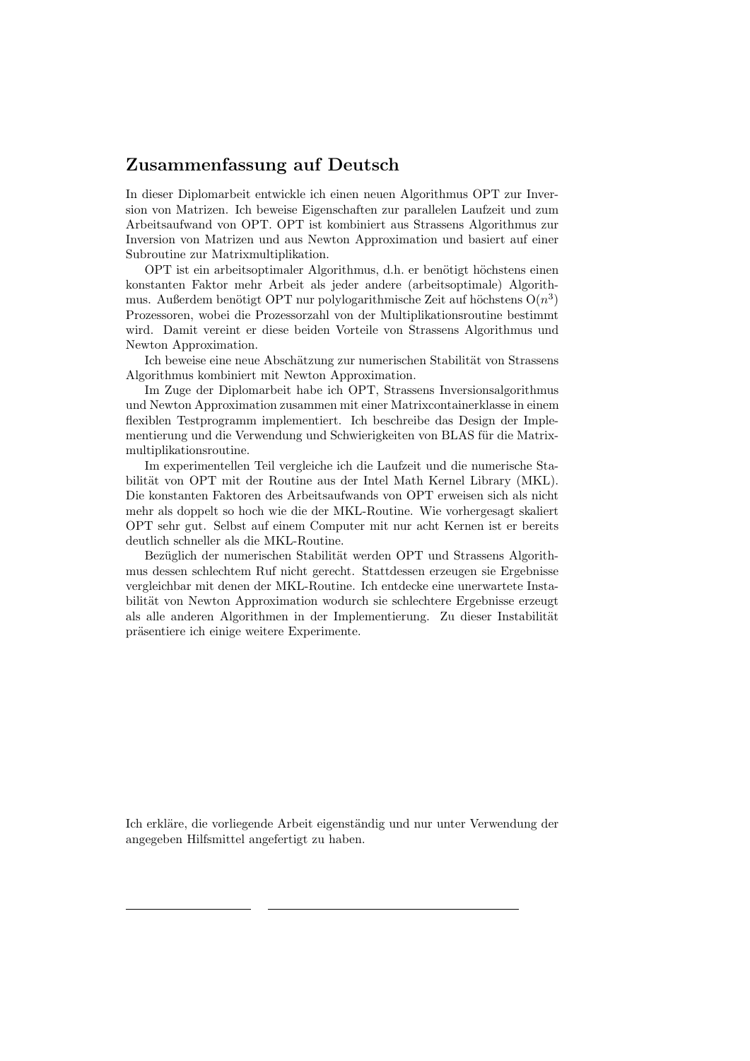## Zusammenfassung auf Deutsch

In dieser Diplomarbeit entwickle ich einen neuen Algorithmus OPT zur Inversion von Matrizen. Ich beweise Eigenschaften zur parallelen Laufzeit und zum Arbeitsaufwand von OPT. OPT ist kombiniert aus Strassens Algorithmus zur Inversion von Matrizen und aus Newton Approximation und basiert auf einer Subroutine zur Matrixmultiplikation.

OPT ist ein arbeitsoptimaler Algorithmus, d.h. er benötigt höchstens einen konstanten Faktor mehr Arbeit als jeder andere (arbeitsoptimale) Algorithmus. Außerdem benötigt OPT nur polylogarithmische Zeit auf höchstens $O(n^3)$ Prozessoren, wobei die Prozessorzahl von der Multiplikationsroutine bestimmt wird. Damit vereint er diese beiden Vorteile von Strassens Algorithmus und Newton Approximation.

Ich beweise eine neue Abschätzung zur numerischen Stabilität von Strassens Algorithmus kombiniert mit Newton Approximation.

Im Zuge der Diplomarbeit habe ich OPT, Strassens Inversionsalgorithmus und Newton Approximation zusammen mit einer Matrixcontainerklasse in einem flexiblen Testprogramm implementiert. Ich beschreibe das Design der Implementierung und die Verwendung und Schwierigkeiten von BLAS für die Matrixmultiplikationsroutine.

Im experimentellen Teil vergleiche ich die Laufzeit und die numerische Stabilität von OPT mit der Routine aus der Intel Math Kernel Library (MKL). Die konstanten Faktoren des Arbeitsaufwands von OPT erweisen sich als nicht mehr als doppelt so hoch wie die der MKL-Routine. Wie vorhergesagt skaliert OPT sehr gut. Selbst auf einem Computer mit nur acht Kernen ist er bereits deutlich schneller als die MKL-Routine.

Bezüglich der numerischen Stabilität werden OPT und Strassens Algorithmus dessen schlechtem Ruf nicht gerecht. Stattdessen erzeugen sie Ergebnisse vergleichbar mit denen der MKL-Routine. Ich entdecke eine unerwartete Instabilität von Newton Approximation wodurch sie schlechtere Ergebnisse erzeugt als alle anderen Algorithmen in der Implementierung. Zu dieser Instabilität präsentiere ich einige weitere Experimente.

Ich erkläre, die vorliegende Arbeit eigenständig und nur unter Verwendung der angegeben Hilfsmittel angefertigt zu haben.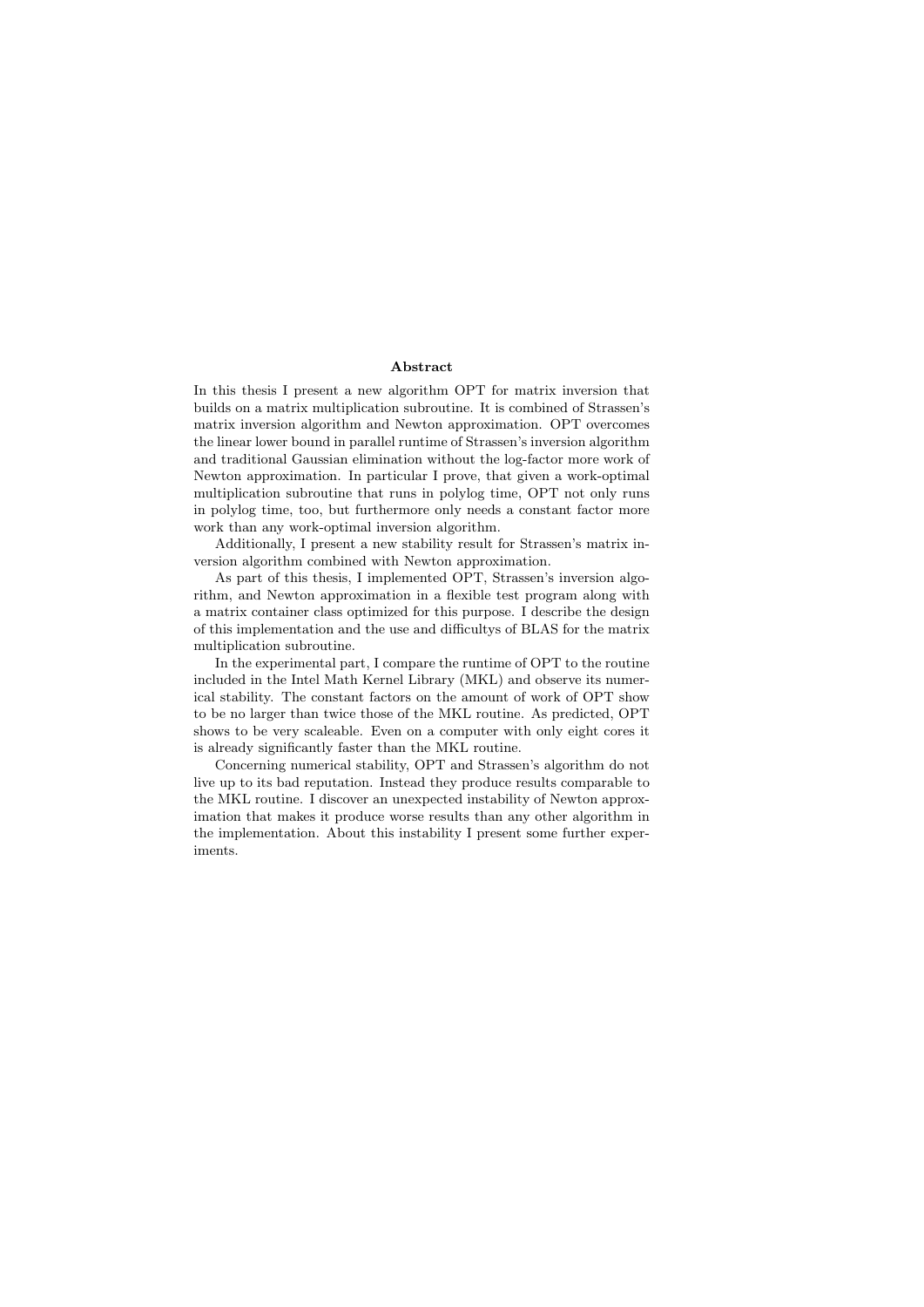### Abstract

In this thesis I present a new algorithm OPT for matrix inversion that builds on a matrix multiplication subroutine. It is combined of Strassen's matrix inversion algorithm and Newton approximation. OPT overcomes the linear lower bound in parallel runtime of Strassen's inversion algorithm and traditional Gaussian elimination without the log-factor more work of Newton approximation. In particular I prove, that given a work-optimal multiplication subroutine that runs in polylog time, OPT not only runs in polylog time, too, but furthermore only needs a constant factor more work than any work-optimal inversion algorithm.

Additionally, I present a new stability result for Strassen's matrix inversion algorithm combined with Newton approximation.

As part of this thesis, I implemented OPT, Strassen's inversion algorithm, and Newton approximation in a flexible test program along with a matrix container class optimized for this purpose. I describe the design of this implementation and the use and difficultys of BLAS for the matrix multiplication subroutine.

In the experimental part, I compare the runtime of OPT to the routine included in the Intel Math Kernel Library (MKL) and observe its numerical stability. The constant factors on the amount of work of OPT show to be no larger than twice those of the MKL routine. As predicted, OPT shows to be very scaleable. Even on a computer with only eight cores it is already significantly faster than the MKL routine.

Concerning numerical stability, OPT and Strassen's algorithm do not live up to its bad reputation. Instead they produce results comparable to the MKL routine. I discover an unexpected instability of Newton approximation that makes it produce worse results than any other algorithm in the implementation. About this instability I present some further experiments.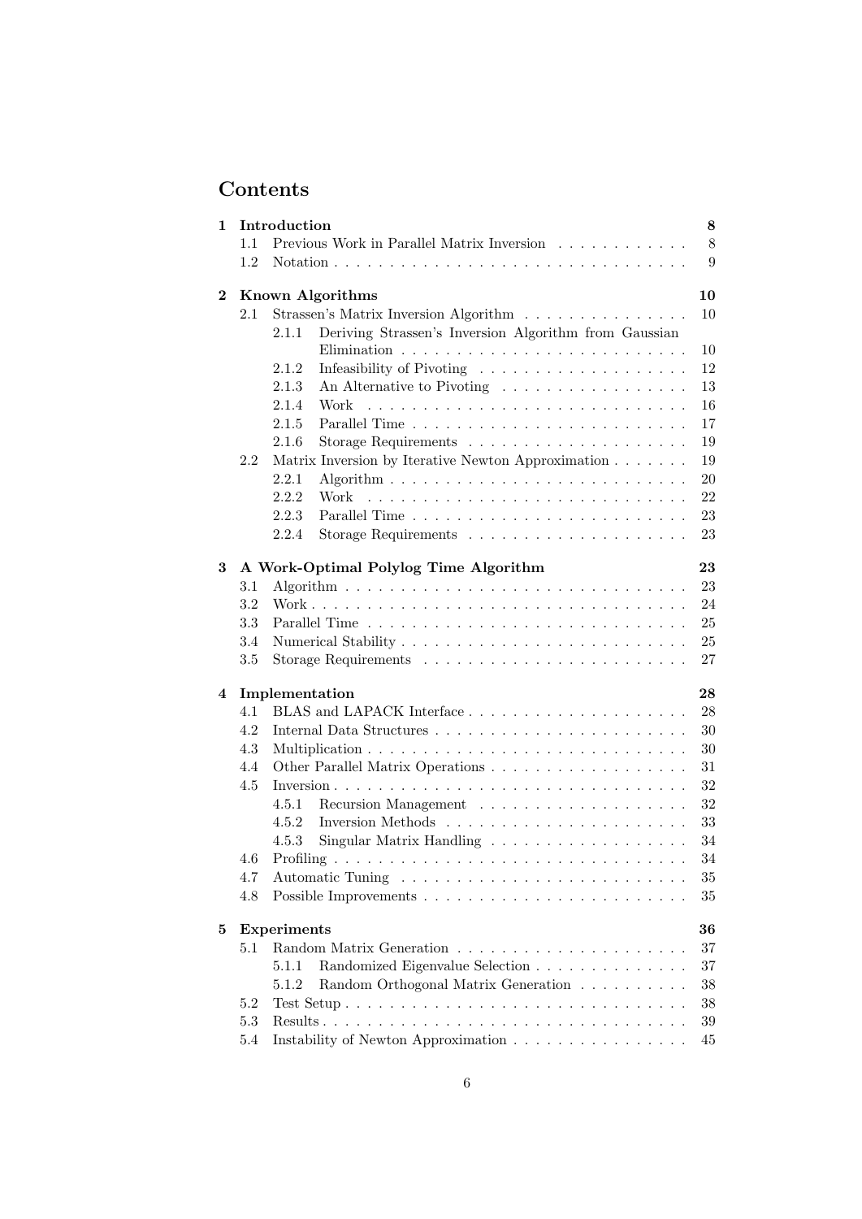# Contents

| | | |
|---|---|---|
| **1** | **Introduction** | **8** |
| 1.1 | Previous Work in Parallel Matrix Inversion | 8 |
| 1.2 | Notation | 9 |
| **2** | **Known Algorithms** | **10** |
| 2.1 | Strassen's Matrix Inversion Algorithm | 10 |
| 2.1.1 | Deriving Strassen's Inversion Algorithm from Gaussian Elimination | 10 |
| 2.1.2 | Infeasibility of Pivoting | 12 |
| 2.1.3 | An Alternative to Pivoting | 13 |
| 2.1.4 | Work | 16 |
| 2.1.5 | Parallel Time | 17 |
| 2.1.6 | Storage Requirements | 19 |
| 2.2 | Matrix Inversion by Iterative Newton Approximation | 19 |
| 2.2.1 | Algorithm | 20 |
| 2.2.2 | Work | 22 |
| 2.2.3 | Parallel Time | 23 |
| 2.2.4 | Storage Requirements | 23 |
| **3** | **A Work-Optimal Polylog Time Algorithm** | **23** |
| 3.1 | Algorithm | 23 |
| 3.2 | Work | 24 |
| 3.3 | Parallel Time | 25 |
| 3.4 | Numerical Stability | 25 |
| 3.5 | Storage Requirements | 27 |
| **4** | **Implementation** | **28** |
| 4.1 | BLAS and LAPACK Interface | 28 |
| 4.2 | Internal Data Structures | 30 |
| 4.3 | Multiplication | 30 |
| 4.4 | Other Parallel Matrix Operations | 31 |
| 4.5 | Inversion | 32 |
| 4.5.1 | Recursion Management | 32 |
| 4.5.2 | Inversion Methods | 33 |
| 4.5.3 | Singular Matrix Handling | 34 |
| 4.6 | Profiling | 34 |
| 4.7 | Automatic Tuning | 35 |
| 4.8 | Possible Improvements | 35 |
| **5** | **Experiments** | **36** |
| 5.1 | Random Matrix Generation | 37 |
| 5.1.1 | Randomized Eigenvalue Selection | 37 |
| 5.1.2 | Random Orthogonal Matrix Generation | 38 |
| 5.2 | Test Setup | 38 |
| 5.3 | Results | 39 |
| 5.4 | Instability of Newton Approximation | 45 |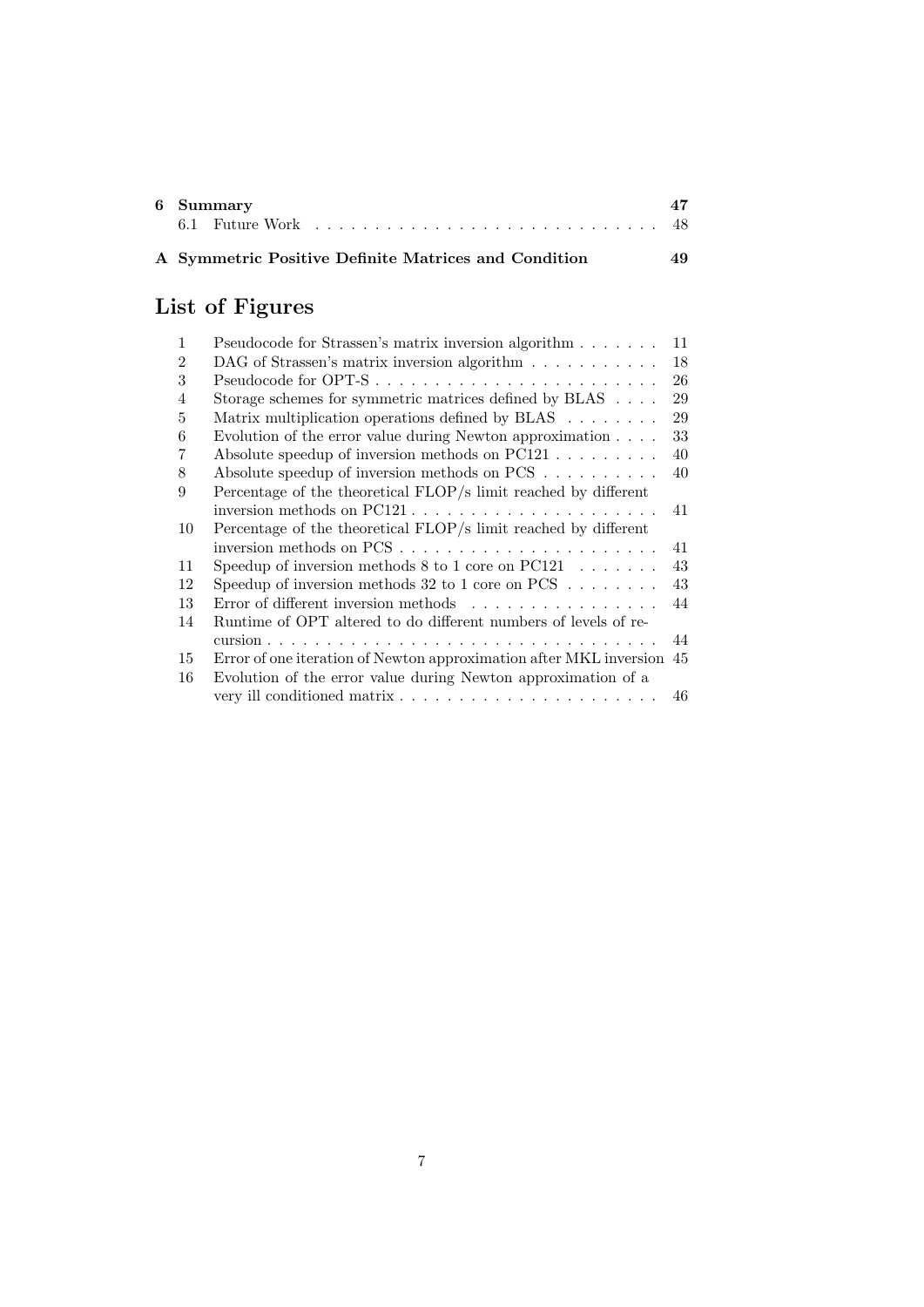| | | |
|---|---|---|
| **6** | **Summary** | **47** |
| 6.1 | Future Work | 48 |
| **A** | **Symmetric Positive Definite Matrices and Condition** | **49** |

# List of Figures

| | | |
|---|---|---|
| 1 | Pseudocode for Strassen's matrix inversion algorithm | 11 |
| 2 | DAG of Strassen's matrix inversion algorithm | 18 |
| 3 | Pseudocode for OPT-S | 26 |
| 4 | Storage schemes for symmetric matrices defined by BLAS | 29 |
| 5 | Matrix multiplication operations defined by BLAS | 29 |
| 6 | Evolution of the error value during Newton approximation | 33 |
| 7 | Absolute speedup of inversion methods on PC121 | 40 |
| 8 | Absolute speedup of inversion methods on PCS | 40 |
| 9 | Percentage of the theoretical FLOP/s limit reached by different inversion methods on PC121 | 41 |
| 10 | Percentage of the theoretical FLOP/s limit reached by different inversion methods on PCS | 41 |
| 11 | Speedup of inversion methods 8 to 1 core on PC121 | 43 |
| 12 | Speedup of inversion methods 32 to 1 core on PCS | 43 |
| 13 | Error of different inversion methods | 44 |
| 14 | Runtime of OPT altered to do different numbers of levels of recursion | 44 |
| 15 | Error of one iteration of Newton approximation after MKL inversion | 45 |
| 16 | Evolution of the error value during Newton approximation of a very ill conditioned matrix | 46 |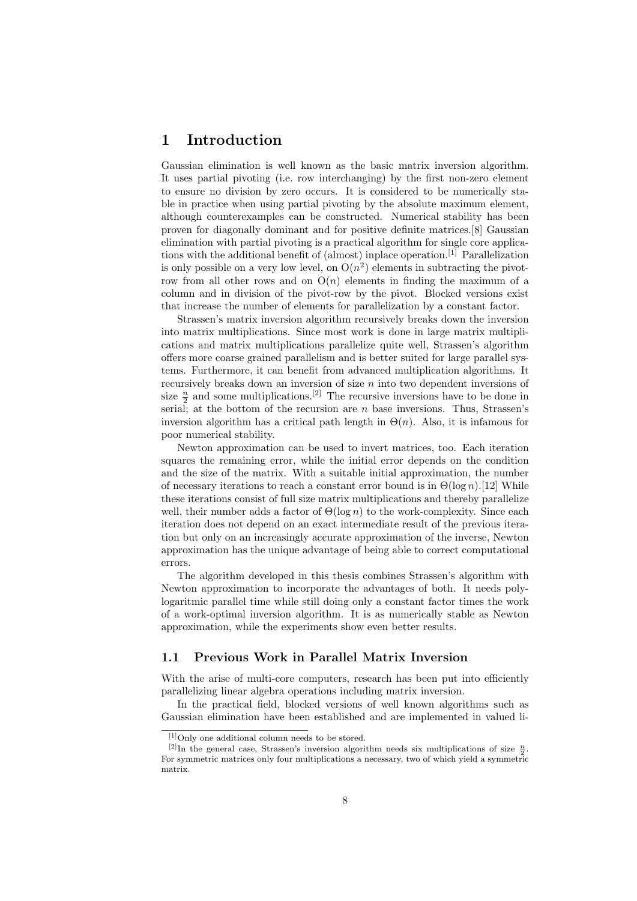# 1 Introduction

Gaussian elimination is well known as the basic matrix inversion algorithm. It uses partial pivoting (i.e. row interchanging) by the first non-zero element to ensure no division by zero occurs. It is considered to be numerically stable in practice when using partial pivoting by the absolute maximum element, although counterexamples can be constructed. Numerical stability has been proven for diagonally dominant and for positive definite matrices.[8] Gaussian elimination with partial pivoting is a practical algorithm for single core applications with the additional benefit of (almost) inplace operation.[1] Parallelization is only possible on a very low level, on $O(n^2)$ elements in subtracting the pivot-row from all other rows and on $O(n)$ elements in finding the maximum of a column and in division of the pivot-row by the pivot. Blocked versions exist that increase the number of elements for parallelization by a constant factor.

Strassen's matrix inversion algorithm recursively breaks down the inversion into matrix multiplications. Since most work is done in large matrix multiplications and matrix multiplications parallelize quite well, Strassen's algorithm offers more coarse grained parallelism and is better suited for large parallel systems. Furthermore, it can benefit from advanced multiplication algorithms. It recursively breaks down an inversion of size $n$ into two dependent inversions of size $\frac{n}{2}$ and some multiplications.[2] The recursive inversions have to be done in serial; at the bottom of the recursion are $n$ base inversions. Thus, Strassen's inversion algorithm has a critical path length in $\Theta(n)$. Also, it is infamous for poor numerical stability.

Newton approximation can be used to invert matrices, too. Each iteration squares the remaining error, while the initial error depends on the condition and the size of the matrix. With a suitable initial approximation, the number of necessary iterations to reach a constant error bound is in $\Theta(\log n)$.[12] While these iterations consist of full size matrix multiplications and thereby parallelize well, their number adds a factor of $\Theta(\log n)$ to the work-complexity. Since each iteration does not depend on an exact intermediate result of the previous iteration but only on an increasingly accurate approximation of the inverse, Newton approximation has the unique advantage of being able to correct computational errors.

The algorithm developed in this thesis combines Strassen's algorithm with Newton approximation to incorporate the advantages of both. It needs polylogaritmic parallel time while still doing only a constant factor times the work of a work-optimal inversion algorithm. It is as numerically stable as Newton approximation, while the experiments show even better results.

## 1.1 Previous Work in Parallel Matrix Inversion

With the arise of multi-core computers, research has been put into efficiently parallelizing linear algebra operations including matrix inversion.

In the practical field, blocked versions of well known algorithms such as Gaussian elimination have been established and are implemented in valued li-

---

[1] Only one additional column needs to be stored.

[2] In the general case, Strassen's inversion algorithm needs six multiplications of size $\frac{n}{2}$. For symmetric matrices only four multiplications a necessary, two of which yield a symmetric matrix.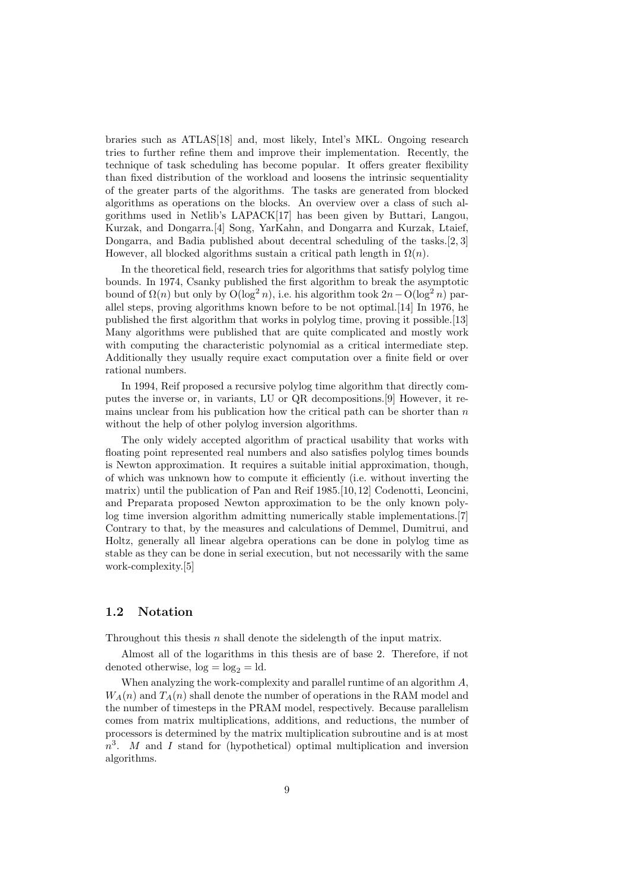braries such as ATLAS[18] and, most likely, Intel's MKL. Ongoing research tries to further refine them and improve their implementation. Recently, the technique of task scheduling has become popular. It offers greater flexibility than fixed distribution of the workload and loosens the intrinsic sequentiality of the greater parts of the algorithms. The tasks are generated from blocked algorithms as operations on the blocks. An overview over a class of such algorithms used in Netlib's LAPACK[17] has been given by Buttari, Langou, Kurzak, and Dongarra.[4] Song, YarKahn, and Dongarra and Kurzak, Ltaief, Dongarra, and Badia published about decentral scheduling of the tasks.[2, 3] However, all blocked algorithms sustain a critical path length in $\Omega(n)$.

In the theoretical field, research tries for algorithms that satisfy polylog time bounds. In 1974, Csanky published the first algorithm to break the asymptotic bound of $\Omega(n)$ but only by $\mathrm{O}(\log^2 n)$, i.e. his algorithm took $2n - \mathrm{O}(\log^2 n)$ parallel steps, proving algorithms known before to be not optimal.[14] In 1976, he published the first algorithm that works in polylog time, proving it possible.[13] Many algorithms were published that are quite complicated and mostly work with computing the characteristic polynomial as a critical intermediate step. Additionally they usually require exact computation over a finite field or over rational numbers.

In 1994, Reif proposed a recursive polylog time algorithm that directly computes the inverse or, in variants, LU or QR decompositions.[9] However, it remains unclear from his publication how the critical path can be shorter than $n$ without the help of other polylog inversion algorithms.

The only widely accepted algorithm of practical usability that works with floating point represented real numbers and also satisfies polylog times bounds is Newton approximation. It requires a suitable initial approximation, though, of which was unknown how to compute it efficiently (i.e. without inverting the matrix) until the publication of Pan and Reif 1985.[10, 12] Codenotti, Leoncini, and Preparata proposed Newton approximation to be the only known polylog time inversion algorithm admitting numerically stable implementations.[7] Contrary to that, by the measures and calculations of Demmel, Dumitrui, and Holtz, generally all linear algebra operations can be done in polylog time as stable as they can be done in serial execution, but not necessarily with the same work-complexity.[5]

## 1.2 Notation

Throughout this thesis $n$ shall denote the sidelength of the input matrix.

Almost all of the logarithms in this thesis are of base 2. Therefore, if not denoted otherwise, $\log = \log_2 = \mathrm{ld}$.

When analyzing the work-complexity and parallel runtime of an algorithm $A$, $W_A(n)$ and $T_A(n)$ shall denote the number of operations in the RAM model and the number of timesteps in the PRAM model, respectively. Because parallelism comes from matrix multiplications, additions, and reductions, the number of processors is determined by the matrix multiplication subroutine and is at most $n^3$. $M$ and $I$ stand for (hypothetical) optimal multiplication and inversion algorithms.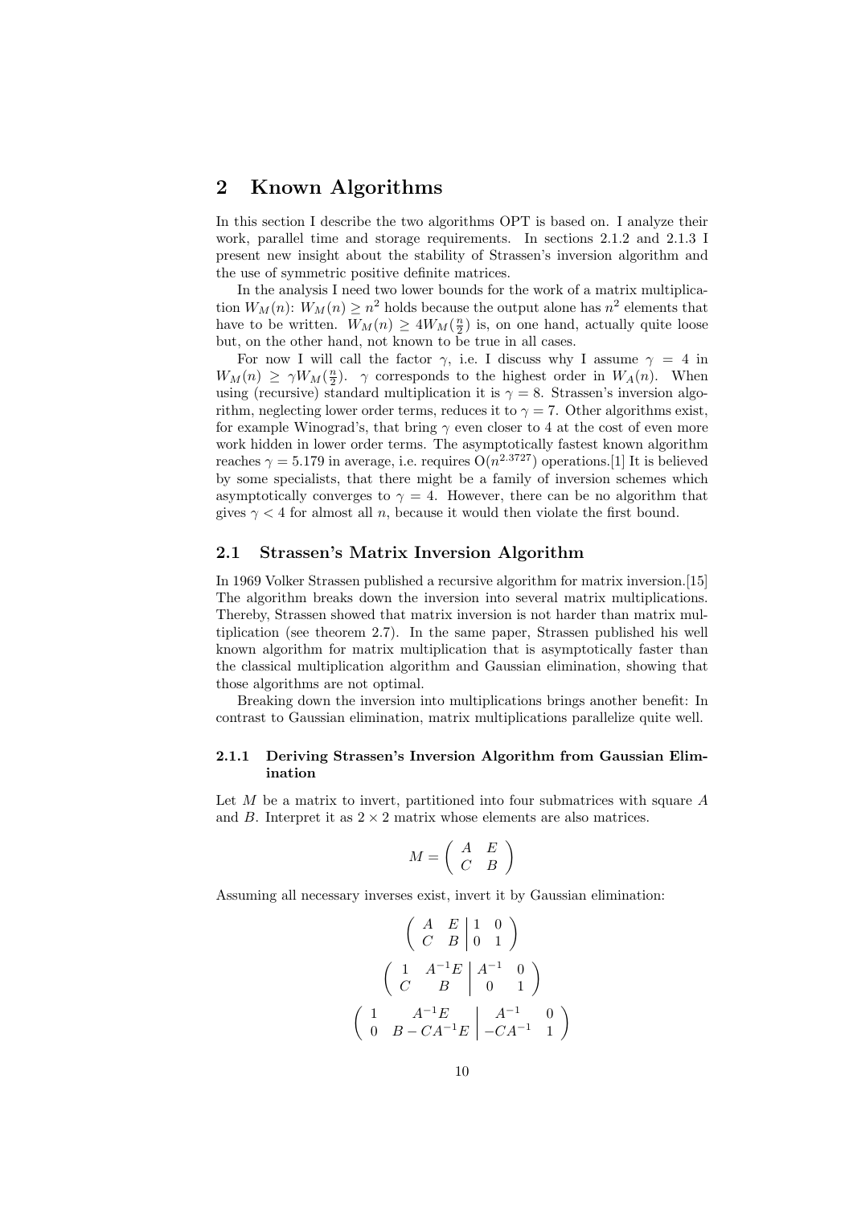## 2 Known Algorithms

In this section I describe the two algorithms OPT is based on. I analyze their work, parallel time and storage requirements. In sections 2.1.2 and 2.1.3 I present new insight about the stability of Strassen's inversion algorithm and the use of symmetric positive definite matrices.

In the analysis I need two lower bounds for the work of a matrix multiplication $W_M(n)$: $W_M(n) \geq n^2$ holds because the output alone has $n^2$ elements that have to be written. $W_M(n) \geq 4W_M(\frac{n}{2})$ is, on one hand, actually quite loose but, on the other hand, not known to be true in all cases.

For now I will call the factor $\gamma$, i.e. I discuss why I assume $\gamma = 4$ in $W_M(n) \geq \gamma W_M(\frac{n}{2})$. $\gamma$ corresponds to the highest order in $W_A(n)$. When using (recursive) standard multiplication it is $\gamma = 8$. Strassen's inversion algorithm, neglecting lower order terms, reduces it to $\gamma = 7$. Other algorithms exist, for example Winograd's, that bring $\gamma$ even closer to 4 at the cost of even more work hidden in lower order terms. The asymptotically fastest known algorithm reaches $\gamma = 5.179$ in average, i.e. requires $O(n^{2.3727})$ operations.[1] It is believed by some specialists, that there might be a family of inversion schemes which asymptotically converges to $\gamma = 4$. However, there can be no algorithm that gives $\gamma < 4$ for almost all $n$, because it would then violate the first bound.

### 2.1 Strassen's Matrix Inversion Algorithm

In 1969 Volker Strassen published a recursive algorithm for matrix inversion.[15] The algorithm breaks down the inversion into several matrix multiplications. Thereby, Strassen showed that matrix inversion is not harder than matrix multiplication (see theorem 2.7). In the same paper, Strassen published his well known algorithm for matrix multiplication that is asymptotically faster than the classical multiplication algorithm and Gaussian elimination, showing that those algorithms are not optimal.

Breaking down the inversion into multiplications brings another benefit: In contrast to Gaussian elimination, matrix multiplications parallelize quite well.

#### 2.1.1 Deriving Strassen's Inversion Algorithm from Gaussian Elimination

Let $M$ be a matrix to invert, partitioned into four submatrices with square $A$ and $B$. Interpret it as $2 \times 2$ matrix whose elements are also matrices.

$$M = \begin{pmatrix} A & E \\ C & B \end{pmatrix}$$

Assuming all necessary inverses exist, invert it by Gaussian elimination:

$$\left( \begin{array}{cc|cc} A & E & 1 & 0 \\ C & B & 0 & 1 \end{array} \right)$$

$$\left( \begin{array}{cc|cc} 1 & A^{-1}E & A^{-1} & 0 \\ C & B & 0 & 1 \end{array} \right)$$

$$\left( \begin{array}{cc|cc} 1 & A^{-1}E & A^{-1} & 0 \\ 0 & B - CA^{-1}E & -CA^{-1} & 1 \end{array} \right)$$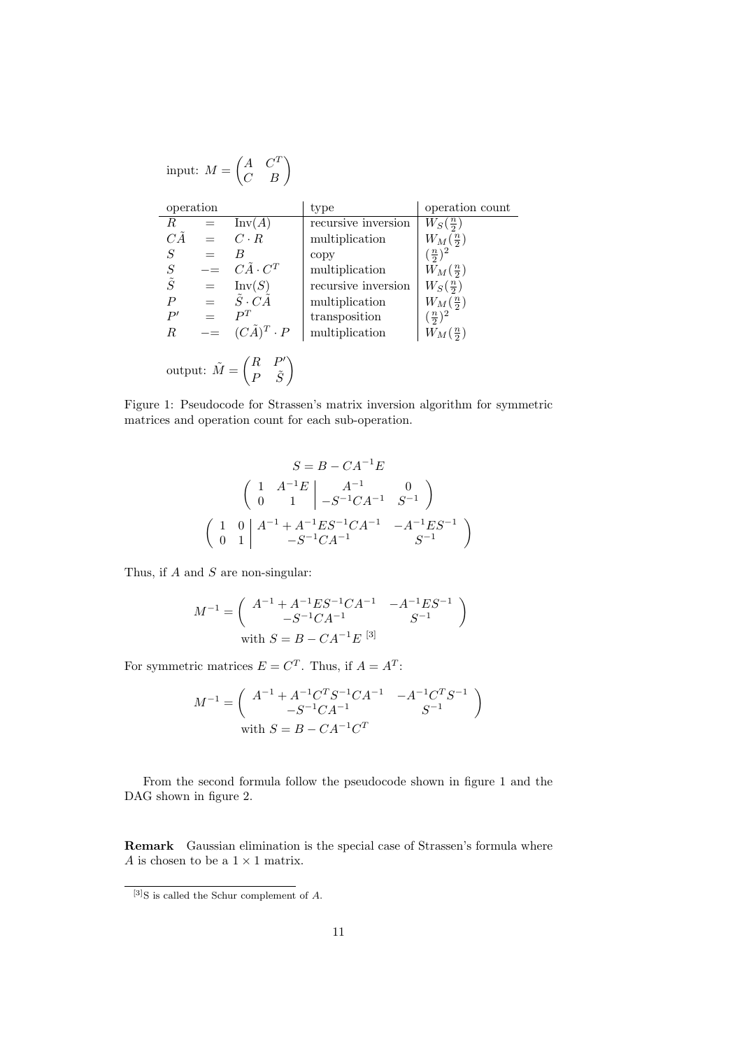input: $M = \begin{pmatrix} A & C^T \\ C & B \end{pmatrix}$

| operation | | | type | operation count |
|---|---|---|---|---|
| $R$ | $=$ | $\text{Inv}(A)$ | recursive inversion | $W_S(\frac{n}{2})$ |
| $C\tilde{A}$ | $=$ | $C \cdot R$ | multiplication | $W_M(\frac{n}{2})$ |
| $S$ | $=$ | $B$ | copy | $(\frac{n}{2})^2$ |
| $S$ | $-=$ | $C\tilde{A} \cdot C^T$ | multiplication | $W_M(\frac{n}{2})$ |
| $\tilde{S}$ | $=$ | $\text{Inv}(S)$ | recursive inversion | $W_S(\frac{n}{2})$ |
| $P$ | $=$ | $\tilde{S} \cdot C\tilde{A}$ | multiplication | $W_M(\frac{n}{2})$ |
| $P'$ | $=$ | $P^T$ | transposition | $(\frac{n}{2})^2$ |
| $R$ | $-=$ | $(C\tilde{A})^T \cdot P$ | multiplication | $W_M(\frac{n}{2})$ |

output: $\tilde{M} = \begin{pmatrix} R & P' \\ P & \tilde{S} \end{pmatrix}$

Figure 1: Pseudocode for Strassen's matrix inversion algorithm for symmetric matrices and operation count for each sub-operation.

$$S = B - CA^{-1}E$$

$$\left( \begin{array}{cc|cc} 1 & A^{-1}E & A^{-1} & 0 \\ 0 & 1 & -S^{-1}CA^{-1} & S^{-1} \end{array} \right)$$

$$\left( \begin{array}{cc|cc} 1 & 0 & A^{-1} + A^{-1}ES^{-1}CA^{-1} & -A^{-1}ES^{-1} \\ 0 & 1 & -S^{-1}CA^{-1} & S^{-1} \end{array} \right)$$

Thus, if $A$ and $S$ are non-singular:

$$M^{-1} = \begin{pmatrix} A^{-1} + A^{-1}ES^{-1}CA^{-1} & -A^{-1}ES^{-1} \\ -S^{-1}CA^{-1} & S^{-1} \end{pmatrix}$$
$$\text{with } S = B - CA^{-1}E$$ [3]

For symmetric matrices $E = C^T$. Thus, if $A = A^T$:

$$M^{-1} = \begin{pmatrix} A^{-1} + A^{-1}C^TS^{-1}CA^{-1} & -A^{-1}C^TS^{-1} \\ -S^{-1}CA^{-1} & S^{-1} \end{pmatrix}$$
$$\text{with } S = B - CA^{-1}C^T$$

From the second formula follow the pseudocode shown in figure 1 and the DAG shown in figure 2.

**Remark** Gaussian elimination is the special case of Strassen's formula where $A$ is chosen to be a $1 \times 1$ matrix.

[3] S is called the Schur complement of $A$.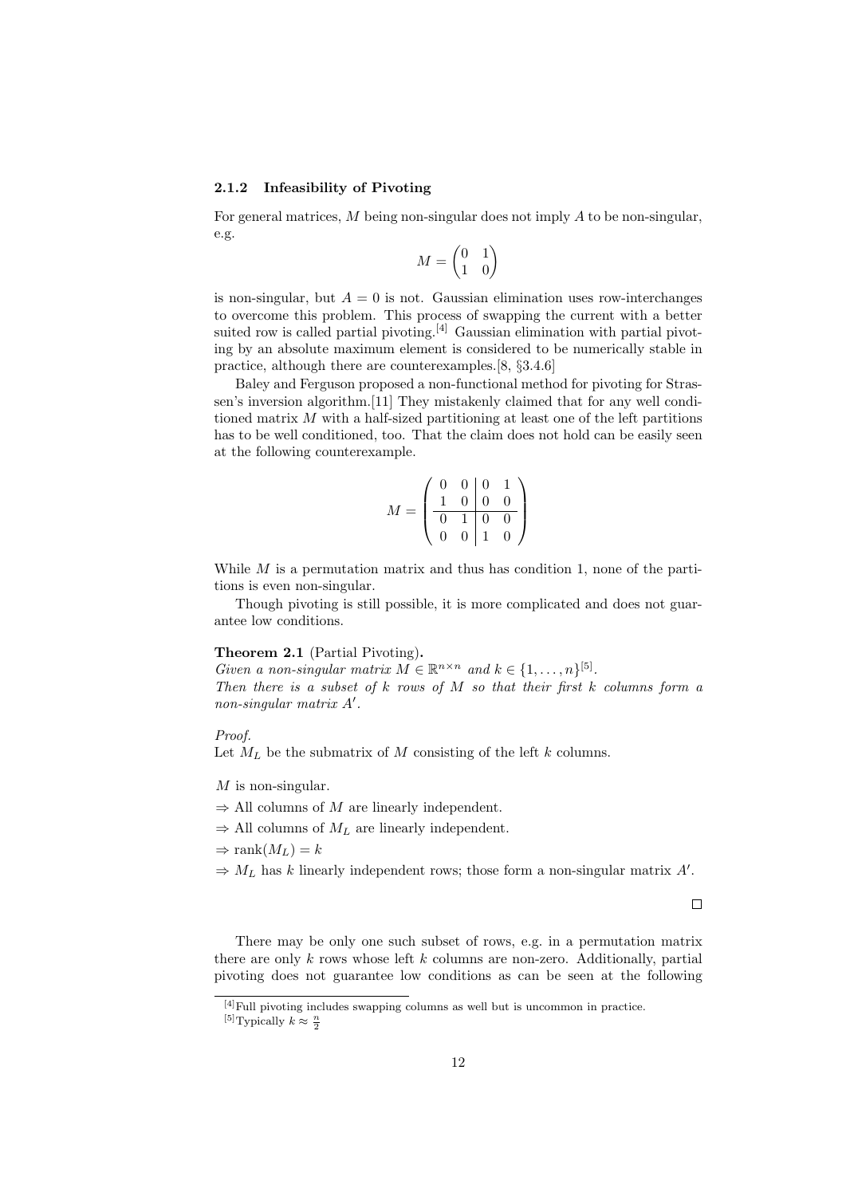### 2.1.2 Infeasibility of Pivoting

For general matrices, $M$ being non-singular does not imply $A$ to be non-singular, e.g.

$$M = \begin{pmatrix} 0 & 1 \\ 1 & 0 \end{pmatrix}$$

is non-singular, but $A = 0$ is not. Gaussian elimination uses row-interchanges to overcome this problem. This process of swapping the current with a better suited row is called partial pivoting.[4] Gaussian elimination with partial pivoting by an absolute maximum element is considered to be numerically stable in practice, although there are counterexamples.[8, §3.4.6]

Baley and Ferguson proposed a non-functional method for pivoting for Strassen's inversion algorithm.[11] They mistakenly claimed that for any well conditioned matrix $M$ with a half-sized partitioning at least one of the left partitions has to be well conditioned, too. That the claim does not hold can be easily seen at the following counterexample.

$$M = \left( \begin{array}{cc|cc} 0 & 0 & 0 & 1 \\ 1 & 0 & 0 & 0 \\ \hline 0 & 1 & 0 & 0 \\ 0 & 0 & 1 & 0 \end{array} \right)$$

While $M$ is a permutation matrix and thus has condition 1, none of the partitions is even non-singular.

Though pivoting is still possible, it is more complicated and does not guarantee low conditions.

**Theorem 2.1** (Partial Pivoting)**.**
*Given a non-singular matrix $M \in \mathbb{R}^{n \times n}$ and $k \in \{1, \ldots, n\}$*[5]*.*
*Then there is a subset of $k$ rows of $M$ so that their first $k$ columns form a non-singular matrix $A'$.*

*Proof.*
Let $M_L$ be the submatrix of $M$ consisting of the left $k$ columns.

$M$ is non-singular.

$\Rightarrow$ All columns of $M$ are linearly independent.

$\Rightarrow$ All columns of $M_L$ are linearly independent.

$\Rightarrow \operatorname{rank}(M_L) = k$

$\Rightarrow M_L$ has $k$ linearly independent rows; those form a non-singular matrix $A'$.

□

There may be only one such subset of rows, e.g. in a permutation matrix there are only $k$ rows whose left $k$ columns are non-zero. Additionally, partial pivoting does not guarantee low conditions as can be seen at the following

[4] Full pivoting includes swapping columns as well but is uncommon in practice.

[5] Typically $k \approx \frac{n}{2}$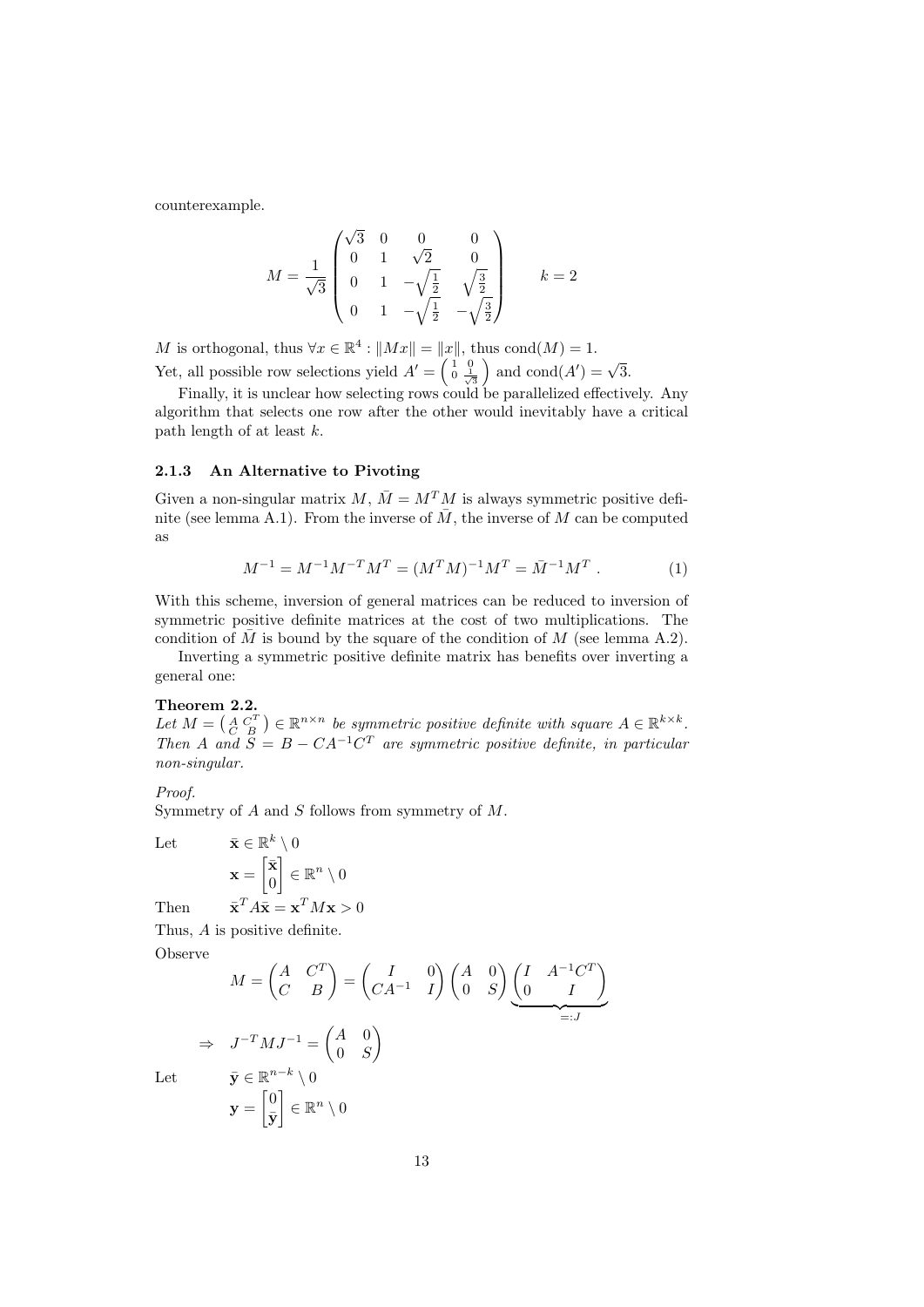counterexample.

$$M = \frac{1}{\sqrt{3}} \begin{pmatrix} \sqrt{3} & 0 & 0 & 0 \\ 0 & 1 & \sqrt{2} & 0 \\ 0 & 1 & -\sqrt{\frac{1}{2}} & \sqrt{\frac{3}{2}} \\ 0 & 1 & -\sqrt{\frac{1}{2}} & -\sqrt{\frac{3}{2}} \end{pmatrix} \qquad k = 2$$

$M$ is orthogonal, thus $\forall x \in \mathbb{R}^4 : \|Mx\| = \|x\|$, thus $\text{cond}(M) = 1$.
Yet, all possible row selections yield $A' = \left(\begin{smallmatrix} 1 & 0 \\ 0 & \frac{1}{\sqrt{3}} \end{smallmatrix}\right)$ and $\text{cond}(A') = \sqrt{3}$.

Finally, it is unclear how selecting rows could be parallelized effectively. Any algorithm that selects one row after the other would inevitably have a critical path length of at least $k$.

### 2.1.3 An Alternative to Pivoting

Given a non-singular matrix $M$, $\bar{M} = M^T M$ is always symmetric positive definite (see lemma A.1). From the inverse of $\bar{M}$, the inverse of $M$ can be computed as

$$M^{-1} = M^{-1} M^{-T} M^T = (M^T M)^{-1} M^T = \bar{M}^{-1} M^T \ . \tag{1}$$

With this scheme, inversion of general matrices can be reduced to inversion of symmetric positive definite matrices at the cost of two multiplications. The condition of $\bar{M}$ is bound by the square of the condition of $M$ (see lemma A.2).

Inverting a symmetric positive definite matrix has benefits over inverting a general one:

**Theorem 2.2.**
*Let $M = \left(\begin{smallmatrix} A & C^T \\ C & B \end{smallmatrix}\right) \in \mathbb{R}^{n \times n}$ be symmetric positive definite with square $A \in \mathbb{R}^{k \times k}$. Then $A$ and $S = B - CA^{-1}C^T$ are symmetric positive definite, in particular non-singular.*

*Proof.*
Symmetry of $A$ and $S$ follows from symmetry of $M$.

Let $\bar{\mathbf{x}} \in \mathbb{R}^k \setminus 0$

$$\mathbf{x} = \begin{bmatrix} \bar{\mathbf{x}} \\ 0 \end{bmatrix} \in \mathbb{R}^n \setminus 0$$

Then $\bar{\mathbf{x}}^T A \bar{\mathbf{x}} = \mathbf{x}^T M \mathbf{x} > 0$

Thus, $A$ is positive definite.

Observe

$$M = \begin{pmatrix} A & C^T \\ C & B \end{pmatrix} = \begin{pmatrix} I & 0 \\ CA^{-1} & I \end{pmatrix} \begin{pmatrix} A & 0 \\ 0 & S \end{pmatrix} \underbrace{\begin{pmatrix} I & A^{-1}C^T \\ 0 & I \end{pmatrix}}_{=:J}$$

$$\Rightarrow \quad J^{-T} M J^{-1} = \begin{pmatrix} A & 0 \\ 0 & S \end{pmatrix}$$

Let $\bar{\mathbf{y}} \in \mathbb{R}^{n-k} \setminus 0$

$$\mathbf{y} = \begin{bmatrix} 0 \\ \bar{\mathbf{y}} \end{bmatrix} \in \mathbb{R}^n \setminus 0$$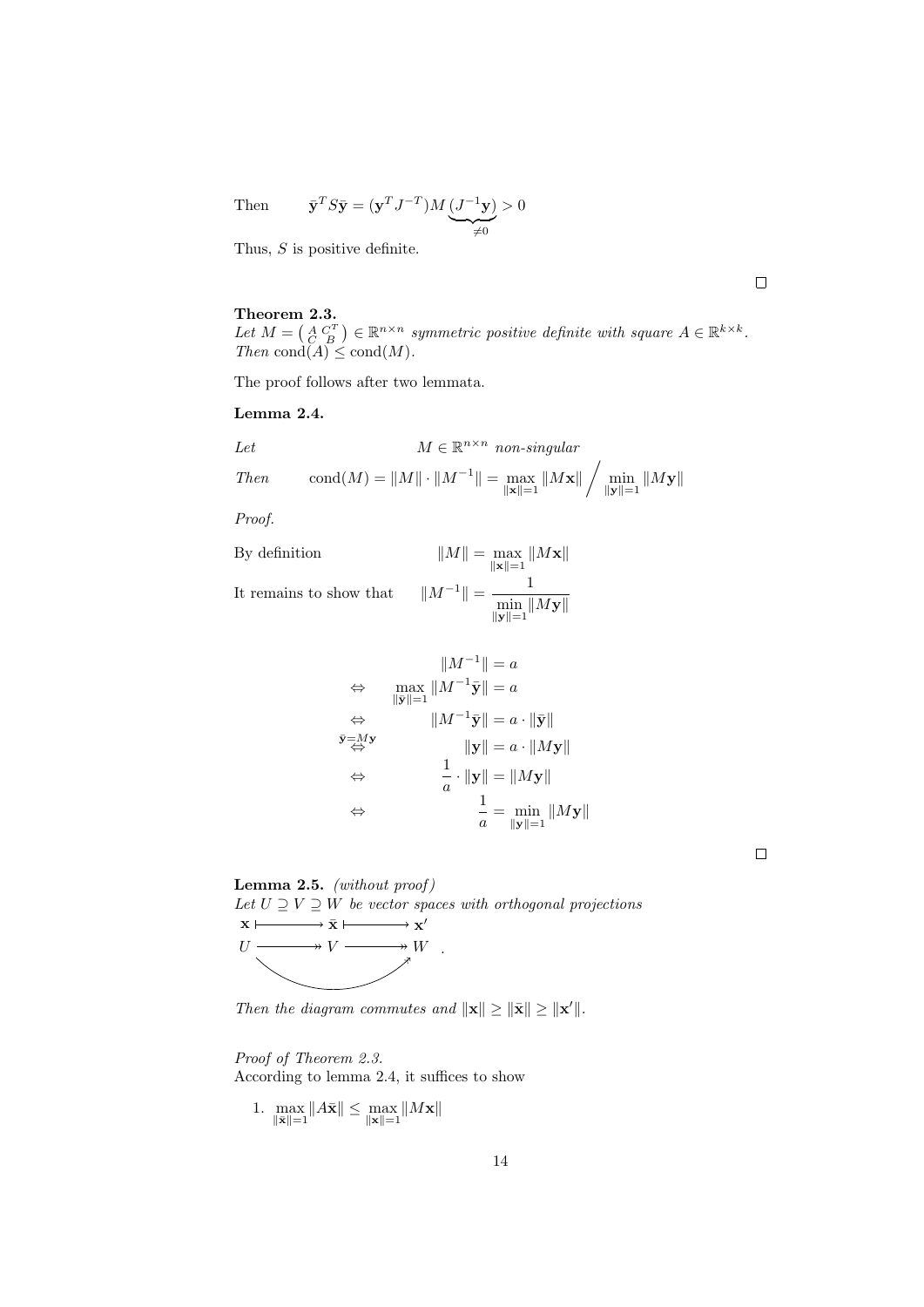Then $\quad \bar{\mathbf{y}}^T S \bar{\mathbf{y}} = (\mathbf{y}^T J^{-T}) M \underbrace{(J^{-1}\mathbf{y})}_{\neq 0} > 0$

Thus, $S$ is positive definite.

∎

**Theorem 2.3.**
*Let $M = \begin{pmatrix} A & C^T \\ C & B \end{pmatrix} \in \mathbb{R}^{n \times n}$ symmetric positive definite with square $A \in \mathbb{R}^{k \times k}$. Then $\operatorname{cond}(A) \leq \operatorname{cond}(M)$.*

The proof follows after two lemmata.

**Lemma 2.4.**

*Let* $\quad M \in \mathbb{R}^{n \times n}$ *non-singular*

*Then* $\quad \operatorname{cond}(M) = \|M\| \cdot \|M^{-1}\| = \max_{\|\mathbf{x}\|=1} \|M\mathbf{x}\| \Big/ \min_{\|\mathbf{y}\|=1} \|M\mathbf{y}\|$

*Proof.*

By definition $\quad \|M\| = \max_{\|\mathbf{x}\|=1} \|M\mathbf{x}\|$

It remains to show that $\quad \|M^{-1}\| = \dfrac{1}{\min_{\|\mathbf{y}\|=1} \|M\mathbf{y}\|}$

$$
\begin{aligned}
& \|M^{-1}\| = a \\
\Leftrightarrow \quad & \max_{\|\bar{\mathbf{y}}\|=1} \|M^{-1}\bar{\mathbf{y}}\| = a \\
\Leftrightarrow \quad & \|M^{-1}\bar{\mathbf{y}}\| = a \cdot \|\bar{\mathbf{y}}\| \\
\overset{\bar{\mathbf{y}}=M\mathbf{y}}{\Leftrightarrow} \quad & \|\mathbf{y}\| = a \cdot \|M\mathbf{y}\| \\
\Leftrightarrow \quad & \frac{1}{a} \cdot \|\mathbf{y}\| = \|M\mathbf{y}\| \\
\Leftrightarrow \quad & \frac{1}{a} = \min_{\|\mathbf{y}\|=1} \|M\mathbf{y}\|
\end{aligned}
$$

∎

**Lemma 2.5.** *(without proof)*
*Let $U \supseteq V \supseteq W$ be vector spaces with orthogonal projections*

$$
\begin{array}{ccccc}
\mathbf{x} & \longmapsto & \bar{\mathbf{x}} & \longmapsto & \mathbf{x}' \\
U & \twoheadrightarrow & V & \twoheadrightarrow & W
\end{array}
$$

(with a direct projection $U \twoheadrightarrow W$).

*Then the diagram commutes and $\|\mathbf{x}\| \geq \|\bar{\mathbf{x}}\| \geq \|\mathbf{x}'\|$.*

*Proof of Theorem 2.3.*
According to lemma 2.4, it suffices to show

1. $\max_{\|\bar{\mathbf{x}}\|=1} \|A\bar{\mathbf{x}}\| \leq \max_{\|\mathbf{x}\|=1} \|M\mathbf{x}\|$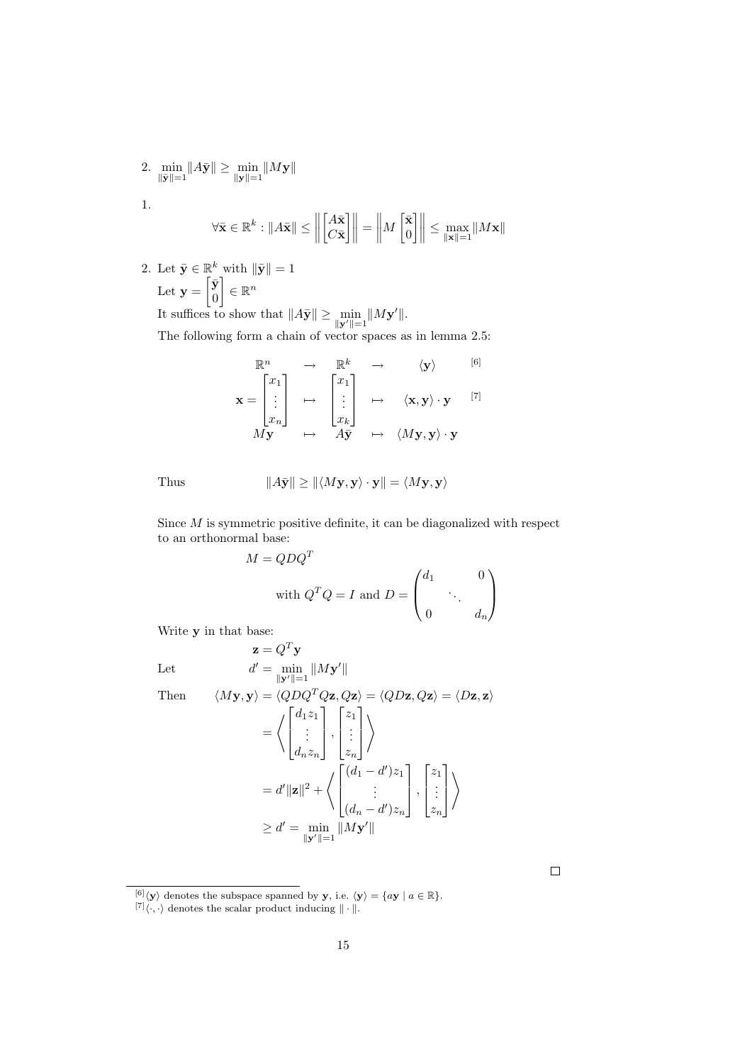2. $\min\limits_{\|\bar{\mathbf{y}}\|=1} \|A\bar{\mathbf{y}}\| \geq \min\limits_{\|\mathbf{y}\|=1} \|M\mathbf{y}\|$

1.
$$\forall \bar{\mathbf{x}} \in \mathbb{R}^k : \|A\bar{\mathbf{x}}\| \leq \left\| \begin{bmatrix} A\bar{\mathbf{x}} \\ C\bar{\mathbf{x}} \end{bmatrix} \right\| = \left\| M \begin{bmatrix} \bar{\mathbf{x}} \\ 0 \end{bmatrix} \right\| \leq \max_{\|\mathbf{x}\|=1} \|M\mathbf{x}\|$$

2. Let $\bar{\mathbf{y}} \in \mathbb{R}^k$ with $\|\bar{\mathbf{y}}\| = 1$

   Let $\mathbf{y} = \begin{bmatrix} \bar{\mathbf{y}} \\ 0 \end{bmatrix} \in \mathbb{R}^n$

   It suffices to show that $\|A\bar{\mathbf{y}}\| \geq \min\limits_{\|\mathbf{y}'\|=1} \|M\mathbf{y}'\|$.

   The following form a chain of vector spaces as in lemma 2.5:

$$\begin{array}{ccccc} \mathbb{R}^n & \rightarrow & \mathbb{R}^k & \rightarrow & \langle \mathbf{y} \rangle \text{ [6]} \\ \mathbf{x} = \begin{bmatrix} x_1 \\ \vdots \\ x_n \end{bmatrix} & \mapsto & \begin{bmatrix} x_1 \\ \vdots \\ x_k \end{bmatrix} & \mapsto & \langle \mathbf{x}, \mathbf{y} \rangle \cdot \mathbf{y} \text{ [7]} \\ M\mathbf{y} & \mapsto & A\bar{\mathbf{y}} & \mapsto & \langle M\mathbf{y}, \mathbf{y} \rangle \cdot \mathbf{y} \end{array}$$

   Thus
$$\|A\bar{\mathbf{y}}\| \geq \|\langle M\mathbf{y}, \mathbf{y} \rangle \cdot \mathbf{y}\| = \langle M\mathbf{y}, \mathbf{y} \rangle$$

   Since $M$ is symmetric positive definite, it can be diagonalized with respect to an orthonormal base:
$$M = QDQ^T$$
$$\text{with } Q^TQ = I \text{ and } D = \begin{pmatrix} d_1 & & 0 \\ & \ddots & \\ 0 & & d_n \end{pmatrix}$$

   Write $\mathbf{y}$ in that base:
$$\mathbf{z} = Q^T\mathbf{y}$$

   Let
$$d' = \min_{\|\mathbf{y}'\|=1} \|M\mathbf{y}'\|$$

   Then
$$\begin{aligned} \langle M\mathbf{y}, \mathbf{y} \rangle &= \langle QDQ^TQ\mathbf{z}, Q\mathbf{z} \rangle = \langle QD\mathbf{z}, Q\mathbf{z} \rangle = \langle D\mathbf{z}, \mathbf{z} \rangle \\ &= \left\langle \begin{bmatrix} d_1 z_1 \\ \vdots \\ d_n z_n \end{bmatrix}, \begin{bmatrix} z_1 \\ \vdots \\ z_n \end{bmatrix} \right\rangle \\ &= d'\|\mathbf{z}\|^2 + \left\langle \begin{bmatrix} (d_1 - d')z_1 \\ \vdots \\ (d_n - d')z_n \end{bmatrix}, \begin{bmatrix} z_1 \\ \vdots \\ z_n \end{bmatrix} \right\rangle \\ &\geq d' = \min_{\|\mathbf{y}'\|=1} \|M\mathbf{y}'\| \end{aligned}$$

□

[6] $\langle \mathbf{y} \rangle$ denotes the subspace spanned by $\mathbf{y}$, i.e. $\langle \mathbf{y} \rangle = \{a\mathbf{y} \mid a \in \mathbb{R}\}$.

[7] $\langle \cdot, \cdot \rangle$ denotes the scalar product inducing $\| \cdot \|$.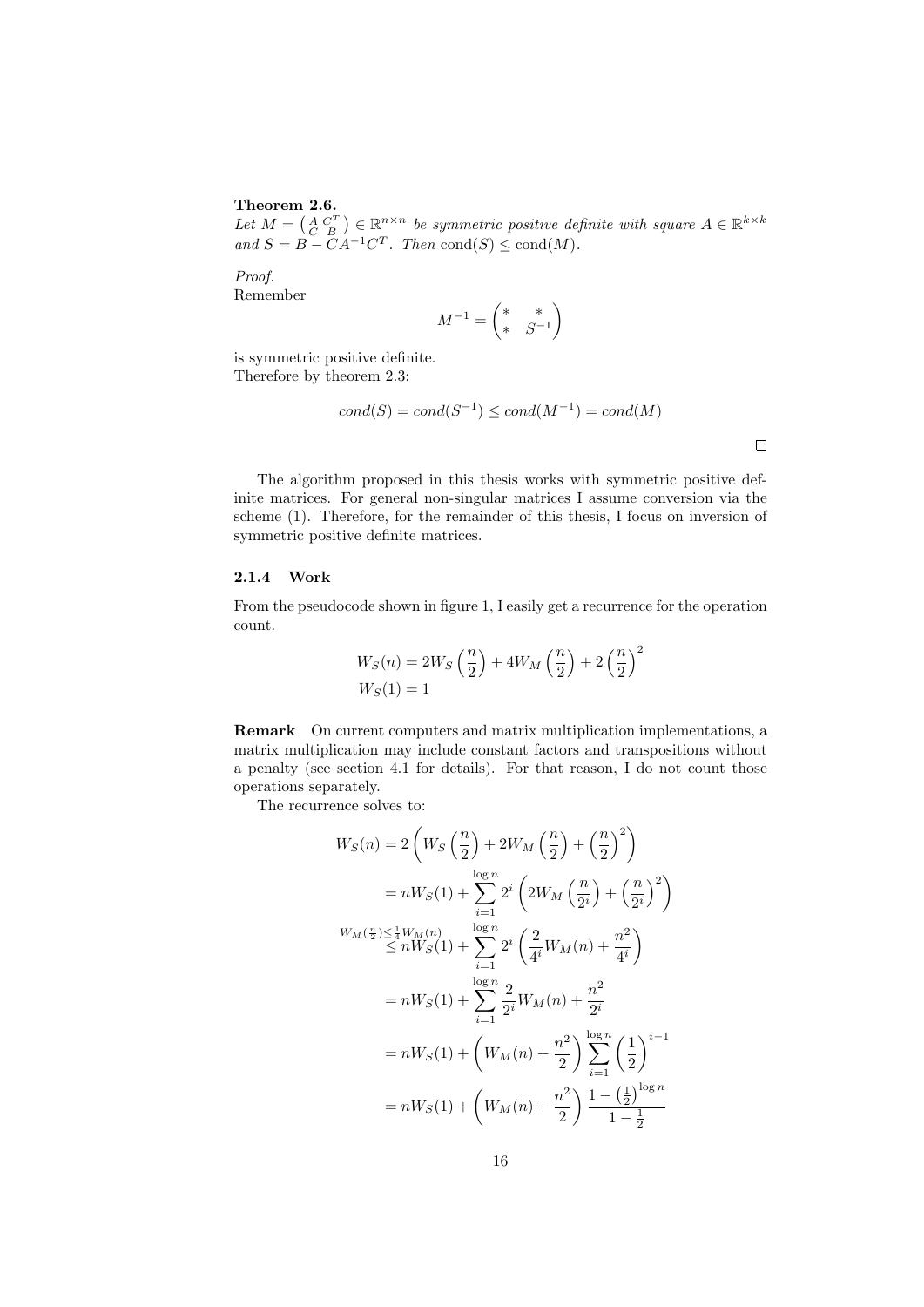**Theorem 2.6.**
*Let $M = \begin{pmatrix} A & C^T \\ C & B \end{pmatrix} \in \mathbb{R}^{n \times n}$ be symmetric positive definite with square $A \in \mathbb{R}^{k \times k}$ and $S = B - CA^{-1}C^T$. Then $\operatorname{cond}(S) \leq \operatorname{cond}(M)$.*

*Proof.*
Remember

$$M^{-1} = \begin{pmatrix} * & * \\ * & S^{-1} \end{pmatrix}$$

is symmetric positive definite.
Therefore by theorem 2.3:

$$cond(S) = cond(S^{-1}) \leq cond(M^{-1}) = cond(M)$$

□

The algorithm proposed in this thesis works with symmetric positive definite matrices. For general non-singular matrices I assume conversion via the scheme (1). Therefore, for the remainder of this thesis, I focus on inversion of symmetric positive definite matrices.

### 2.1.4 Work

From the pseudocode shown in figure 1, I easily get a recurrence for the operation count.

$$W_S(n) = 2W_S\left(\frac{n}{2}\right) + 4W_M\left(\frac{n}{2}\right) + 2\left(\frac{n}{2}\right)^2$$
$$W_S(1) = 1$$

**Remark** On current computers and matrix multiplication implementations, a matrix multiplication may include constant factors and transpositions without a penalty (see section 4.1 for details). For that reason, I do not count those operations separately.

The recurrence solves to:

$$\begin{aligned}
W_S(n) &= 2\left(W_S\left(\frac{n}{2}\right) + 2W_M\left(\frac{n}{2}\right) + \left(\frac{n}{2}\right)^2\right) \\
&= nW_S(1) + \sum_{i=1}^{\log n} 2^i \left(2W_M\left(\frac{n}{2^i}\right) + \left(\frac{n}{2^i}\right)^2\right) \\
&\overset{W_M(\frac{n}{2}) \leq \frac{1}{4}W_M(n)}{\leq} nW_S(1) + \sum_{i=1}^{\log n} 2^i \left(\frac{2}{4^i}W_M(n) + \frac{n^2}{4^i}\right) \\
&= nW_S(1) + \sum_{i=1}^{\log n} \frac{2}{2^i}W_M(n) + \frac{n^2}{2^i} \\
&= nW_S(1) + \left(W_M(n) + \frac{n^2}{2}\right) \sum_{i=1}^{\log n} \left(\frac{1}{2}\right)^{i-1} \\
&= nW_S(1) + \left(W_M(n) + \frac{n^2}{2}\right) \frac{1 - \left(\frac{1}{2}\right)^{\log n}}{1 - \frac{1}{2}}
\end{aligned}$$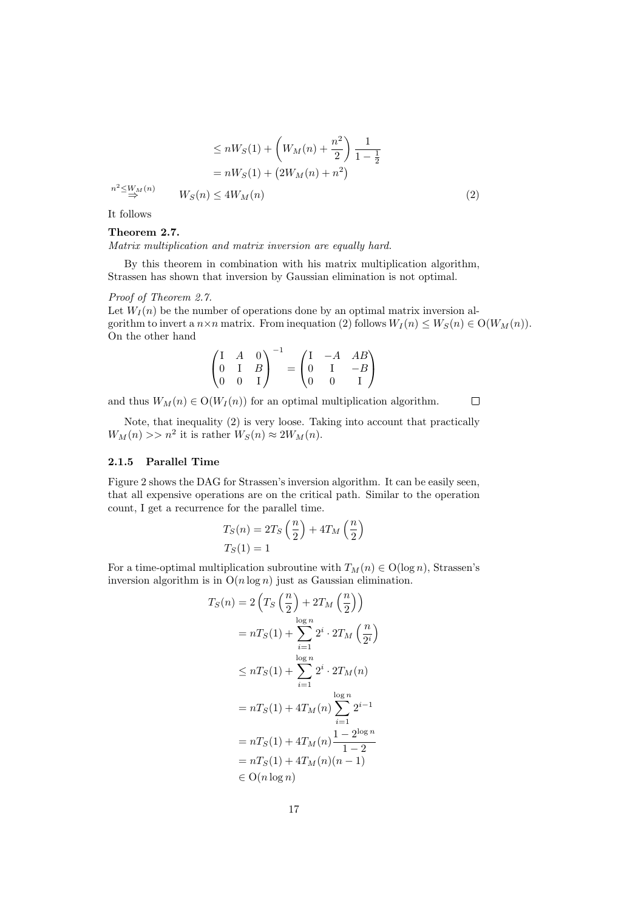$$\begin{aligned}
&\leq nW_S(1) + \left(W_M(n) + \frac{n^2}{2}\right)\frac{1}{1-\frac{1}{2}} \\
&= nW_S(1) + \left(2W_M(n) + n^2\right) \\
\overset{n^2 \leq W_M(n)}{\Rightarrow} \quad & W_S(n) \leq 4W_M(n) \qquad (2)
\end{aligned}$$

It follows

**Theorem 2.7.**
*Matrix multiplication and matrix inversion are equally hard.*

By this theorem in combination with his matrix multiplication algorithm, Strassen has shown that inversion by Gaussian elimination is not optimal.

*Proof of Theorem 2.7.*
Let $W_I(n)$ be the number of operations done by an optimal matrix inversion algorithm to invert a $n \times n$ matrix. From inequation (2) follows $W_I(n) \leq W_S(n) \in O(W_M(n))$. On the other hand

$$\begin{pmatrix} I & A & 0 \\ 0 & I & B \\ 0 & 0 & I \end{pmatrix}^{-1} = \begin{pmatrix} I & -A & AB \\ 0 & I & -B \\ 0 & 0 & I \end{pmatrix}$$

and thus $W_M(n) \in O(W_I(n))$ for an optimal multiplication algorithm. $\square$

Note, that inequality (2) is very loose. Taking into account that practically $W_M(n) >> n^2$ it is rather $W_S(n) \approx 2W_M(n)$.

### 2.1.5 Parallel Time

Figure 2 shows the DAG for Strassen's inversion algorithm. It can be easily seen, that all expensive operations are on the critical path. Similar to the operation count, I get a recurrence for the parallel time.

$$\begin{aligned}
T_S(n) &= 2T_S\left(\frac{n}{2}\right) + 4T_M\left(\frac{n}{2}\right) \\
T_S(1) &= 1
\end{aligned}$$

For a time-optimal multiplication subroutine with $T_M(n) \in O(\log n)$, Strassen's inversion algorithm is in $O(n \log n)$ just as Gaussian elimination.

$$\begin{aligned}
T_S(n) &= 2\left(T_S\left(\frac{n}{2}\right) + 2T_M\left(\frac{n}{2}\right)\right) \\
&= nT_S(1) + \sum_{i=1}^{\log n} 2^i \cdot 2T_M\left(\frac{n}{2^i}\right) \\
&\leq nT_S(1) + \sum_{i=1}^{\log n} 2^i \cdot 2T_M(n) \\
&= nT_S(1) + 4T_M(n)\sum_{i=1}^{\log n} 2^{i-1} \\
&= nT_S(1) + 4T_M(n)\frac{1-2^{\log n}}{1-2} \\
&= nT_S(1) + 4T_M(n)(n-1) \\
&\in O(n \log n)
\end{aligned}$$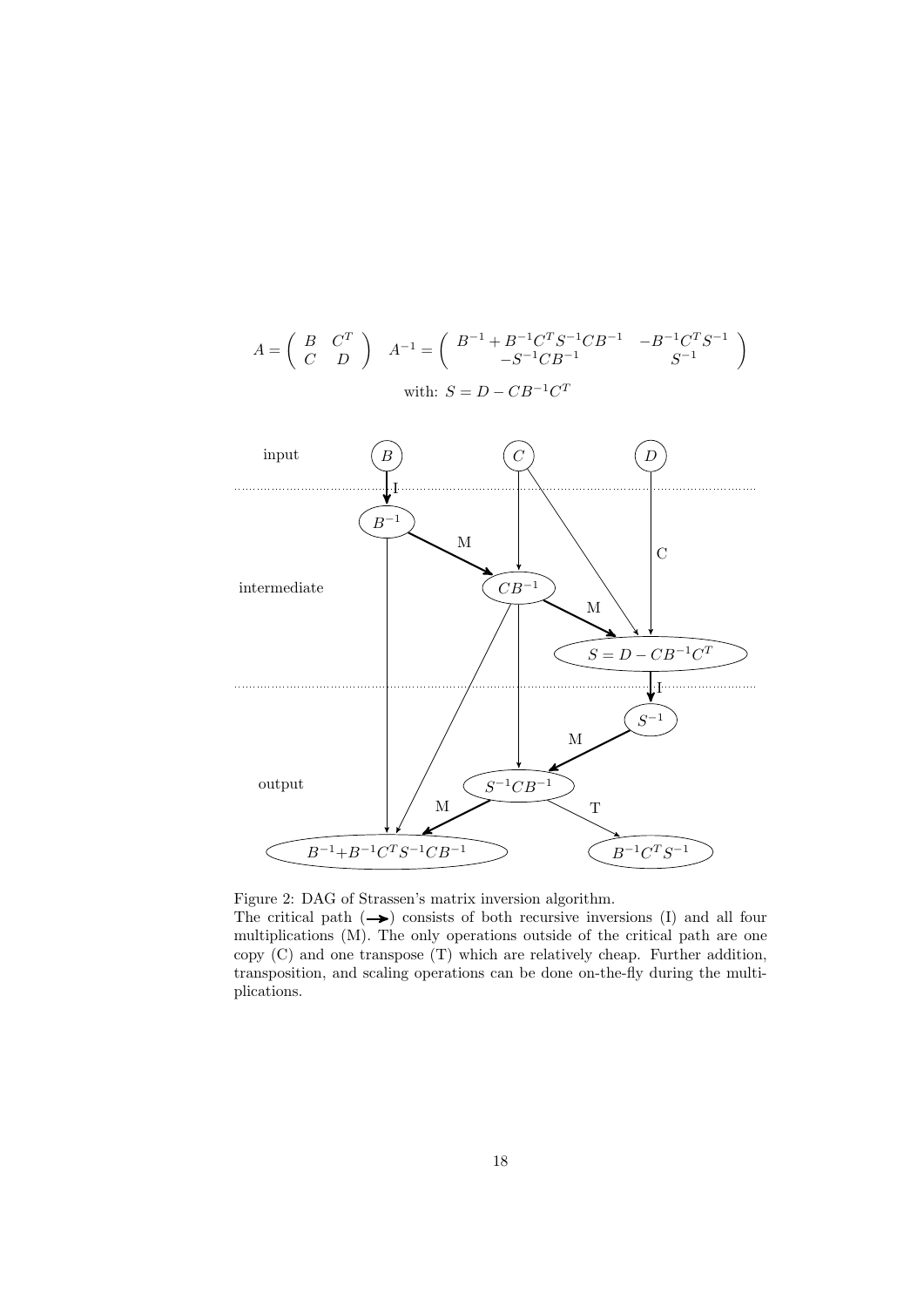$$A = \begin{pmatrix} B & C^T \\ C & D \end{pmatrix} \quad A^{-1} = \begin{pmatrix} B^{-1} + B^{-1}C^TS^{-1}CB^{-1} & -B^{-1}C^TS^{-1} \\ -S^{-1}CB^{-1} & S^{-1} \end{pmatrix}$$

with: $S = D - CB^{-1}C^T$

input: $B$, $C$, $D$

intermediate: $B^{-1}$, $CB^{-1}$, $S = D - CB^{-1}C^T$

output: $S^{-1}$, $S^{-1}CB^{-1}$, $B^{-1}{+}B^{-1}C^TS^{-1}CB^{-1}$, $B^{-1}C^TS^{-1}$

Figure 2: DAG of Strassen's matrix inversion algorithm.
The critical path ($\longrightarrow$) consists of both recursive inversions (I) and all four multiplications (M). The only operations outside of the critical path are one copy (C) and one transpose (T) which are relatively cheap. Further addition, transposition, and scaling operations can be done on-the-fly during the multiplications.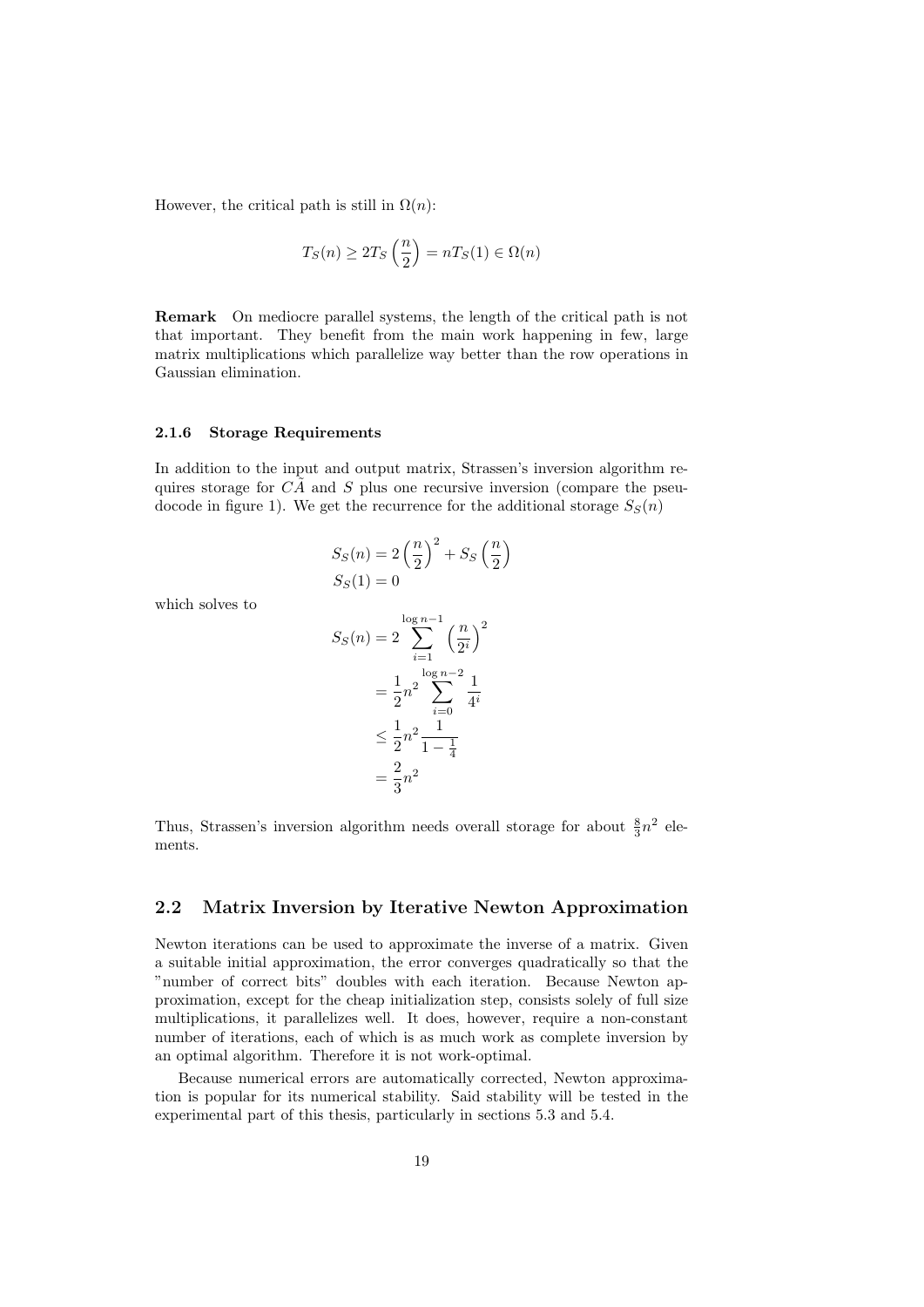However, the critical path is still in $\Omega(n)$:

$$T_S(n) \geq 2T_S\left(\frac{n}{2}\right) = nT_S(1) \in \Omega(n)$$

**Remark** On mediocre parallel systems, the length of the critical path is not that important. They benefit from the main work happening in few, large matrix multiplications which parallelize way better than the row operations in Gaussian elimination.

### 2.1.6 Storage Requirements

In addition to the input and output matrix, Strassen's inversion algorithm requires storage for $C\tilde{A}$ and $S$ plus one recursive inversion (compare the pseudocode in figure 1). We get the recurrence for the additional storage $S_S(n)$

$$S_S(n) = 2\left(\frac{n}{2}\right)^2 + S_S\left(\frac{n}{2}\right)$$
$$S_S(1) = 0$$

which solves to

$$\begin{aligned}
S_S(n) &= 2\sum_{i=1}^{\log n - 1}\left(\frac{n}{2^i}\right)^2 \\
&= \frac{1}{2}n^2 \sum_{i=0}^{\log n - 2}\frac{1}{4^i} \\
&\leq \frac{1}{2}n^2 \frac{1}{1-\frac{1}{4}} \\
&= \frac{2}{3}n^2
\end{aligned}$$

Thus, Strassen's inversion algorithm needs overall storage for about $\frac{8}{3}n^2$ elements.

## 2.2 Matrix Inversion by Iterative Newton Approximation

Newton iterations can be used to approximate the inverse of a matrix. Given a suitable initial approximation, the error converges quadratically so that the "number of correct bits" doubles with each iteration. Because Newton approximation, except for the cheap initialization step, consists solely of full size multiplications, it parallelizes well. It does, however, require a non-constant number of iterations, each of which is as much work as complete inversion by an optimal algorithm. Therefore it is not work-optimal.

Because numerical errors are automatically corrected, Newton approximation is popular for its numerical stability. Said stability will be tested in the experimental part of this thesis, particularly in sections 5.3 and 5.4.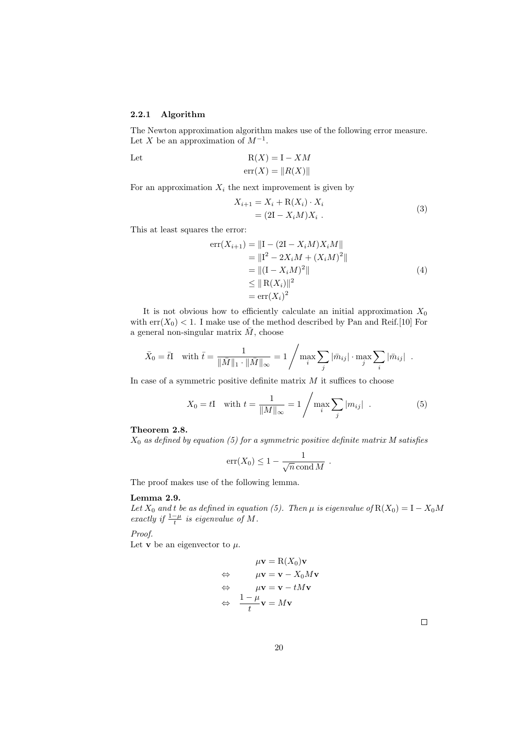### 2.2.1 Algorithm

The Newton approximation algorithm makes use of the following error measure. Let $X$ be an approximation of $M^{-1}$.

Let
$$\mathrm{R}(X) = \mathrm{I} - XM$$
$$\mathrm{err}(X) = \|R(X)\|$$

For an approximation $X_i$ the next improvement is given by

$$\begin{aligned} X_{i+1} &= X_i + \mathrm{R}(X_i) \cdot X_i \\ &= (2\mathrm{I} - X_i M) X_i \ . \end{aligned} \tag{3}$$

This at least squares the error:

$$\begin{aligned} \mathrm{err}(X_{i+1}) &= \|\mathrm{I} - (2\mathrm{I} - X_i M) X_i M\| \\ &= \|\mathrm{I}^2 - 2X_i M + (X_i M)^2\| \\ &= \|(\mathrm{I} - X_i M)^2\| \\ &\leq \|\,\mathrm{R}(X_i)\|^2 \\ &= \mathrm{err}(X_i)^2 \end{aligned} \tag{4}$$

It is not obvious how to efficiently calculate an initial approximation $X_0$ with $\mathrm{err}(X_0) < 1$. I make use of the method described by Pan and Reif.[10] For a general non-singular matrix $\bar{M}$, choose

$$\bar{X}_0 = \bar{t}\mathrm{I} \quad \text{with } \bar{t} = \frac{1}{\|\bar{M}\|_1 \cdot \|\bar{M}\|_\infty} = 1 \Bigg/ \max_i \sum_j |\bar{m}_{ij}| \cdot \max_j \sum_i |\bar{m}_{ij}| \ .$$

In case of a symmetric positive definite matrix $M$ it suffices to choose

$$X_0 = t\mathrm{I} \quad \text{with } t = \frac{1}{\|M\|_\infty} = 1 \Bigg/ \max_i \sum_j |m_{ij}| \ . \tag{5}$$

**Theorem 2.8.**
*$X_0$ as defined by equation (5) for a symmetric positive definite matrix $M$ satisfies*

$$\mathrm{err}(X_0) \leq 1 - \frac{1}{\sqrt{n}\,\mathrm{cond}\, M} \ .$$

The proof makes use of the following lemma.

**Lemma 2.9.**
*Let $X_0$ and $t$ be as defined in equation (5). Then $\mu$ is eigenvalue of $\mathrm{R}(X_0) = \mathrm{I} - X_0 M$ exactly if $\frac{1-\mu}{t}$ is eigenvalue of $M$.*

*Proof.*
Let $\mathbf{v}$ be an eigenvector to $\mu$.

$$\begin{aligned} & \mu\mathbf{v} = \mathrm{R}(X_0)\mathbf{v} \\ \Leftrightarrow \quad & \mu\mathbf{v} = \mathbf{v} - X_0 M\mathbf{v} \\ \Leftrightarrow \quad & \mu\mathbf{v} = \mathbf{v} - tM\mathbf{v} \\ \Leftrightarrow \quad & \frac{1-\mu}{t}\mathbf{v} = M\mathbf{v} \end{aligned}$$

□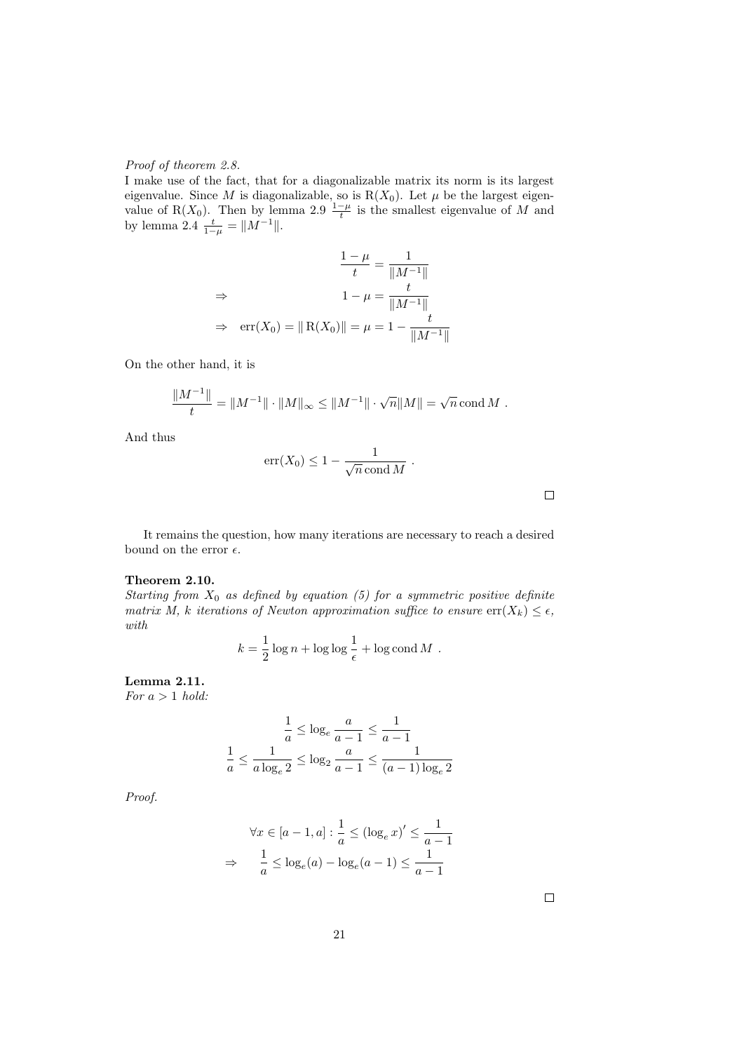*Proof of theorem 2.8.*

I make use of the fact, that for a diagonalizable matrix its norm is its largest eigenvalue. Since $M$ is diagonalizable, so is $\mathrm{R}(X_0)$. Let $\mu$ be the largest eigenvalue of $\mathrm{R}(X_0)$. Then by lemma 2.9 $\frac{1-\mu}{t}$ is the smallest eigenvalue of $M$ and by lemma 2.4 $\frac{t}{1-\mu} = \|M^{-1}\|$.

$$
\begin{aligned}
& & \frac{1-\mu}{t} &= \frac{1}{\|M^{-1}\|} \\
\Rightarrow & & 1-\mu &= \frac{t}{\|M^{-1}\|} \\
\Rightarrow & & \mathrm{err}(X_0) = \|\,\mathrm{R}(X_0)\| = \mu &= 1 - \frac{t}{\|M^{-1}\|}
\end{aligned}
$$

On the other hand, it is

$$
\frac{\|M^{-1}\|}{t} = \|M^{-1}\| \cdot \|M\|_\infty \leq \|M^{-1}\| \cdot \sqrt{n}\|M\| = \sqrt{n}\,\mathrm{cond}\,M \ .
$$

And thus

$$
\mathrm{err}(X_0) \leq 1 - \frac{1}{\sqrt{n}\,\mathrm{cond}\,M} \ .
$$

□

It remains the question, how many iterations are necessary to reach a desired bound on the error $\epsilon$.

**Theorem 2.10.**
*Starting from $X_0$ as defined by equation (5) for a symmetric positive definite matrix $M$, $k$ iterations of Newton approximation suffice to ensure $\mathrm{err}(X_k) \leq \epsilon$, with*

$$
k = \frac{1}{2}\log n + \log\log\frac{1}{\epsilon} + \log\mathrm{cond}\,M \ .
$$

**Lemma 2.11.**
*For $a > 1$ hold:*

$$
\begin{aligned}
\frac{1}{a} \leq \log_e \frac{a}{a-1} &\leq \frac{1}{a-1} \\
\frac{1}{a} \leq \frac{1}{a\log_e 2} \leq \log_2 \frac{a}{a-1} &\leq \frac{1}{(a-1)\log_e 2}
\end{aligned}
$$

*Proof.*

$$
\begin{aligned}
& \forall x \in [a-1, a] : \frac{1}{a} \leq (\log_e x)' \leq \frac{1}{a-1} \\
\Rightarrow \quad & \frac{1}{a} \leq \log_e(a) - \log_e(a-1) \leq \frac{1}{a-1}
\end{aligned}
$$

□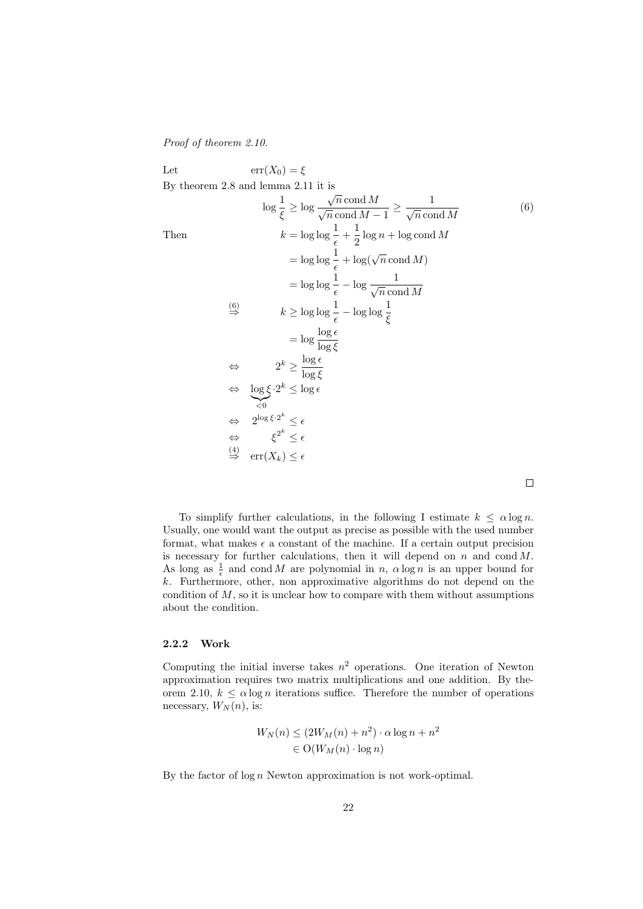*Proof of theorem 2.10.*

Let $\qquad \operatorname{err}(X_0) = \xi$

By theorem 2.8 and lemma 2.11 it is

$$\log \frac{1}{\xi} \geq \log \frac{\sqrt{n} \operatorname{cond} M}{\sqrt{n} \operatorname{cond} M - 1} \geq \frac{1}{\sqrt{n} \operatorname{cond} M} \tag{6}$$

Then

$$
\begin{aligned}
k &= \log \log \frac{1}{\epsilon} + \frac{1}{2} \log n + \log \operatorname{cond} M \\
&= \log \log \frac{1}{\epsilon} + \log(\sqrt{n} \operatorname{cond} M) \\
&= \log \log \frac{1}{\epsilon} - \log \frac{1}{\sqrt{n} \operatorname{cond} M} \\
\overset{(6)}{\Rightarrow} \quad k &\geq \log \log \frac{1}{\epsilon} - \log \log \frac{1}{\xi} \\
&= \log \frac{\log \epsilon}{\log \xi} \\
\Leftrightarrow \quad 2^k &\geq \frac{\log \epsilon}{\log \xi} \\
\Leftrightarrow \quad \underbrace{\log \xi}_{<0} \cdot 2^k &\leq \log \epsilon \\
\Leftrightarrow \quad 2^{\log \xi \cdot 2^k} &\leq \epsilon \\
\Leftrightarrow \quad \xi^{2^k} &\leq \epsilon \\
\overset{(4)}{\Rightarrow} \quad \operatorname{err}(X_k) &\leq \epsilon
\end{aligned}
$$

□

To simplify further calculations, in the following I estimate $k \leq \alpha \log n$. Usually, one would want the output as precise as possible with the used number format, what makes $\epsilon$ a constant of the machine. If a certain output precision is necessary for further calculations, then it will depend on $n$ and $\operatorname{cond} M$. As long as $\frac{1}{\epsilon}$ and $\operatorname{cond} M$ are polynomial in $n$, $\alpha \log n$ is an upper bound for $k$. Furthermore, other, non approximative algorithms do not depend on the condition of $M$, so it is unclear how to compare with them without assumptions about the condition.

### 2.2.2 Work

Computing the initial inverse takes $n^2$ operations. One iteration of Newton approximation requires two matrix multiplications and one addition. By theorem 2.10, $k \leq \alpha \log n$ iterations suffice. Therefore the number of operations necessary, $W_N(n)$, is:

$$
\begin{aligned}
W_N(n) &\leq (2W_M(n) + n^2) \cdot \alpha \log n + n^2 \\
&\in \mathrm{O}(W_M(n) \cdot \log n)
\end{aligned}
$$

By the factor of $\log n$ Newton approximation is not work-optimal.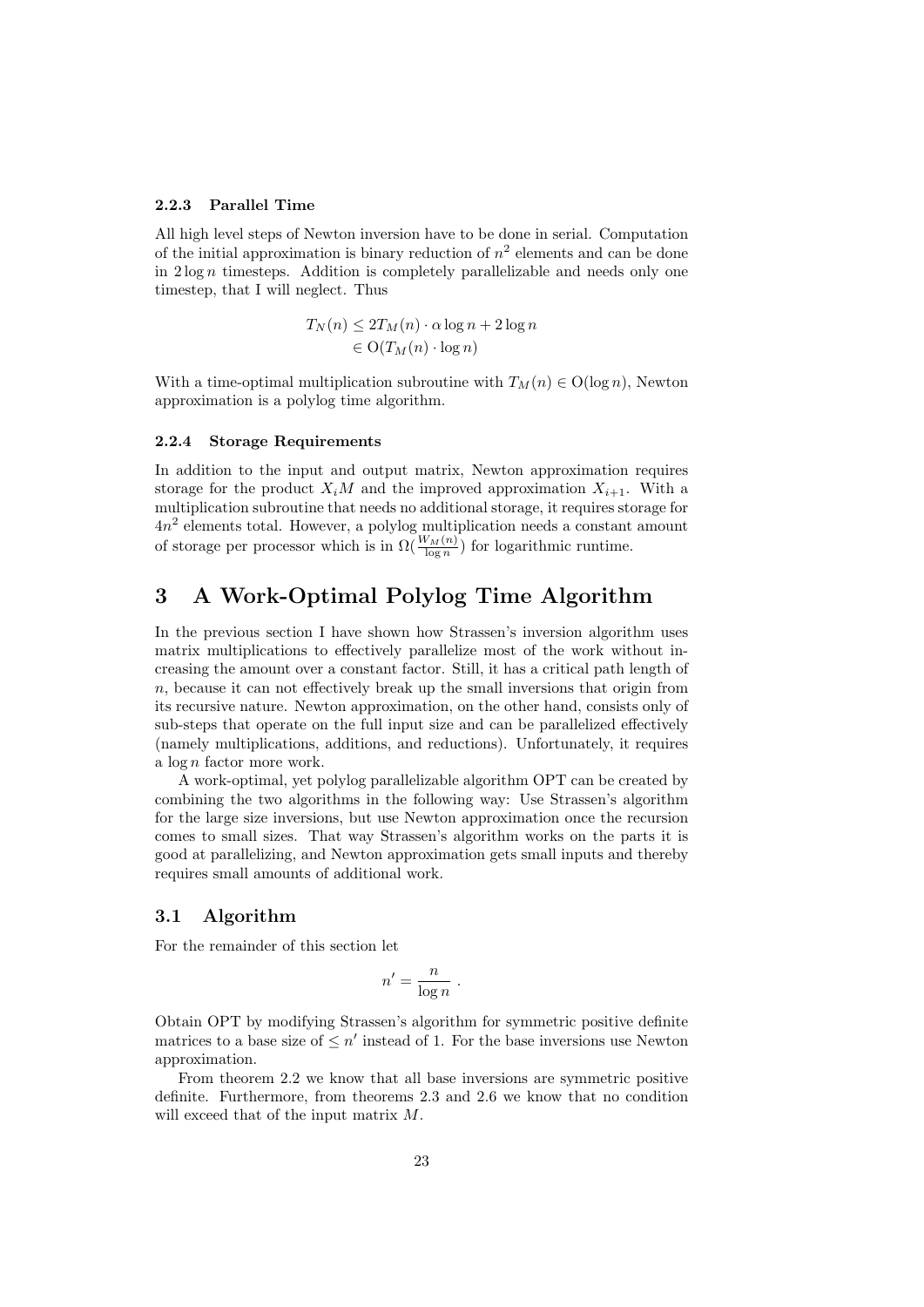#### 2.2.3 Parallel Time

All high level steps of Newton inversion have to be done in serial. Computation of the initial approximation is binary reduction of $n^2$ elements and can be done in $2 \log n$ timesteps. Addition is completely parallelizable and needs only one timestep, that I will neglect. Thus

$$
\begin{aligned}
T_N(n) &\leq 2T_M(n) \cdot \alpha \log n + 2 \log n \\
&\in \mathrm{O}(T_M(n) \cdot \log n)
\end{aligned}
$$

With a time-optimal multiplication subroutine with $T_M(n) \in \mathrm{O}(\log n)$, Newton approximation is a polylog time algorithm.

#### 2.2.4 Storage Requirements

In addition to the input and output matrix, Newton approximation requires storage for the product $X_i M$ and the improved approximation $X_{i+1}$. With a multiplication subroutine that needs no additional storage, it requires storage for $4n^2$ elements total. However, a polylog multiplication needs a constant amount of storage per processor which is in $\Omega(\frac{W_M(n)}{\log n})$ for logarithmic runtime.

# 3 A Work-Optimal Polylog Time Algorithm

In the previous section I have shown how Strassen's inversion algorithm uses matrix multiplications to effectively parallelize most of the work without increasing the amount over a constant factor. Still, it has a critical path length of $n$, because it can not effectively break up the small inversions that origin from its recursive nature. Newton approximation, on the other hand, consists only of sub-steps that operate on the full input size and can be parallelized effectively (namely multiplications, additions, and reductions). Unfortunately, it requires a $\log n$ factor more work.

A work-optimal, yet polylog parallelizable algorithm OPT can be created by combining the two algorithms in the following way: Use Strassen's algorithm for the large size inversions, but use Newton approximation once the recursion comes to small sizes. That way Strassen's algorithm works on the parts it is good at parallelizing, and Newton approximation gets small inputs and thereby requires small amounts of additional work.

## 3.1 Algorithm

For the remainder of this section let

$$
n' = \frac{n}{\log n} .
$$

Obtain OPT by modifying Strassen's algorithm for symmetric positive definite matrices to a base size of $\leq n'$ instead of 1. For the base inversions use Newton approximation.

From theorem 2.2 we know that all base inversions are symmetric positive definite. Furthermore, from theorems 2.3 and 2.6 we know that no condition will exceed that of the input matrix $M$.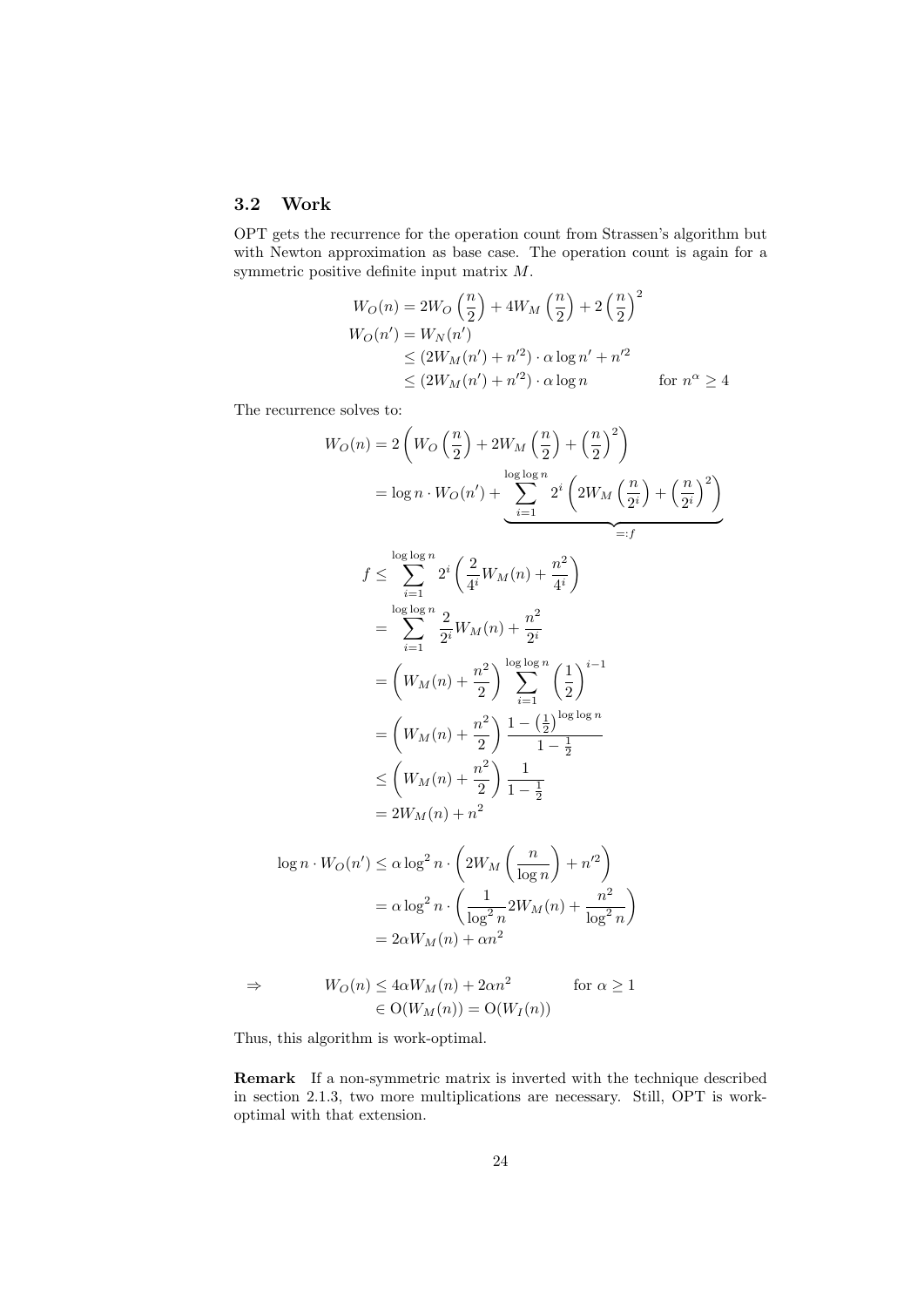### 3.2 Work

OPT gets the recurrence for the operation count from Strassen's algorithm but with Newton approximation as base case. The operation count is again for a symmetric positive definite input matrix $M$.

$$
\begin{aligned}
W_O(n) &= 2W_O\left(\frac{n}{2}\right) + 4W_M\left(\frac{n}{2}\right) + 2\left(\frac{n}{2}\right)^2 \\
W_O(n') &= W_N(n') \\
&\leq (2W_M(n') + n'^2) \cdot \alpha \log n' + n'^2 \\
&\leq (2W_M(n') + n'^2) \cdot \alpha \log n \qquad \text{for } n^\alpha \geq 4
\end{aligned}
$$

The recurrence solves to:

$$
\begin{aligned}
W_O(n) &= 2\left(W_O\left(\frac{n}{2}\right) + 2W_M\left(\frac{n}{2}\right) + \left(\frac{n}{2}\right)^2\right) \\
&= \log n \cdot W_O(n') + \underbrace{\sum_{i=1}^{\log\log n} 2^i \left(2W_M\left(\frac{n}{2^i}\right) + \left(\frac{n}{2^i}\right)^2\right)}_{=:f}
\end{aligned}
$$

$$
\begin{aligned}
f &\leq \sum_{i=1}^{\log\log n} 2^i \left(\frac{2}{4^i}W_M(n) + \frac{n^2}{4^i}\right) \\
&= \sum_{i=1}^{\log\log n} \frac{2}{2^i}W_M(n) + \frac{n^2}{2^i} \\
&= \left(W_M(n) + \frac{n^2}{2}\right) \sum_{i=1}^{\log\log n} \left(\frac{1}{2}\right)^{i-1} \\
&= \left(W_M(n) + \frac{n^2}{2}\right) \frac{1 - \left(\frac{1}{2}\right)^{\log\log n}}{1 - \frac{1}{2}} \\
&\leq \left(W_M(n) + \frac{n^2}{2}\right) \frac{1}{1 - \frac{1}{2}} \\
&= 2W_M(n) + n^2
\end{aligned}
$$

$$
\begin{aligned}
\log n \cdot W_O(n') &\leq \alpha \log^2 n \cdot \left(2W_M\left(\frac{n}{\log n}\right) + n'^2\right) \\
&= \alpha \log^2 n \cdot \left(\frac{1}{\log^2 n} 2W_M(n) + \frac{n^2}{\log^2 n}\right) \\
&= 2\alpha W_M(n) + \alpha n^2
\end{aligned}
$$

$$
\begin{aligned}
\Rightarrow \qquad W_O(n) &\leq 4\alpha W_M(n) + 2\alpha n^2 \qquad \text{for } \alpha \geq 1 \\
&\in \mathrm{O}(W_M(n)) = \mathrm{O}(W_I(n))
\end{aligned}
$$

Thus, this algorithm is work-optimal.

**Remark** If a non-symmetric matrix is inverted with the technique described in section 2.1.3, two more multiplications are necessary. Still, OPT is work-optimal with that extension.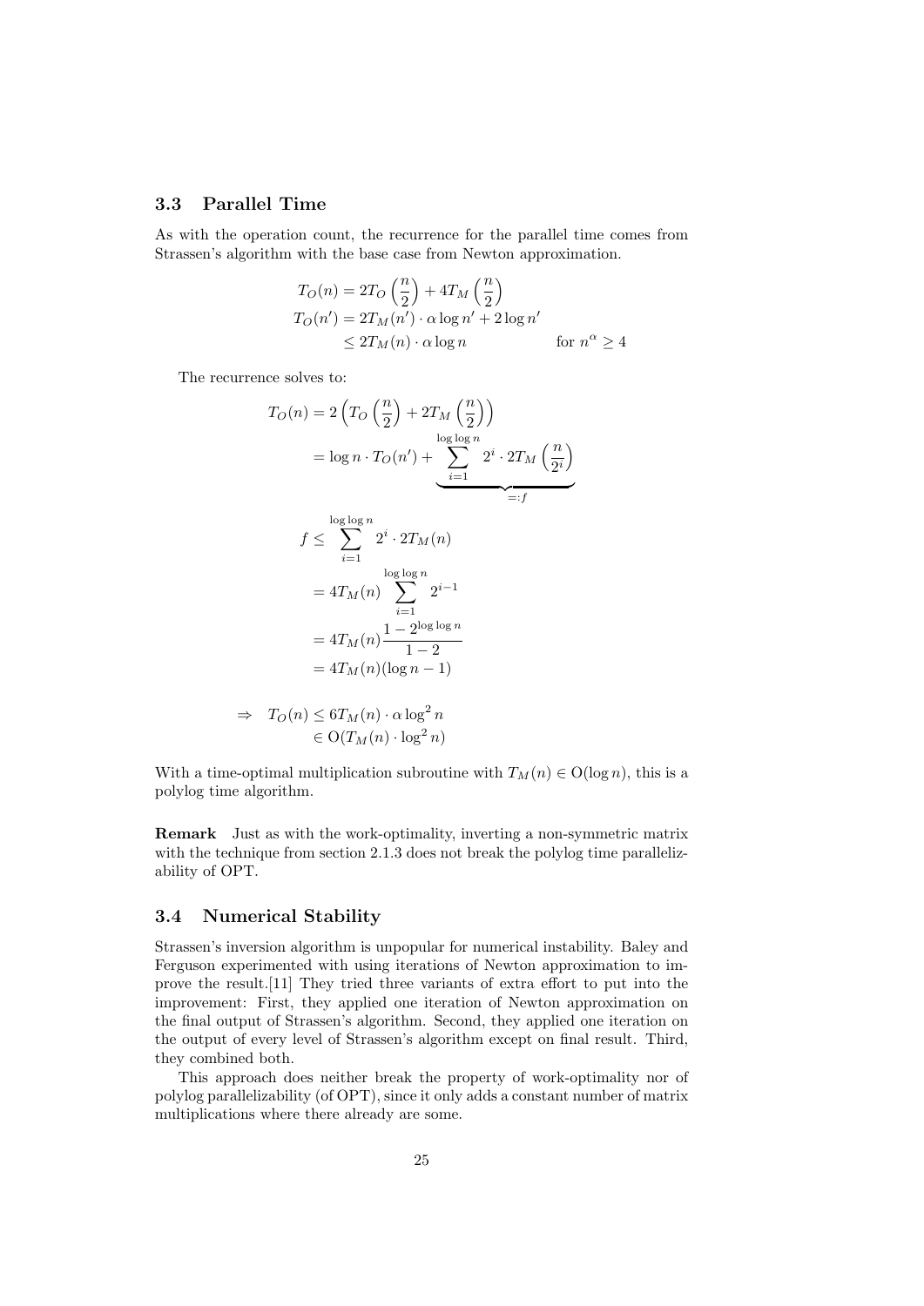### 3.3 Parallel Time

As with the operation count, the recurrence for the parallel time comes from Strassen's algorithm with the base case from Newton approximation.

$$
\begin{aligned}
T_O(n) &= 2T_O\left(\frac{n}{2}\right) + 4T_M\left(\frac{n}{2}\right) \\
T_O(n') &= 2T_M(n') \cdot \alpha \log n' + 2\log n' \\
&\leq 2T_M(n) \cdot \alpha \log n \qquad\qquad \text{for } n^\alpha \geq 4
\end{aligned}
$$

The recurrence solves to:

$$
\begin{aligned}
T_O(n) &= 2\left(T_O\left(\frac{n}{2}\right) + 2T_M\left(\frac{n}{2}\right)\right) \\
&= \log n \cdot T_O(n') + \underbrace{\sum_{i=1}^{\log\log n} 2^i \cdot 2T_M\left(\frac{n}{2^i}\right)}_{=:f}
\end{aligned}
$$

$$
\begin{aligned}
f &\leq \sum_{i=1}^{\log\log n} 2^i \cdot 2T_M(n) \\
&= 4T_M(n) \sum_{i=1}^{\log\log n} 2^{i-1} \\
&= 4T_M(n) \frac{1 - 2^{\log\log n}}{1-2} \\
&= 4T_M(n)(\log n - 1)
\end{aligned}
$$

$$
\begin{aligned}
\Rightarrow \quad T_O(n) &\leq 6T_M(n) \cdot \alpha \log^2 n \\
&\in \mathrm{O}(T_M(n) \cdot \log^2 n)
\end{aligned}
$$

With a time-optimal multiplication subroutine with $T_M(n) \in \mathrm{O}(\log n)$, this is a polylog time algorithm.

**Remark** Just as with the work-optimality, inverting a non-symmetric matrix with the technique from section 2.1.3 does not break the polylog time parallelizability of OPT.

### 3.4 Numerical Stability

Strassen's inversion algorithm is unpopular for numerical instability. Baley and Ferguson experimented with using iterations of Newton approximation to improve the result.[11] They tried three variants of extra effort to put into the improvement: First, they applied one iteration of Newton approximation on the final output of Strassen's algorithm. Second, they applied one iteration on the output of every level of Strassen's algorithm except on final result. Third, they combined both.

This approach does neither break the property of work-optimality nor of polylog parallelizability (of OPT), since it only adds a constant number of matrix multiplications where there already are some.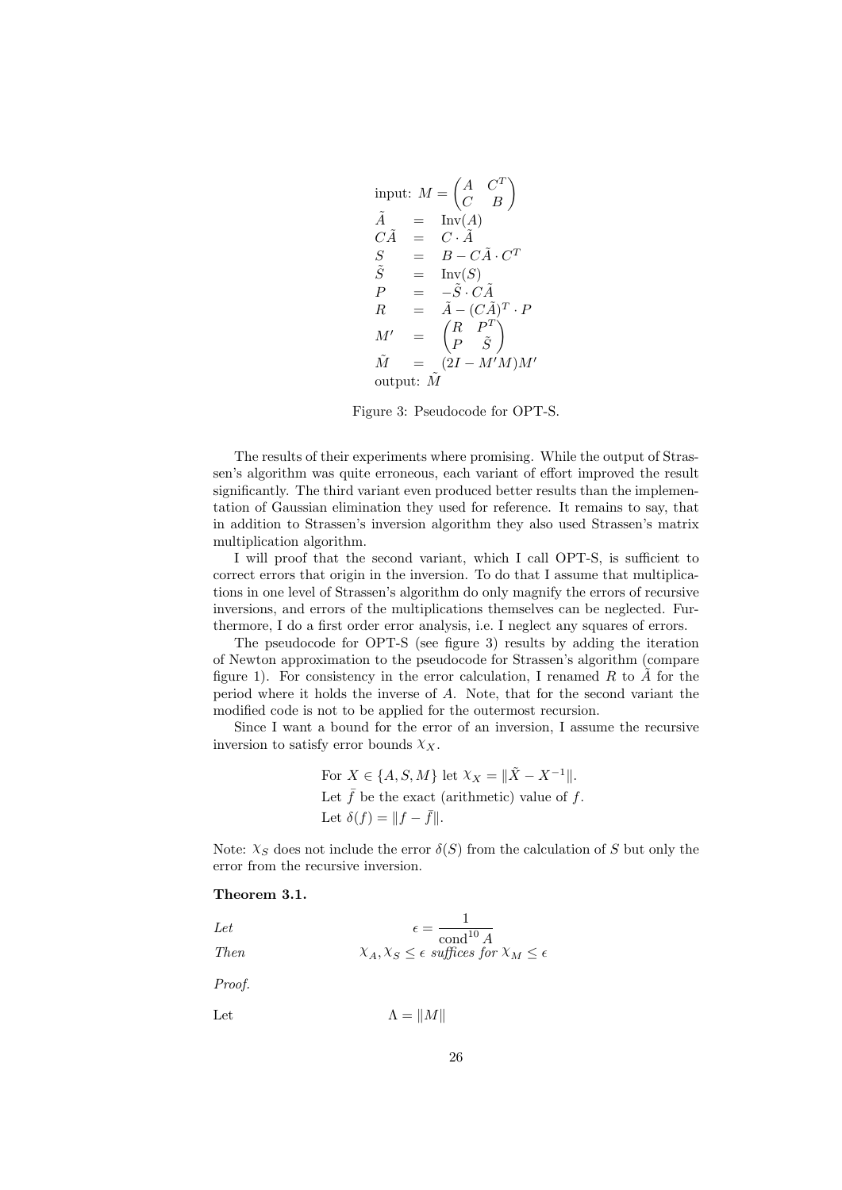$$
\begin{array}{lcl}
\text{input: } M = \begin{pmatrix} A & C^T \\ C & B \end{pmatrix} & & \\
\tilde{A} & = & \text{Inv}(A) \\
C\tilde{A} & = & C \cdot \tilde{A} \\
S & = & B - C\tilde{A} \cdot C^T \\
\tilde{S} & = & \text{Inv}(S) \\
P & = & -\tilde{S} \cdot C\tilde{A} \\
R & = & \tilde{A} - (C\tilde{A})^T \cdot P \\
M' & = & \begin{pmatrix} R & P^T \\ P & \tilde{S} \end{pmatrix} \\
\tilde{M} & = & (2I - M'M)M' \\
\text{output: } \tilde{M} & &
\end{array}
$$

Figure 3: Pseudocode for OPT-S.

The results of their experiments where promising. While the output of Strassen's algorithm was quite erroneous, each variant of effort improved the result significantly. The third variant even produced better results than the implementation of Gaussian elimination they used for reference. It remains to say, that in addition to Strassen's inversion algorithm they also used Strassen's matrix multiplication algorithm.

I will proof that the second variant, which I call OPT-S, is sufficient to correct errors that origin in the inversion. To do that I assume that multiplications in one level of Strassen's algorithm do only magnify the errors of recursive inversions, and errors of the multiplications themselves can be neglected. Furthermore, I do a first order error analysis, i.e. I neglect any squares of errors.

The pseudocode for OPT-S (see figure 3) results by adding the iteration of Newton approximation to the pseudocode for Strassen's algorithm (compare figure 1). For consistency in the error calculation, I renamed $R$ to $\tilde{A}$ for the period where it holds the inverse of $A$. Note, that for the second variant the modified code is not to be applied for the outermost recursion.

Since I want a bound for the error of an inversion, I assume the recursive inversion to satisfy error bounds $\chi_X$.

For $X \in \{A, S, M\}$ let $\chi_X = \|\tilde{X} - X^{-1}\|$.
Let $\bar{f}$ be the exact (arithmetic) value of $f$.
Let $\delta(f) = \|f - \bar{f}\|$.

Note: $\chi_S$ does not include the error $\delta(S)$ from the calculation of $S$ but only the error from the recursive inversion.

**Theorem 3.1.**

*Let* $$\epsilon = \frac{1}{\text{cond}^{10} A}$$
*Then* $$\chi_A, \chi_S \leq \epsilon \textit{ suffices for } \chi_M \leq \epsilon$$

*Proof.*

Let $$\Lambda = \|M\|$$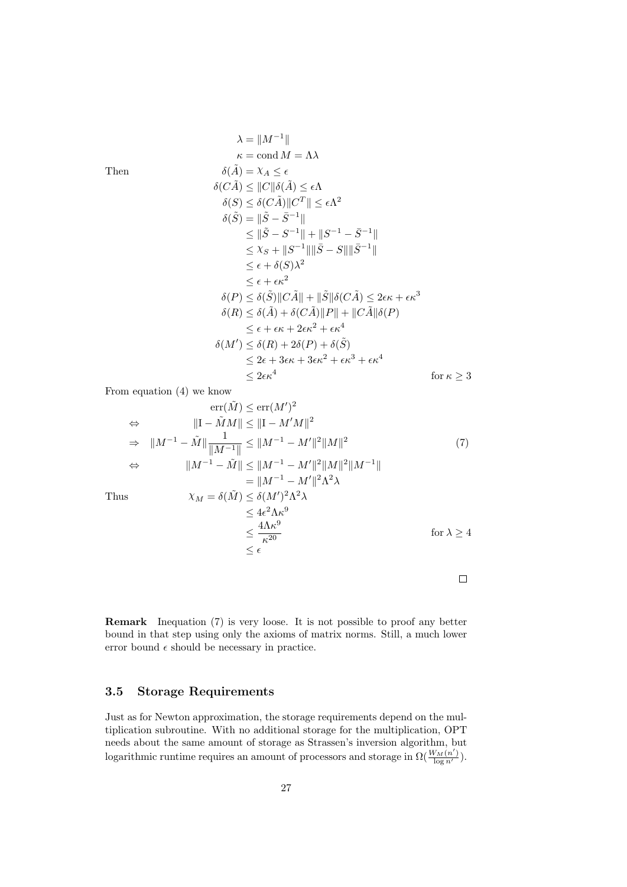$$
\begin{aligned}
\lambda &= \|M^{-1}\| \\
\kappa &= \operatorname{cond} M = \Lambda\lambda
\end{aligned}
$$

Then

$$
\begin{aligned}
\delta(\tilde{A}) &= \chi_A \leq \epsilon \\
\delta(C\tilde{A}) &\leq \|C\|\delta(\tilde{A}) \leq \epsilon\Lambda \\
\delta(S) &\leq \delta(C\tilde{A})\|C^T\| \leq \epsilon\Lambda^2 \\
\delta(\tilde{S}) &= \|\tilde{S} - \bar{S}^{-1}\| \\
&\leq \|\tilde{S} - S^{-1}\| + \|S^{-1} - \bar{S}^{-1}\| \\
&\leq \chi_S + \|S^{-1}\|\|\bar{S} - S\|\|\bar{S}^{-1}\| \\
&\leq \epsilon + \delta(S)\lambda^2 \\
&\leq \epsilon + \epsilon\kappa^2 \\
\delta(P) &\leq \delta(\tilde{S})\|C\tilde{A}\| + \|\tilde{S}\|\delta(C\tilde{A}) \leq 2\epsilon\kappa + \epsilon\kappa^3 \\
\delta(R) &\leq \delta(\tilde{A}) + \delta(C\tilde{A})\|P\| + \|C\tilde{A}\|\delta(P) \\
&\leq \epsilon + \epsilon\kappa + 2\epsilon\kappa^2 + \epsilon\kappa^4 \\
\delta(M') &\leq \delta(R) + 2\delta(P) + \delta(\tilde{S}) \\
&\leq 2\epsilon + 3\epsilon\kappa + 3\epsilon\kappa^2 + \epsilon\kappa^3 + \epsilon\kappa^4 \\
&\leq 2\epsilon\kappa^4 \qquad \text{for } \kappa \geq 3
\end{aligned}
$$

From equation (4) we know

$$
\begin{aligned}
&& \operatorname{err}(\tilde{M}) &\leq \operatorname{err}(M')^2 \\
\Leftrightarrow && \|\mathrm{I} - \tilde{M}M\| &\leq \|\mathrm{I} - M'M\|^2 \\
\Rightarrow && \|M^{-1} - \tilde{M}\|\frac{1}{\|M^{-1}\|} &\leq \|M^{-1} - M'\|^2\|M\|^2 \qquad (7) \\
\Leftrightarrow && \|M^{-1} - \tilde{M}\| &\leq \|M^{-1} - M'\|^2\|M\|^2\|M^{-1}\| \\
&& &= \|M^{-1} - M'\|^2\Lambda^2\lambda
\end{aligned}
$$

Thus

$$
\begin{aligned}
\chi_M = \delta(\tilde{M}) &\leq \delta(M')^2\Lambda^2\lambda \\
&\leq 4\epsilon^2\Lambda\kappa^9 \\
&\leq \frac{4\Lambda\kappa^9}{\kappa^{20}} \qquad \text{for } \lambda \geq 4 \\
&\leq \epsilon
\end{aligned}
$$

□

**Remark** Inequation (7) is very loose. It is not possible to proof any better bound in that step using only the axioms of matrix norms. Still, a much lower error bound $\epsilon$ should be necessary in practice.

### 3.5 Storage Requirements

Just as for Newton approximation, the storage requirements depend on the multiplication subroutine. With no additional storage for the multiplication, OPT needs about the same amount of storage as Strassen's inversion algorithm, but logarithmic runtime requires an amount of processors and storage in $\Omega(\frac{W_M(n')}{\log n'})$.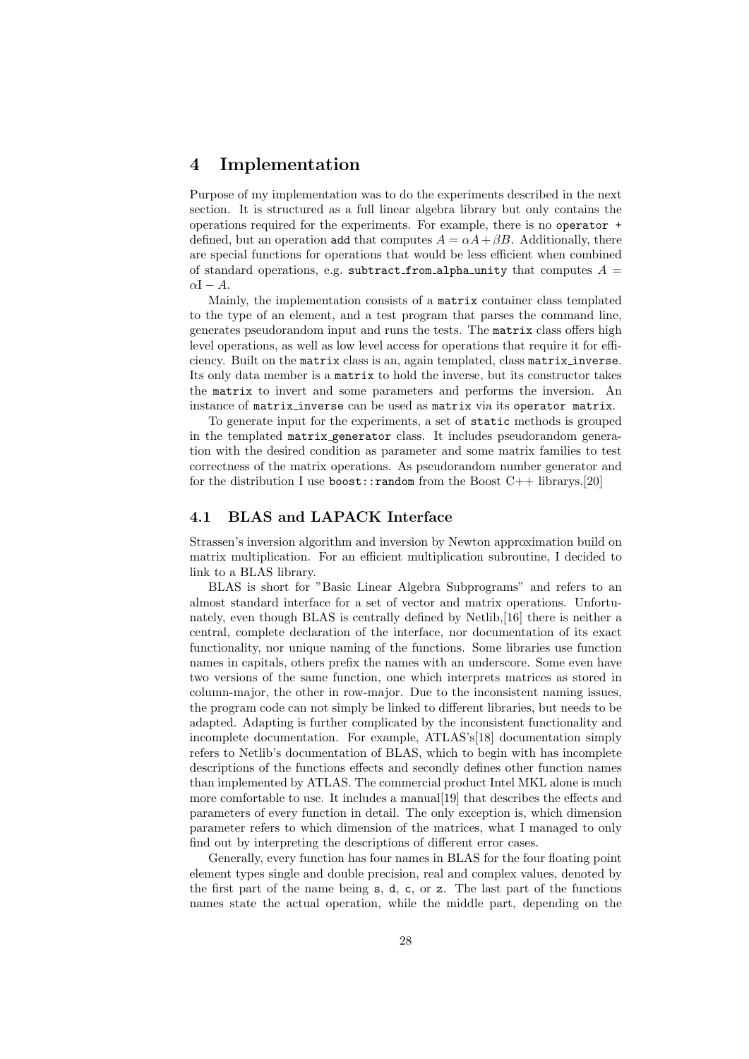# 4 Implementation

Purpose of my implementation was to do the experiments described in the next section. It is structured as a full linear algebra library but only contains the operations required for the experiments. For example, there is no `operator +` defined, but an operation `add` that computes $A = \alpha A + \beta B$. Additionally, there are special functions for operations that would be less efficient when combined of standard operations, e.g. `subtract_from_alpha_unity` that computes $A = \alpha \mathrm{I} - A$.

Mainly, the implementation consists of a `matrix` container class templated to the type of an element, and a test program that parses the command line, generates pseudorandom input and runs the tests. The `matrix` class offers high level operations, as well as low level access for operations that require it for efficiency. Built on the `matrix` class is an, again templated, class `matrix_inverse`. Its only data member is a `matrix` to hold the inverse, but its constructor takes the `matrix` to invert and some parameters and performs the inversion. An instance of `matrix_inverse` can be used as `matrix` via its `operator matrix`.

To generate input for the experiments, a set of `static` methods is grouped in the templated `matrix_generator` class. It includes pseudorandom generation with the desired condition as parameter and some matrix families to test correctness of the matrix operations. As pseudorandom number generator and for the distribution I use `boost::random` from the Boost C++ librarys.[20]

## 4.1 BLAS and LAPACK Interface

Strassen's inversion algorithm and inversion by Newton approximation build on matrix multiplication. For an efficient multiplication subroutine, I decided to link to a BLAS library.

BLAS is short for "Basic Linear Algebra Subprograms" and refers to an almost standard interface for a set of vector and matrix operations. Unfortunately, even though BLAS is centrally defined by Netlib,[16] there is neither a central, complete declaration of the interface, nor documentation of its exact functionality, nor unique naming of the functions. Some libraries use function names in capitals, others prefix the names with an underscore. Some even have two versions of the same function, one which interprets matrices as stored in column-major, the other in row-major. Due to the inconsistent naming issues, the program code can not simply be linked to different libraries, but needs to be adapted. Adapting is further complicated by the inconsistent functionality and incomplete documentation. For example, ATLAS's[18] documentation simply refers to Netlib's documentation of BLAS, which to begin with has incomplete descriptions of the functions effects and secondly defines other function names than implemented by ATLAS. The commercial product Intel MKL alone is much more comfortable to use. It includes a manual[19] that describes the effects and parameters of every function in detail. The only exception is, which dimension parameter refers to which dimension of the matrices, what I managed to only find out by interpreting the descriptions of different error cases.

Generally, every function has four names in BLAS for the four floating point element types single and double precision, real and complex values, denoted by the first part of the name being `s`, `d`, `c`, or `z`. The last part of the functions names state the actual operation, while the middle part, depending on the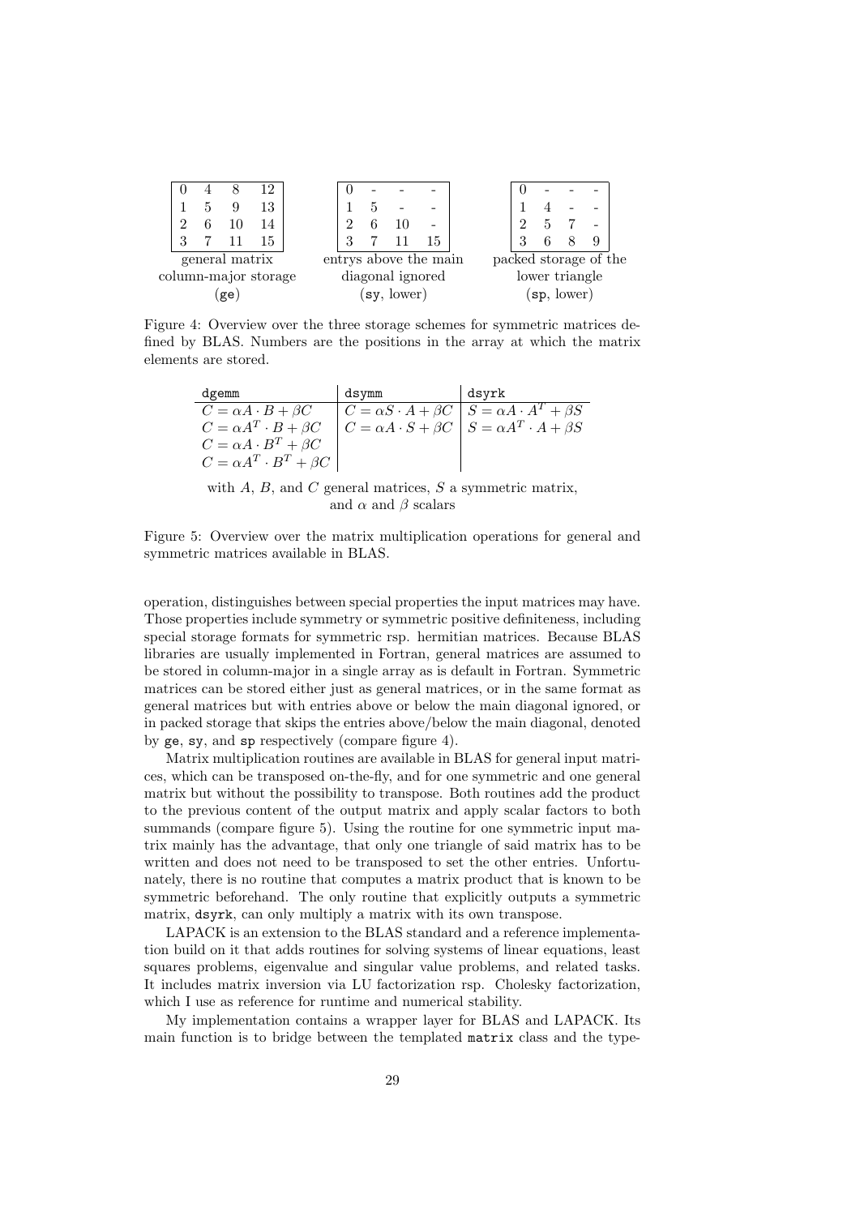| 0 | 4 | 8 | 12 |
|---|---|---|---|
| 1 | 5 | 9 | 13 |
| 2 | 6 | 10 | 14 |
| 3 | 7 | 11 | 15 |

general matrix column-major storage (`ge`)

| 0 | - | - | - |
|---|---|---|---|
| 1 | 5 | - | - |
| 2 | 6 | 10 | - |
| 3 | 7 | 11 | 15 |

entrys above the main diagonal ignored (`sy`, lower)

| 0 | - | - | - |
|---|---|---|---|
| 1 | 4 | - | - |
| 2 | 5 | 7 | - |
| 3 | 6 | 8 | 9 |

packed storage of the lower triangle (`sp`, lower)

Figure 4: Overview over the three storage schemes for symmetric matrices defined by BLAS. Numbers are the positions in the array at which the matrix elements are stored.

| `dgemm` | `dsymm` | `dsyrk` |
|---|---|---|
| $C = \alpha A \cdot B + \beta C$ | $C = \alpha S \cdot A + \beta C$ | $S = \alpha A \cdot A^T + \beta S$ |
| $C = \alpha A^T \cdot B + \beta C$ | $C = \alpha A \cdot S + \beta C$ | $S = \alpha A^T \cdot A + \beta S$ |
| $C = \alpha A \cdot B^T + \beta C$ | | |
| $C = \alpha A^T \cdot B^T + \beta C$ | | |

with $A$, $B$, and $C$ general matrices, $S$ a symmetric matrix, and $\alpha$ and $\beta$ scalars

Figure 5: Overview over the matrix multiplication operations for general and symmetric matrices available in BLAS.

operation, distinguishes between special properties the input matrices may have. Those properties include symmetry or symmetric positive definiteness, including special storage formats for symmetric rsp. hermitian matrices. Because BLAS libraries are usually implemented in Fortran, general matrices are assumed to be stored in column-major in a single array as is default in Fortran. Symmetric matrices can be stored either just as general matrices, or in the same format as general matrices but with entries above or below the main diagonal ignored, or in packed storage that skips the entries above/below the main diagonal, denoted by `ge`, `sy`, and `sp` respectively (compare figure 4).

Matrix multiplication routines are available in BLAS for general input matrices, which can be transposed on-the-fly, and for one symmetric and one general matrix but without the possibility to transpose. Both routines add the product to the previous content of the output matrix and apply scalar factors to both summands (compare figure 5). Using the routine for one symmetric input matrix mainly has the advantage, that only one triangle of said matrix has to be written and does not need to be transposed to set the other entries. Unfortunately, there is no routine that computes a matrix product that is known to be symmetric beforehand. The only routine that explicitly outputs a symmetric matrix, `dsyrk`, can only multiply a matrix with its own transpose.

LAPACK is an extension to the BLAS standard and a reference implementation build on it that adds routines for solving systems of linear equations, least squares problems, eigenvalue and singular value problems, and related tasks. It includes matrix inversion via LU factorization rsp. Cholesky factorization, which I use as reference for runtime and numerical stability.

My implementation contains a wrapper layer for BLAS and LAPACK. Its main function is to bridge between the templated `matrix` class and the type-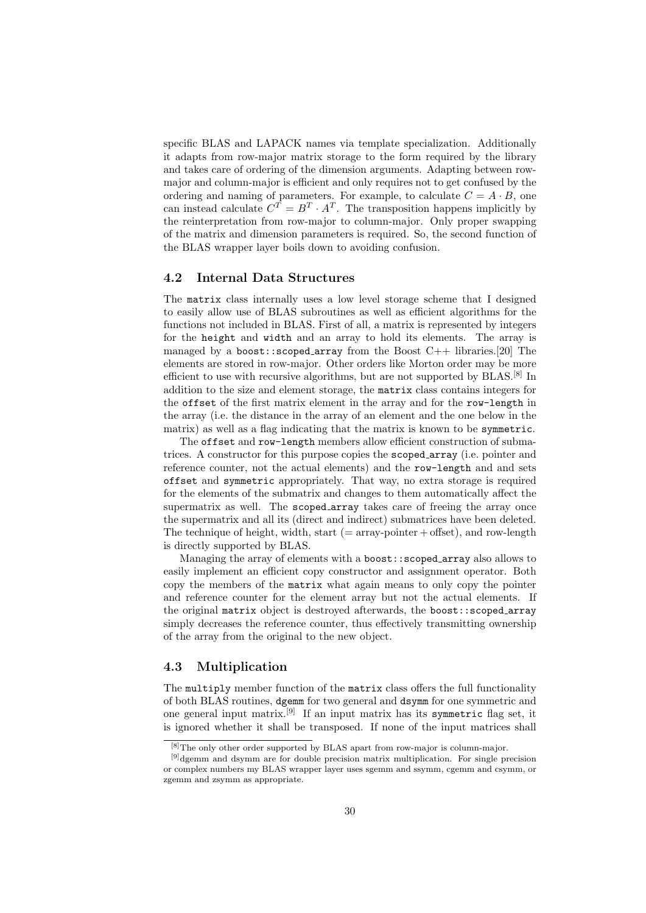specific BLAS and LAPACK names via template specialization. Additionally it adapts from row-major matrix storage to the form required by the library and takes care of ordering of the dimension arguments. Adapting between row-major and column-major is efficient and only requires not to get confused by the ordering and naming of parameters. For example, to calculate $C = A \cdot B$, one can instead calculate $C^T = B^T \cdot A^T$. The transposition happens implicitly by the reinterpretation from row-major to column-major. Only proper swapping of the matrix and dimension parameters is required. So, the second function of the BLAS wrapper layer boils down to avoiding confusion.

## 4.2 Internal Data Structures

The `matrix` class internally uses a low level storage scheme that I designed to easily allow use of BLAS subroutines as well as efficient algorithms for the functions not included in BLAS. First of all, a matrix is represented by integers for the `height` and `width` and an array to hold its elements. The array is managed by a `boost::scoped_array` from the Boost C++ libraries.[20] The elements are stored in row-major. Other orders like Morton order may be more efficient to use with recursive algorithms, but are not supported by BLAS.[8] In addition to the size and element storage, the `matrix` class contains integers for the `offset` of the first matrix element in the array and for the `row-length` in the array (i.e. the distance in the array of an element and the one below in the matrix) as well as a flag indicating that the matrix is known to be `symmetric`.

The `offset` and `row-length` members allow efficient construction of submatrices. A constructor for this purpose copies the `scoped_array` (i.e. pointer and reference counter, not the actual elements) and the `row-length` and and sets `offset` and `symmetric` appropriately. That way, no extra storage is required for the elements of the submatrix and changes to them automatically affect the supermatrix as well. The `scoped_array` takes care of freeing the array once the supermatrix and all its (direct and indirect) submatrices have been deleted. The technique of height, width, start (= array-pointer + offset), and row-length is directly supported by BLAS.

Managing the array of elements with a `boost::scoped_array` also allows to easily implement an efficient copy constructor and assignment operator. Both copy the members of the `matrix` what again means to only copy the pointer and reference counter for the element array but not the actual elements. If the original `matrix` object is destroyed afterwards, the `boost::scoped_array` simply decreases the reference counter, thus effectively transmitting ownership of the array from the original to the new object.

## 4.3 Multiplication

The `multiply` member function of the `matrix` class offers the full functionality of both BLAS routines, `dgemm` for two general and `dsymm` for one symmetric and one general input matrix.[9] If an input matrix has its `symmetric` flag set, it is ignored whether it shall be transposed. If none of the input matrices shall

[8] The only other order supported by BLAS apart from row-major is column-major.

[9] dgemm and dsymm are for double precision matrix multiplication. For single precision or complex numbers my BLAS wrapper layer uses sgemm and ssymm, cgemm and csymm, or zgemm and zsymm as appropriate.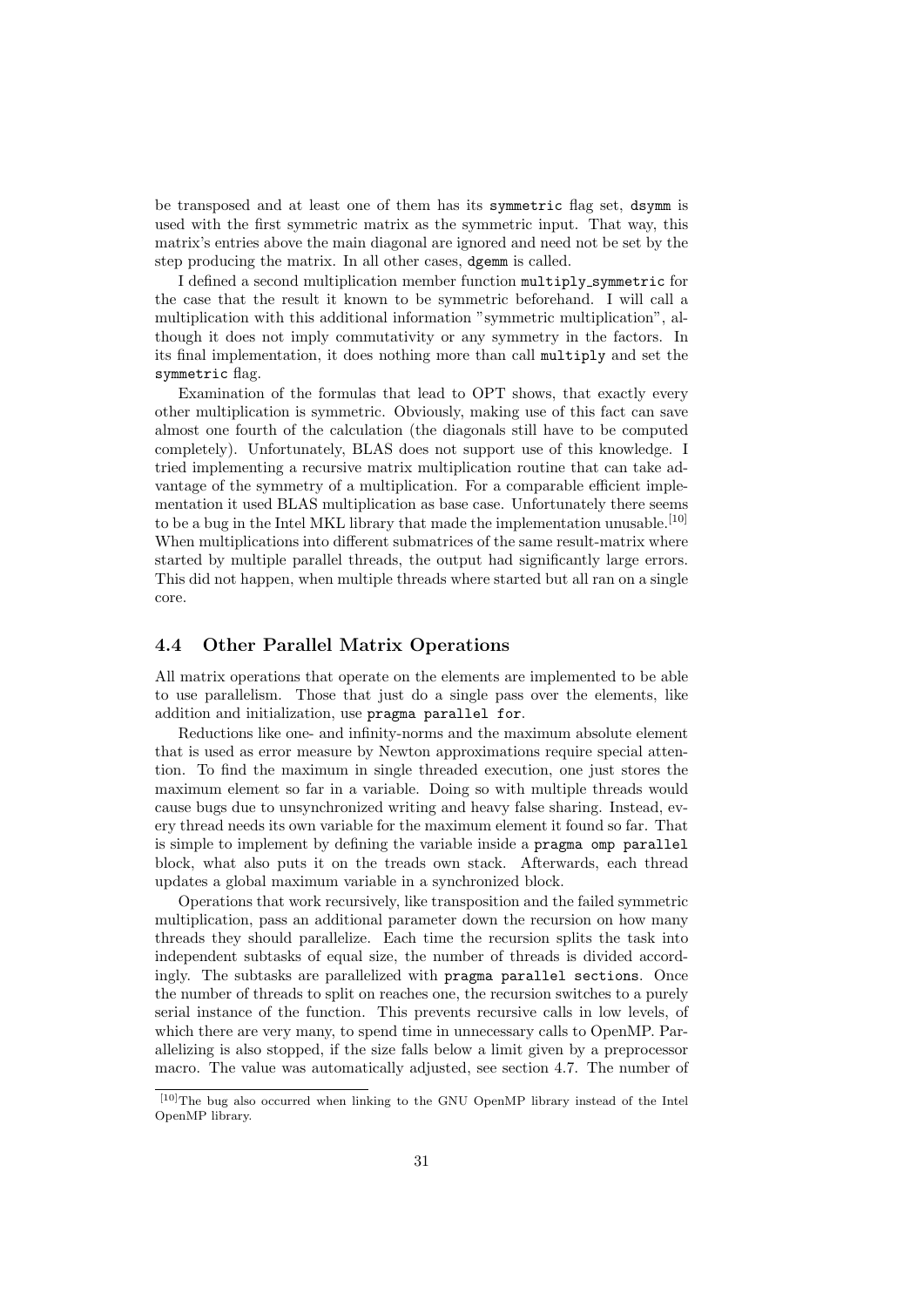be transposed and at least one of them has its `symmetric` flag set, `dsymm` is used with the first symmetric matrix as the symmetric input. That way, this matrix's entries above the main diagonal are ignored and need not be set by the step producing the matrix. In all other cases, `dgemm` is called.

I defined a second multiplication member function `multiply_symmetric` for the case that the result it known to be symmetric beforehand. I will call a multiplication with this additional information "symmetric multiplication", although it does not imply commutativity or any symmetry in the factors. In its final implementation, it does nothing more than call `multiply` and set the `symmetric` flag.

Examination of the formulas that lead to OPT shows, that exactly every other multiplication is symmetric. Obviously, making use of this fact can save almost one fourth of the calculation (the diagonals still have to be computed completely). Unfortunately, BLAS does not support use of this knowledge. I tried implementing a recursive matrix multiplication routine that can take advantage of the symmetry of a multiplication. For a comparable efficient implementation it used BLAS multiplication as base case. Unfortunately there seems to be a bug in the Intel MKL library that made the implementation unusable.[10] When multiplications into different submatrices of the same result-matrix where started by multiple parallel threads, the output had significantly large errors. This did not happen, when multiple threads where started but all ran on a single core.

## 4.4 Other Parallel Matrix Operations

All matrix operations that operate on the elements are implemented to be able to use parallelism. Those that just do a single pass over the elements, like addition and initialization, use `pragma parallel for`.

Reductions like one- and infinity-norms and the maximum absolute element that is used as error measure by Newton approximations require special attention. To find the maximum in single threaded execution, one just stores the maximum element so far in a variable. Doing so with multiple threads would cause bugs due to unsynchronized writing and heavy false sharing. Instead, every thread needs its own variable for the maximum element it found so far. That is simple to implement by defining the variable inside a `pragma omp parallel` block, what also puts it on the treads own stack. Afterwards, each thread updates a global maximum variable in a synchronized block.

Operations that work recursively, like transposition and the failed symmetric multiplication, pass an additional parameter down the recursion on how many threads they should parallelize. Each time the recursion splits the task into independent subtasks of equal size, the number of threads is divided accordingly. The subtasks are parallelized with `pragma parallel sections`. Once the number of threads to split on reaches one, the recursion switches to a purely serial instance of the function. This prevents recursive calls in low levels, of which there are very many, to spend time in unnecessary calls to OpenMP. Parallelizing is also stopped, if the size falls below a limit given by a preprocessor macro. The value was automatically adjusted, see section 4.7. The number of

[10]The bug also occurred when linking to the GNU OpenMP library instead of the Intel OpenMP library.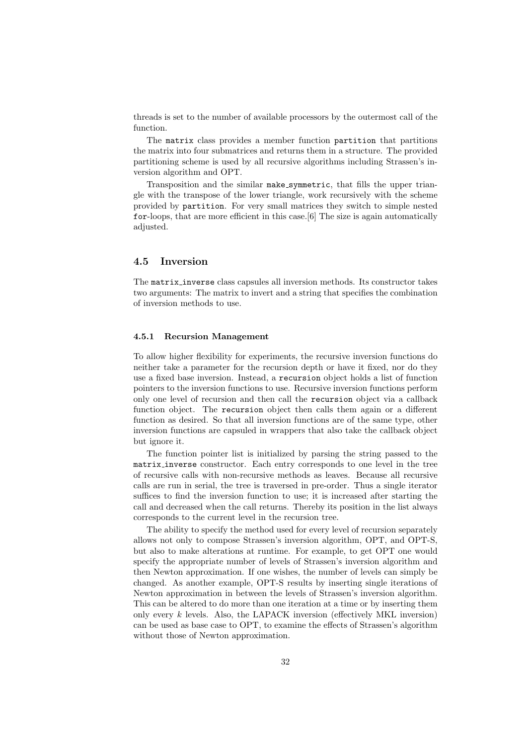threads is set to the number of available processors by the outermost call of the function.

The `matrix` class provides a member function `partition` that partitions the matrix into four submatrices and returns them in a structure. The provided partitioning scheme is used by all recursive algorithms including Strassen's inversion algorithm and OPT.

Transposition and the similar `make_symmetric`, that fills the upper triangle with the transpose of the lower triangle, work recursively with the scheme provided by `partition`. For very small matrices they switch to simple nested `for`-loops, that are more efficient in this case.[6] The size is again automatically adjusted.

### 4.5 Inversion

The `matrix_inverse` class capsules all inversion methods. Its constructor takes two arguments: The matrix to invert and a string that specifies the combination of inversion methods to use.

#### 4.5.1 Recursion Management

To allow higher flexibility for experiments, the recursive inversion functions do neither take a parameter for the recursion depth or have it fixed, nor do they use a fixed base inversion. Instead, a `recursion` object holds a list of function pointers to the inversion functions to use. Recursive inversion functions perform only one level of recursion and then call the `recursion` object via a callback function object. The `recursion` object then calls them again or a different function as desired. So that all inversion functions are of the same type, other inversion functions are capsuled in wrappers that also take the callback object but ignore it.

The function pointer list is initialized by parsing the string passed to the `matrix_inverse` constructor. Each entry corresponds to one level in the tree of recursive calls with non-recursive methods as leaves. Because all recursive calls are run in serial, the tree is traversed in pre-order. Thus a single iterator suffices to find the inversion function to use; it is increased after starting the call and decreased when the call returns. Thereby its position in the list always corresponds to the current level in the recursion tree.

The ability to specify the method used for every level of recursion separately allows not only to compose Strassen's inversion algorithm, OPT, and OPT-S, but also to make alterations at runtime. For example, to get OPT one would specify the appropriate number of levels of Strassen's inversion algorithm and then Newton approximation. If one wishes, the number of levels can simply be changed. As another example, OPT-S results by inserting single iterations of Newton approximation in between the levels of Strassen's inversion algorithm. This can be altered to do more than one iteration at a time or by inserting them only every $k$ levels. Also, the LAPACK inversion (effectively MKL inversion) can be used as base case to OPT, to examine the effects of Strassen's algorithm without those of Newton approximation.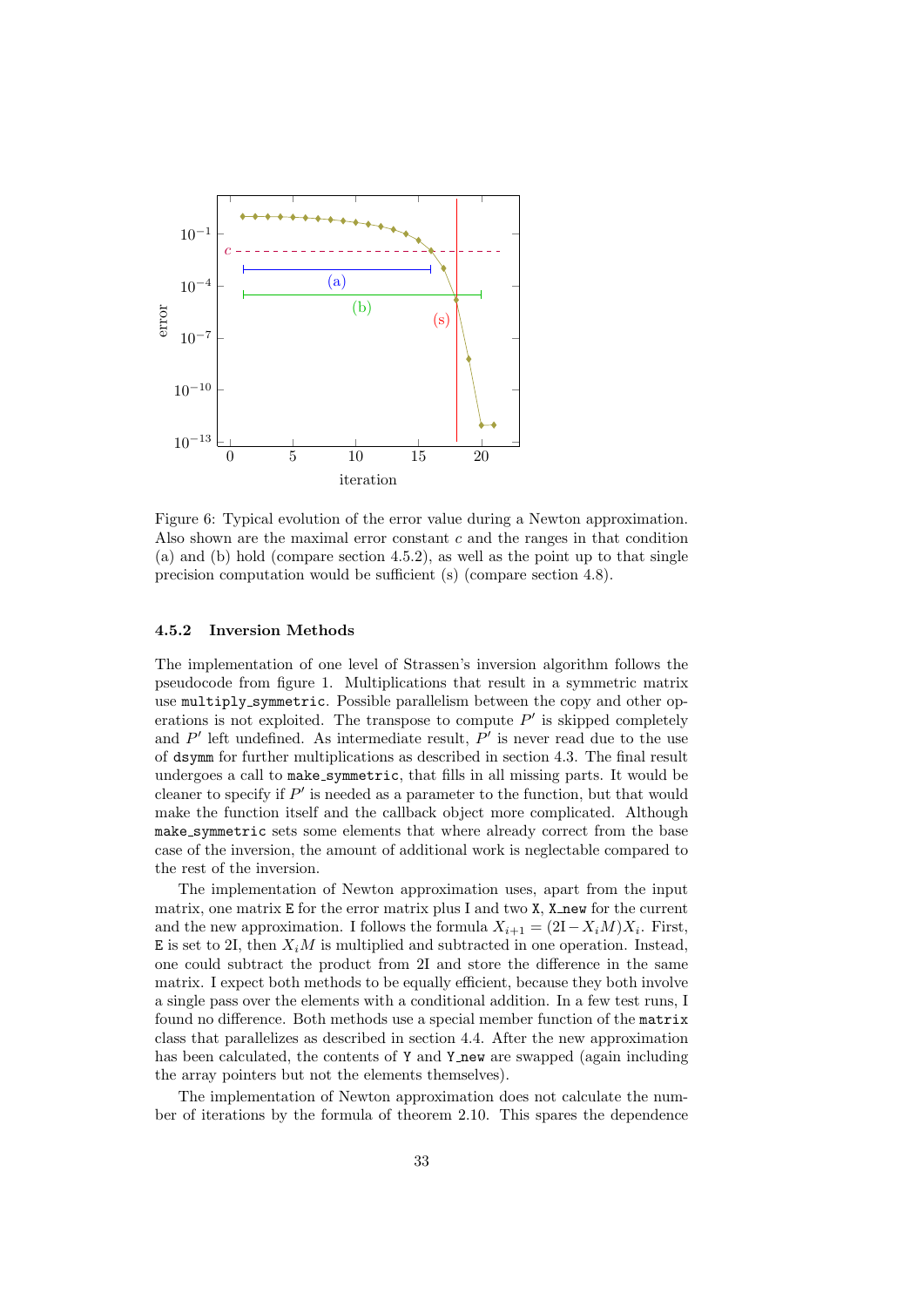Figure 6: Typical evolution of the error value during a Newton approximation. Also shown are the maximal error constant $c$ and the ranges in that condition (a) and (b) hold (compare section 4.5.2), as well as the point up to that single precision computation would be sufficient (s) (compare section 4.8).

### 4.5.2 Inversion Methods

The implementation of one level of Strassen's inversion algorithm follows the pseudocode from figure 1. Multiplications that result in a symmetric matrix use `multiply_symmetric`. Possible parallelism between the copy and other operations is not exploited. The transpose to compute $P'$ is skipped completely and $P'$ left undefined. As intermediate result, $P'$ is never read due to the use of `dsymm` for further multiplications as described in section 4.3. The final result undergoes a call to `make_symmetric`, that fills in all missing parts. It would be cleaner to specify if $P'$ is needed as a parameter to the function, but that would make the function itself and the callback object more complicated. Although `make_symmetric` sets some elements that where already correct from the base case of the inversion, the amount of additional work is neglectable compared to the rest of the inversion.

The implementation of Newton approximation uses, apart from the input matrix, one matrix `E` for the error matrix plus I and two `X`, `X_new` for the current and the new approximation. I follows the formula $X_{i+1} = (2\mathrm{I} - X_i M)X_i$. First, `E` is set to 2I, then $X_i M$ is multiplied and subtracted in one operation. Instead, one could subtract the product from 2I and store the difference in the same matrix. I expect both methods to be equally efficient, because they both involve a single pass over the elements with a conditional addition. In a few test runs, I found no difference. Both methods use a special member function of the `matrix` class that parallelizes as described in section 4.4. After the new approximation has been calculated, the contents of `Y` and `Y_new` are swapped (again including the array pointers but not the elements themselves).

The implementation of Newton approximation does not calculate the number of iterations by the formula of theorem 2.10. This spares the dependence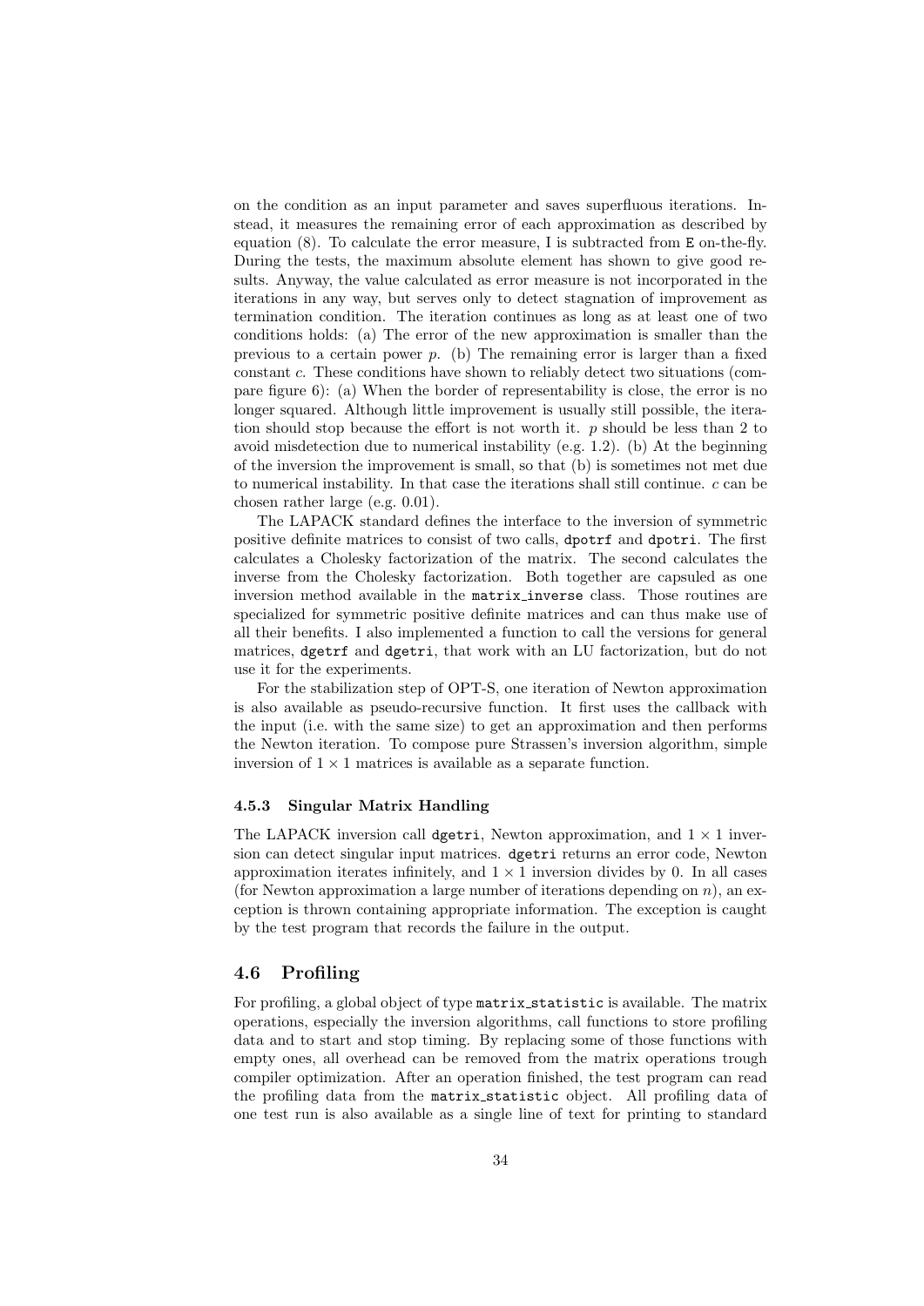on the condition as an input parameter and saves superfluous iterations. Instead, it measures the remaining error of each approximation as described by equation (8). To calculate the error measure, I is subtracted from `E` on-the-fly. During the tests, the maximum absolute element has shown to give good results. Anyway, the value calculated as error measure is not incorporated in the iterations in any way, but serves only to detect stagnation of improvement as termination condition. The iteration continues as long as at least one of two conditions holds: (a) The error of the new approximation is smaller than the previous to a certain power $p$. (b) The remaining error is larger than a fixed constant $c$. These conditions have shown to reliably detect two situations (compare figure 6): (a) When the border of representability is close, the error is no longer squared. Although little improvement is usually still possible, the iteration should stop because the effort is not worth it. $p$ should be less than 2 to avoid misdetection due to numerical instability (e.g. 1.2). (b) At the beginning of the inversion the improvement is small, so that (b) is sometimes not met due to numerical instability. In that case the iterations shall still continue. $c$ can be chosen rather large (e.g. 0.01).

The LAPACK standard defines the interface to the inversion of symmetric positive definite matrices to consist of two calls, `dpotrf` and `dpotri`. The first calculates a Cholesky factorization of the matrix. The second calculates the inverse from the Cholesky factorization. Both together are capsuled as one inversion method available in the `matrix_inverse` class. Those routines are specialized for symmetric positive definite matrices and can thus make use of all their benefits. I also implemented a function to call the versions for general matrices, `dgetrf` and `dgetri`, that work with an LU factorization, but do not use it for the experiments.

For the stabilization step of OPT-S, one iteration of Newton approximation is also available as pseudo-recursive function. It first uses the callback with the input (i.e. with the same size) to get an approximation and then performs the Newton iteration. To compose pure Strassen's inversion algorithm, simple inversion of $1 \times 1$ matrices is available as a separate function.

### 4.5.3 Singular Matrix Handling

The LAPACK inversion call `dgetri`, Newton approximation, and $1 \times 1$ inversion can detect singular input matrices. `dgetri` returns an error code, Newton approximation iterates infinitely, and $1 \times 1$ inversion divides by 0. In all cases (for Newton approximation a large number of iterations depending on $n$), an exception is thrown containing appropriate information. The exception is caught by the test program that records the failure in the output.

## 4.6 Profiling

For profiling, a global object of type `matrix_statistic` is available. The matrix operations, especially the inversion algorithms, call functions to store profiling data and to start and stop timing. By replacing some of those functions with empty ones, all overhead can be removed from the matrix operations trough compiler optimization. After an operation finished, the test program can read the profiling data from the `matrix_statistic` object. All profiling data of one test run is also available as a single line of text for printing to standard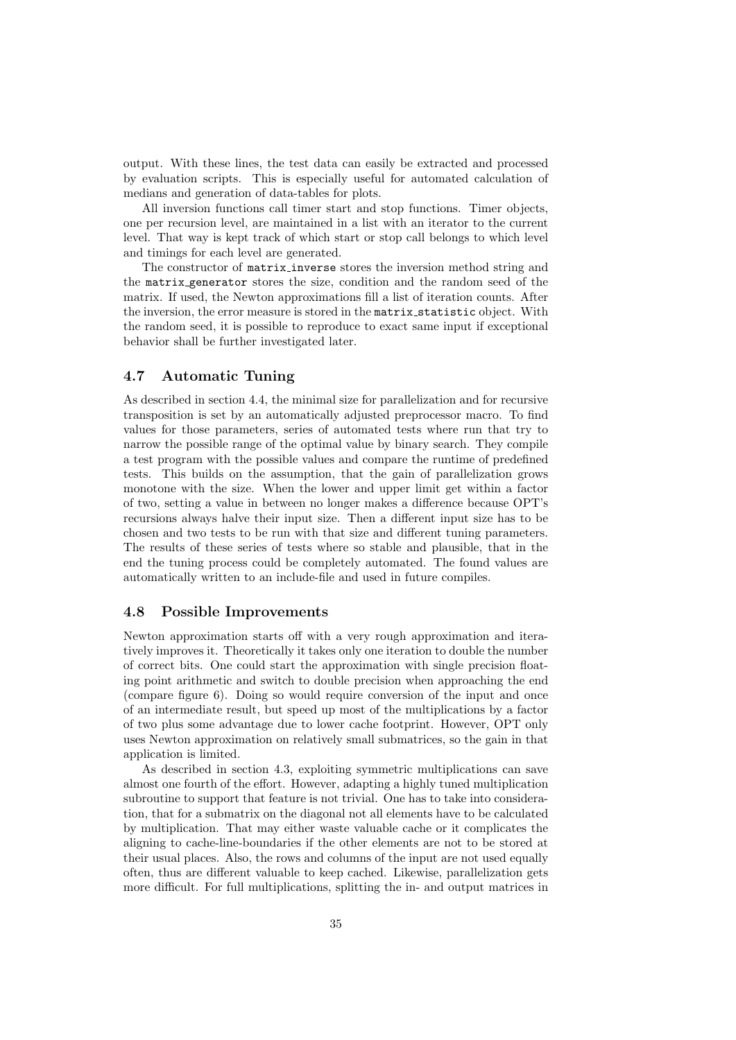output. With these lines, the test data can easily be extracted and processed by evaluation scripts. This is especially useful for automated calculation of medians and generation of data-tables for plots.

All inversion functions call timer start and stop functions. Timer objects, one per recursion level, are maintained in a list with an iterator to the current level. That way is kept track of which start or stop call belongs to which level and timings for each level are generated.

The constructor of `matrix_inverse` stores the inversion method string and the `matrix_generator` stores the size, condition and the random seed of the matrix. If used, the Newton approximations fill a list of iteration counts. After the inversion, the error measure is stored in the `matrix_statistic` object. With the random seed, it is possible to reproduce to exact same input if exceptional behavior shall be further investigated later.

### 4.7 Automatic Tuning

As described in section 4.4, the minimal size for parallelization and for recursive transposition is set by an automatically adjusted preprocessor macro. To find values for those parameters, series of automated tests where run that try to narrow the possible range of the optimal value by binary search. They compile a test program with the possible values and compare the runtime of predefined tests. This builds on the assumption, that the gain of parallelization grows monotone with the size. When the lower and upper limit get within a factor of two, setting a value in between no longer makes a difference because OPT's recursions always halve their input size. Then a different input size has to be chosen and two tests to be run with that size and different tuning parameters. The results of these series of tests where so stable and plausible, that in the end the tuning process could be completely automated. The found values are automatically written to an include-file and used in future compiles.

### 4.8 Possible Improvements

Newton approximation starts off with a very rough approximation and iteratively improves it. Theoretically it takes only one iteration to double the number of correct bits. One could start the approximation with single precision floating point arithmetic and switch to double precision when approaching the end (compare figure 6). Doing so would require conversion of the input and once of an intermediate result, but speed up most of the multiplications by a factor of two plus some advantage due to lower cache footprint. However, OPT only uses Newton approximation on relatively small submatrices, so the gain in that application is limited.

As described in section 4.3, exploiting symmetric multiplications can save almost one fourth of the effort. However, adapting a highly tuned multiplication subroutine to support that feature is not trivial. One has to take into consideration, that for a submatrix on the diagonal not all elements have to be calculated by multiplication. That may either waste valuable cache or it complicates the aligning to cache-line-boundaries if the other elements are not to be stored at their usual places. Also, the rows and columns of the input are not used equally often, thus are different valuable to keep cached. Likewise, parallelization gets more difficult. For full multiplications, splitting the in- and output matrices in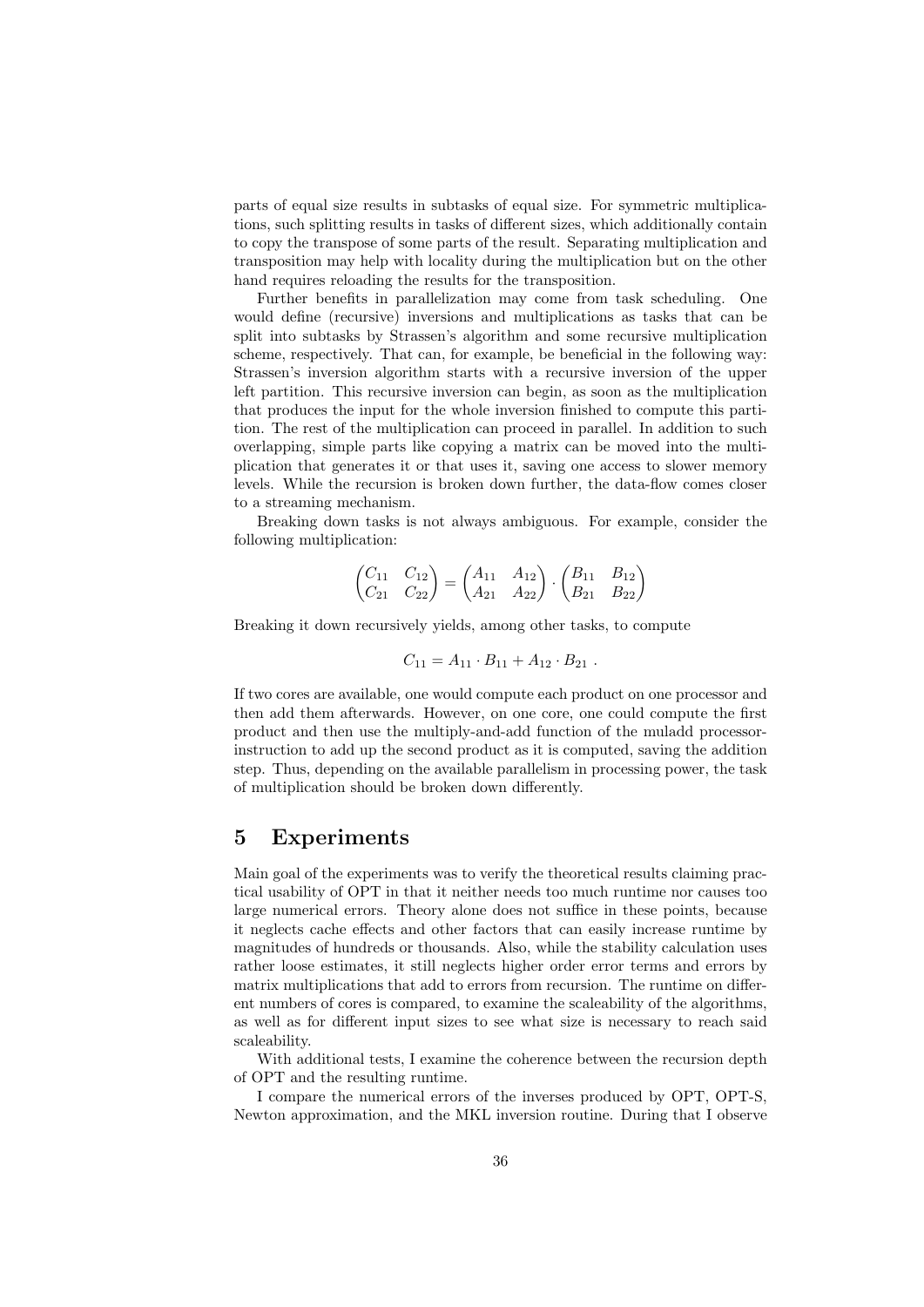parts of equal size results in subtasks of equal size. For symmetric multiplications, such splitting results in tasks of different sizes, which additionally contain to copy the transpose of some parts of the result. Separating multiplication and transposition may help with locality during the multiplication but on the other hand requires reloading the results for the transposition.

Further benefits in parallelization may come from task scheduling. One would define (recursive) inversions and multiplications as tasks that can be split into subtasks by Strassen's algorithm and some recursive multiplication scheme, respectively. That can, for example, be beneficial in the following way: Strassen's inversion algorithm starts with a recursive inversion of the upper left partition. This recursive inversion can begin, as soon as the multiplication that produces the input for the whole inversion finished to compute this partition. The rest of the multiplication can proceed in parallel. In addition to such overlapping, simple parts like copying a matrix can be moved into the multiplication that generates it or that uses it, saving one access to slower memory levels. While the recursion is broken down further, the data-flow comes closer to a streaming mechanism.

Breaking down tasks is not always ambiguous. For example, consider the following multiplication:

$$\begin{pmatrix} C_{11} & C_{12} \\ C_{21} & C_{22} \end{pmatrix} = \begin{pmatrix} A_{11} & A_{12} \\ A_{21} & A_{22} \end{pmatrix} \cdot \begin{pmatrix} B_{11} & B_{12} \\ B_{21} & B_{22} \end{pmatrix}$$

Breaking it down recursively yields, among other tasks, to compute

$$C_{11} = A_{11} \cdot B_{11} + A_{12} \cdot B_{21} \ .$$

If two cores are available, one would compute each product on one processor and then add them afterwards. However, on one core, one could compute the first product and then use the multiply-and-add function of the muladd processor-instruction to add up the second product as it is computed, saving the addition step. Thus, depending on the available parallelism in processing power, the task of multiplication should be broken down differently.

# 5 Experiments

Main goal of the experiments was to verify the theoretical results claiming practical usability of OPT in that it neither needs too much runtime nor causes too large numerical errors. Theory alone does not suffice in these points, because it neglects cache effects and other factors that can easily increase runtime by magnitudes of hundreds or thousands. Also, while the stability calculation uses rather loose estimates, it still neglects higher order error terms and errors by matrix multiplications that add to errors from recursion. The runtime on different numbers of cores is compared, to examine the scaleability of the algorithms, as well as for different input sizes to see what size is necessary to reach said scaleability.

With additional tests, I examine the coherence between the recursion depth of OPT and the resulting runtime.

I compare the numerical errors of the inverses produced by OPT, OPT-S, Newton approximation, and the MKL inversion routine. During that I observe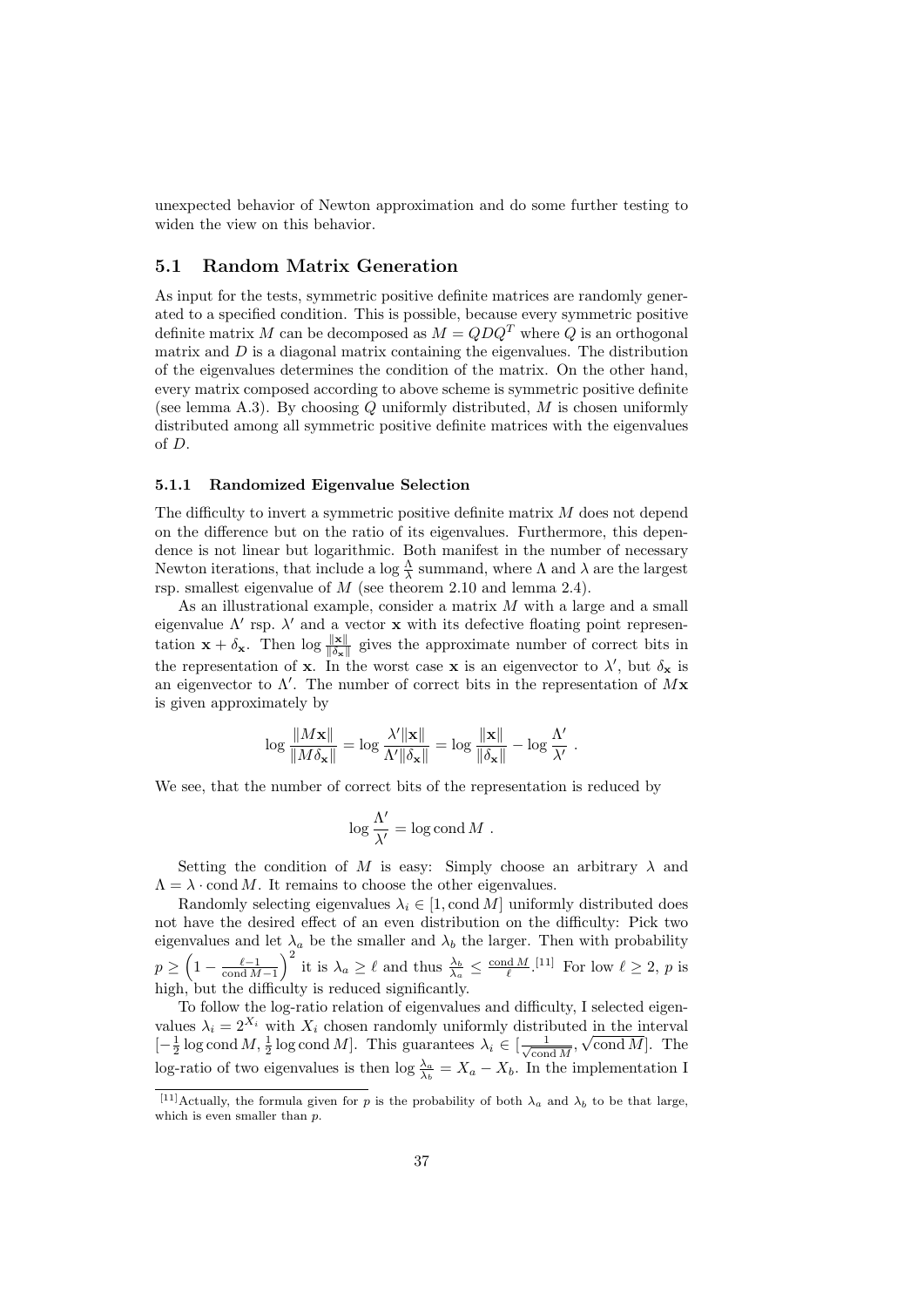unexpected behavior of Newton approximation and do some further testing to widen the view on this behavior.

## 5.1 Random Matrix Generation

As input for the tests, symmetric positive definite matrices are randomly generated to a specified condition. This is possible, because every symmetric positive definite matrix $M$ can be decomposed as $M = QDQ^T$ where $Q$ is an orthogonal matrix and $D$ is a diagonal matrix containing the eigenvalues. The distribution of the eigenvalues determines the condition of the matrix. On the other hand, every matrix composed according to above scheme is symmetric positive definite (see lemma A.3). By choosing $Q$ uniformly distributed, $M$ is chosen uniformly distributed among all symmetric positive definite matrices with the eigenvalues of $D$.

### 5.1.1 Randomized Eigenvalue Selection

The difficulty to invert a symmetric positive definite matrix $M$ does not depend on the difference but on the ratio of its eigenvalues. Furthermore, this dependence is not linear but logarithmic. Both manifest in the number of necessary Newton iterations, that include a $\log \frac{\Lambda}{\lambda}$ summand, where $\Lambda$ and $\lambda$ are the largest rsp. smallest eigenvalue of $M$ (see theorem 2.10 and lemma 2.4).

As an illustrational example, consider a matrix $M$ with a large and a small eigenvalue $\Lambda'$ rsp. $\lambda'$ and a vector $\mathbf{x}$ with its defective floating point representation $\mathbf{x} + \delta_\mathbf{x}$. Then $\log \frac{\|\mathbf{x}\|}{\|\delta_\mathbf{x}\|}$ gives the approximate number of correct bits in the representation of $\mathbf{x}$. In the worst case $\mathbf{x}$ is an eigenvector to $\lambda'$, but $\delta_\mathbf{x}$ is an eigenvector to $\Lambda'$. The number of correct bits in the representation of $M\mathbf{x}$ is given approximately by

$$\log \frac{\|M\mathbf{x}\|}{\|M\delta_\mathbf{x}\|} = \log \frac{\lambda' \|\mathbf{x}\|}{\Lambda' \|\delta_\mathbf{x}\|} = \log \frac{\|\mathbf{x}\|}{\|\delta_\mathbf{x}\|} - \log \frac{\Lambda'}{\lambda'} \ .$$

We see, that the number of correct bits of the representation is reduced by

$$\log \frac{\Lambda'}{\lambda'} = \log \operatorname{cond} M \ .$$

Setting the condition of $M$ is easy: Simply choose an arbitrary $\lambda$ and $\Lambda = \lambda \cdot \operatorname{cond} M$. It remains to choose the other eigenvalues.

Randomly selecting eigenvalues $\lambda_i \in [1, \operatorname{cond} M]$ uniformly distributed does not have the desired effect of an even distribution on the difficulty: Pick two eigenvalues and let $\lambda_a$ be the smaller and $\lambda_b$ the larger. Then with probability $p \geq \left(1 - \frac{\ell - 1}{\operatorname{cond} M - 1}\right)^2$ it is $\lambda_a \geq \ell$ and thus $\frac{\lambda_b}{\lambda_a} \leq \frac{\operatorname{cond} M}{\ell}$.[11] For low $\ell \geq 2$, $p$ is high, but the difficulty is reduced significantly.

To follow the log-ratio relation of eigenvalues and difficulty, I selected eigenvalues $\lambda_i = 2^{X_i}$ with $X_i$ chosen randomly uniformly distributed in the interval $[-\frac{1}{2} \log \operatorname{cond} M, \frac{1}{2} \log \operatorname{cond} M]$. This guarantees $\lambda_i \in [\frac{1}{\sqrt{\operatorname{cond} M}}, \sqrt{\operatorname{cond} M}]$. The log-ratio of two eigenvalues is then $\log \frac{\lambda_a}{\lambda_b} = X_a - X_b$. In the implementation I

[11] Actually, the formula given for $p$ is the probability of both $\lambda_a$ and $\lambda_b$ to be that large, which is even smaller than $p$.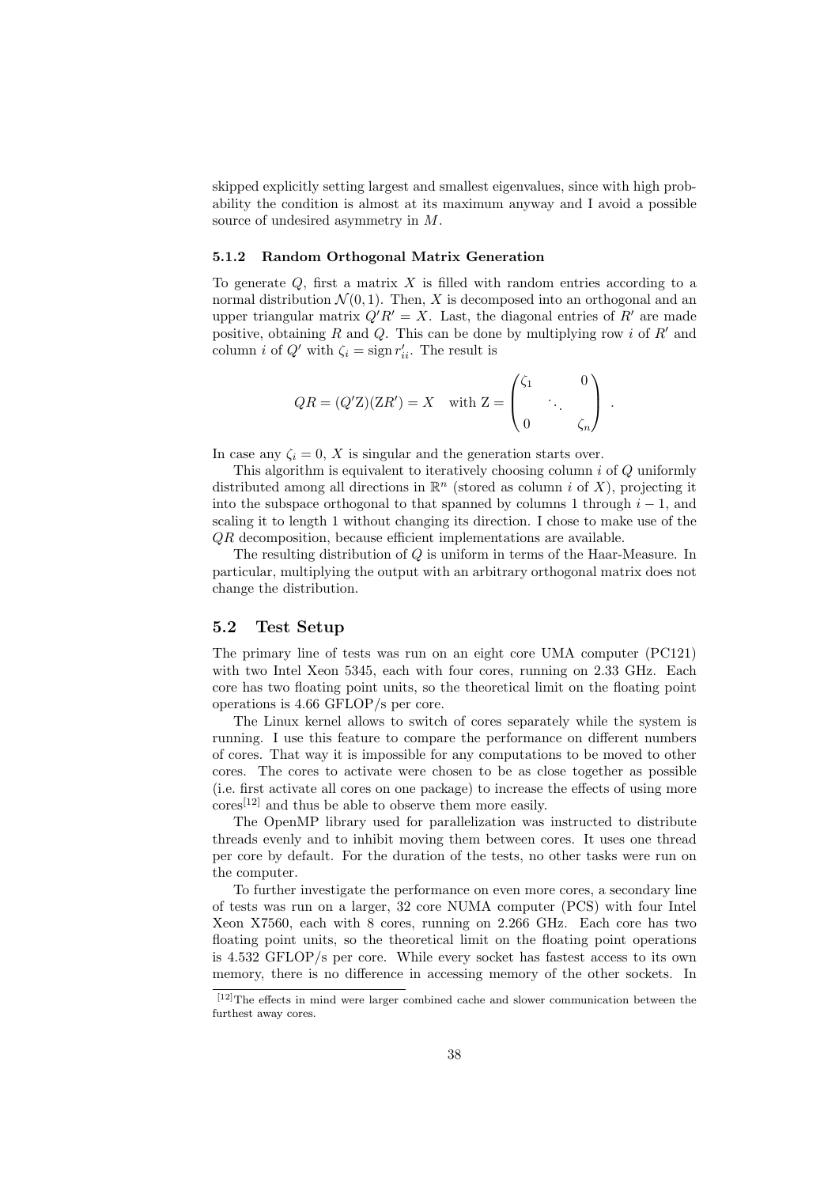skipped explicitly setting largest and smallest eigenvalues, since with high probability the condition is almost at its maximum anyway and I avoid a possible source of undesired asymmetry in $M$.

### 5.1.2 Random Orthogonal Matrix Generation

To generate $Q$, first a matrix $X$ is filled with random entries according to a normal distribution $\mathcal{N}(0,1)$. Then, $X$ is decomposed into an orthogonal and an upper triangular matrix $Q'R' = X$. Last, the diagonal entries of $R'$ are made positive, obtaining $R$ and $Q$. This can be done by multiplying row $i$ of $R'$ and column $i$ of $Q'$ with $\zeta_i = \operatorname{sign} r'_{ii}$. The result is

$$QR = (Q'\mathrm{Z})(\mathrm{Z}R') = X \quad \text{with } \mathrm{Z} = \begin{pmatrix} \zeta_1 & & 0 \\ & \ddots & \\ 0 & & \zeta_n \end{pmatrix} .$$

In case any $\zeta_i = 0$, $X$ is singular and the generation starts over.

This algorithm is equivalent to iteratively choosing column $i$ of $Q$ uniformly distributed among all directions in $\mathbb{R}^n$ (stored as column $i$ of $X$), projecting it into the subspace orthogonal to that spanned by columns 1 through $i-1$, and scaling it to length 1 without changing its direction. I chose to make use of the $QR$ decomposition, because efficient implementations are available.

The resulting distribution of $Q$ is uniform in terms of the Haar-Measure. In particular, multiplying the output with an arbitrary orthogonal matrix does not change the distribution.

## 5.2 Test Setup

The primary line of tests was run on an eight core UMA computer (PC121) with two Intel Xeon 5345, each with four cores, running on 2.33 GHz. Each core has two floating point units, so the theoretical limit on the floating point operations is 4.66 GFLOP/s per core.

The Linux kernel allows to switch of cores separately while the system is running. I use this feature to compare the performance on different numbers of cores. That way it is impossible for any computations to be moved to other cores. The cores to activate were chosen to be as close together as possible (i.e. first activate all cores on one package) to increase the effects of using more cores[12] and thus be able to observe them more easily.

The OpenMP library used for parallelization was instructed to distribute threads evenly and to inhibit moving them between cores. It uses one thread per core by default. For the duration of the tests, no other tasks were run on the computer.

To further investigate the performance on even more cores, a secondary line of tests was run on a larger, 32 core NUMA computer (PCS) with four Intel Xeon X7560, each with 8 cores, running on 2.266 GHz. Each core has two floating point units, so the theoretical limit on the floating point operations is 4.532 GFLOP/s per core. While every socket has fastest access to its own memory, there is no difference in accessing memory of the other sockets. In

[12] The effects in mind were larger combined cache and slower communication between the furthest away cores.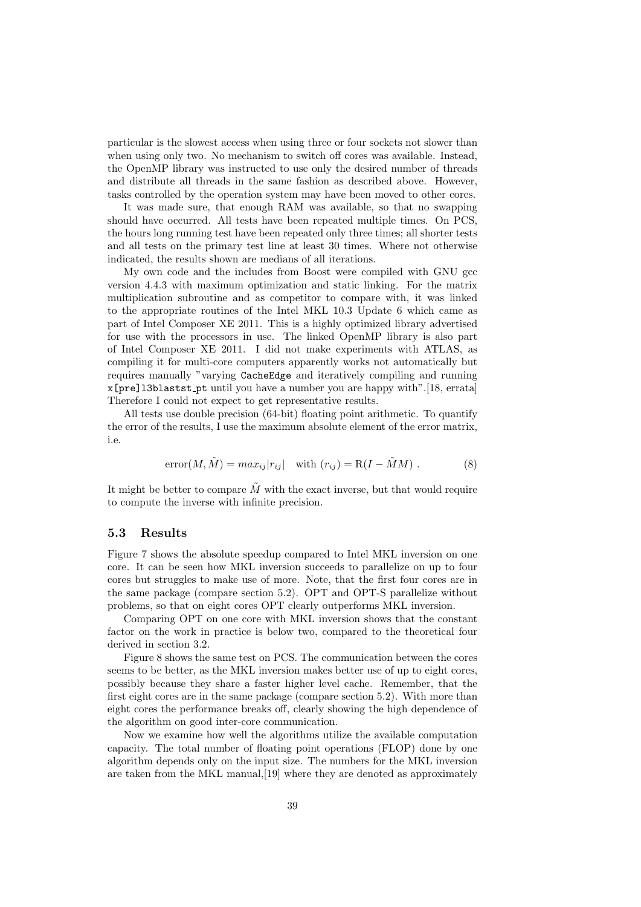particular is the slowest access when using three or four sockets not slower than when using only two. No mechanism to switch off cores was available. Instead, the OpenMP library was instructed to use only the desired number of threads and distribute all threads in the same fashion as described above. However, tasks controlled by the operation system may have been moved to other cores.

It was made sure, that enough RAM was available, so that no swapping should have occurred. All tests have been repeated multiple times. On PCS, the hours long running test have been repeated only three times; all shorter tests and all tests on the primary test line at least 30 times. Where not otherwise indicated, the results shown are medians of all iterations.

My own code and the includes from Boost were compiled with GNU gcc version 4.4.3 with maximum optimization and static linking. For the matrix multiplication subroutine and as competitor to compare with, it was linked to the appropriate routines of the Intel MKL 10.3 Update 6 which came as part of Intel Composer XE 2011. This is a highly optimized library advertised for use with the processors in use. The linked OpenMP library is also part of Intel Composer XE 2011. I did not make experiments with ATLAS, as compiling it for multi-core computers apparently works not automatically but requires manually "varying `CacheEdge` and iteratively compiling and running `x[pre]l3blastst_pt` until you have a number you are happy with".[18, errata] Therefore I could not expect to get representative results.

All tests use double precision (64-bit) floating point arithmetic. To quantify the error of the results, I use the maximum absolute element of the error matrix, i.e.

$$\mathrm{error}(M, \tilde{M}) = max_{ij}|r_{ij}| \quad \text{with } (r_{ij}) = \mathrm{R}(I - \tilde{M}M) \; . \tag{8}$$

It might be better to compare $\tilde{M}$ with the exact inverse, but that would require to compute the inverse with infinite precision.

### 5.3 Results

Figure 7 shows the absolute speedup compared to Intel MKL inversion on one core. It can be seen how MKL inversion succeeds to parallelize on up to four cores but struggles to make use of more. Note, that the first four cores are in the same package (compare section 5.2). OPT and OPT-S parallelize without problems, so that on eight cores OPT clearly outperforms MKL inversion.

Comparing OPT on one core with MKL inversion shows that the constant factor on the work in practice is below two, compared to the theoretical four derived in section 3.2.

Figure 8 shows the same test on PCS. The communication between the cores seems to be better, as the MKL inversion makes better use of up to eight cores, possibly because they share a faster higher level cache. Remember, that the first eight cores are in the same package (compare section 5.2). With more than eight cores the performance breaks off, clearly showing the high dependence of the algorithm on good inter-core communication.

Now we examine how well the algorithms utilize the available computation capacity. The total number of floating point operations (FLOP) done by one algorithm depends only on the input size. The numbers for the MKL inversion are taken from the MKL manual,[19] where they are denoted as approximately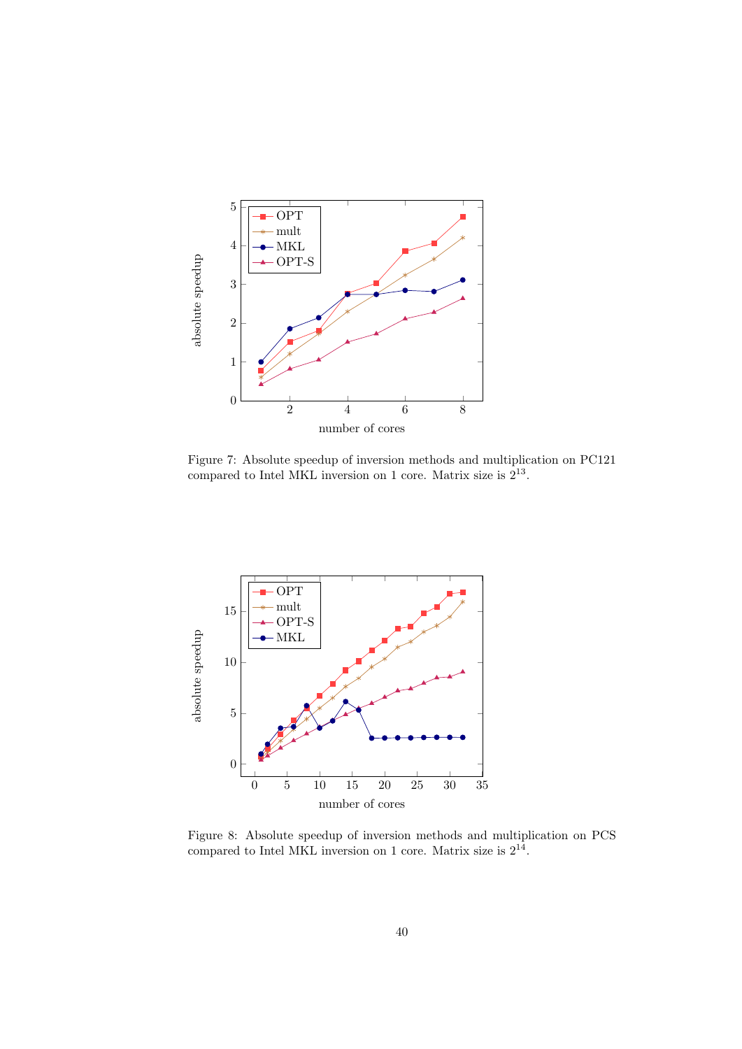Figure 7: Absolute speedup of inversion methods and multiplication on PC121 compared to Intel MKL inversion on 1 core. Matrix size is $2^{13}$.

Figure 8: Absolute speedup of inversion methods and multiplication on PCS compared to Intel MKL inversion on 1 core. Matrix size is $2^{14}$.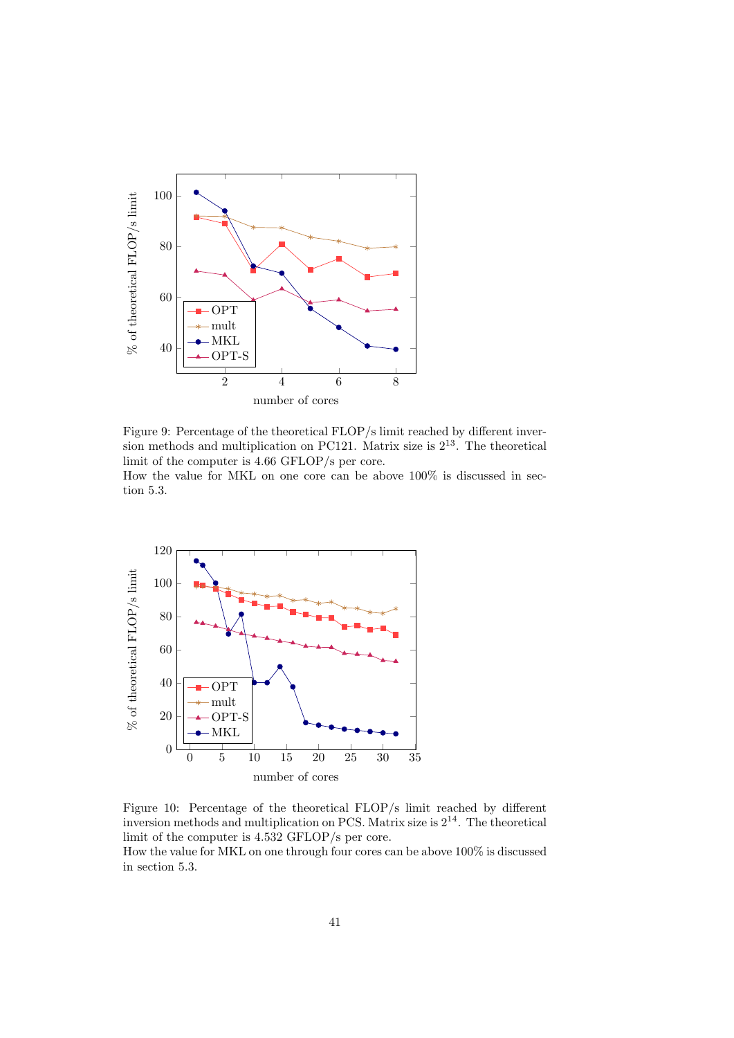Figure 9: Percentage of the theoretical FLOP/s limit reached by different inversion methods and multiplication on PC121. Matrix size is $2^{13}$. The theoretical limit of the computer is 4.66 GFLOP/s per core.
How the value for MKL on one core can be above 100% is discussed in section 5.3.

Figure 10: Percentage of the theoretical FLOP/s limit reached by different inversion methods and multiplication on PCS. Matrix size is $2^{14}$. The theoretical limit of the computer is 4.532 GFLOP/s per core.
How the value for MKL on one through four cores can be above 100% is discussed in section 5.3.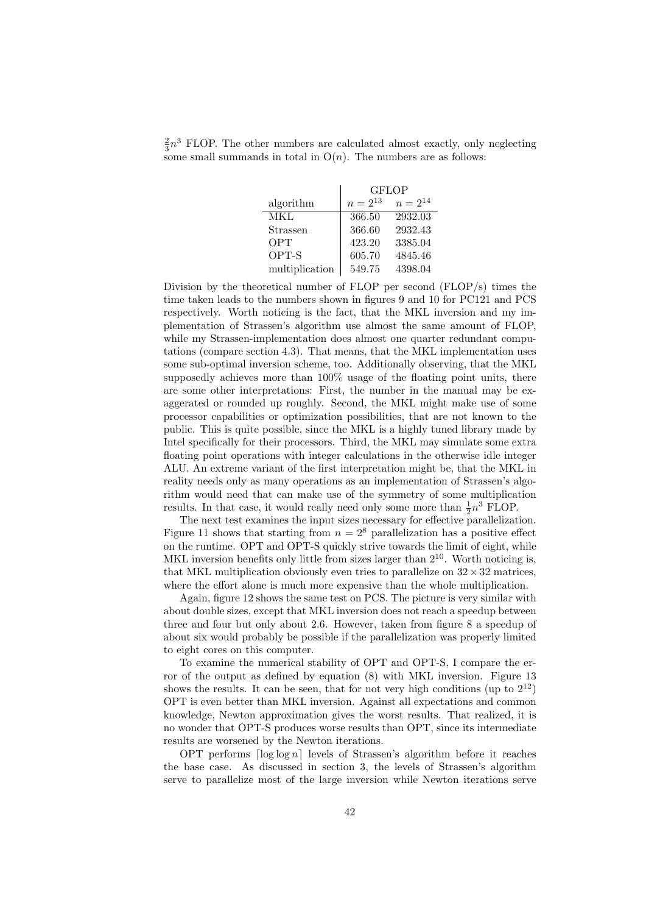$\frac{2}{3}n^3$ FLOP. The other numbers are calculated almost exactly, only neglecting some small summands in total in $O(n)$. The numbers are as follows:

| algorithm | GFLOP $n = 2^{13}$ | GFLOP $n = 2^{14}$ |
|---|---|---|
| MKL | 366.50 | 2932.03 |
| Strassen | 366.60 | 2932.43 |
| OPT | 423.20 | 3385.04 |
| OPT-S | 605.70 | 4845.46 |
| multiplication | 549.75 | 4398.04 |

Division by the theoretical number of FLOP per second (FLOP/s) times the time taken leads to the numbers shown in figures 9 and 10 for PC121 and PCS respectively. Worth noticing is the fact, that the MKL inversion and my implementation of Strassen's algorithm use almost the same amount of FLOP, while my Strassen-implementation does almost one quarter redundant computations (compare section 4.3). That means, that the MKL implementation uses some sub-optimal inversion scheme, too. Additionally observing, that the MKL supposedly achieves more than 100% usage of the floating point units, there are some other interpretations: First, the number in the manual may be exaggerated or rounded up roughly. Second, the MKL might make use of some processor capabilities or optimization possibilities, that are not known to the public. This is quite possible, since the MKL is a highly tuned library made by Intel specifically for their processors. Third, the MKL may simulate some extra floating point operations with integer calculations in the otherwise idle integer ALU. An extreme variant of the first interpretation might be, that the MKL in reality needs only as many operations as an implementation of Strassen's algorithm would need that can make use of the symmetry of some multiplication results. In that case, it would really need only some more than $\frac{1}{2}n^3$ FLOP.

The next test examines the input sizes necessary for effective parallelization. Figure 11 shows that starting from $n = 2^8$ parallelization has a positive effect on the runtime. OPT and OPT-S quickly strive towards the limit of eight, while MKL inversion benefits only little from sizes larger than $2^{10}$. Worth noticing is, that MKL multiplication obviously even tries to parallelize on $32 \times 32$ matrices, where the effort alone is much more expensive than the whole multiplication.

Again, figure 12 shows the same test on PCS. The picture is very similar with about double sizes, except that MKL inversion does not reach a speedup between three and four but only about 2.6. However, taken from figure 8 a speedup of about six would probably be possible if the parallelization was properly limited to eight cores on this computer.

To examine the numerical stability of OPT and OPT-S, I compare the error of the output as defined by equation (8) with MKL inversion. Figure 13 shows the results. It can be seen, that for not very high conditions (up to $2^{12}$) OPT is even better than MKL inversion. Against all expectations and common knowledge, Newton approximation gives the worst results. That realized, it is no wonder that OPT-S produces worse results than OPT, since its intermediate results are worsened by the Newton iterations.

OPT performs $\lceil \log \log n \rceil$ levels of Strassen's algorithm before it reaches the base case. As discussed in section 3, the levels of Strassen's algorithm serve to parallelize most of the large inversion while Newton iterations serve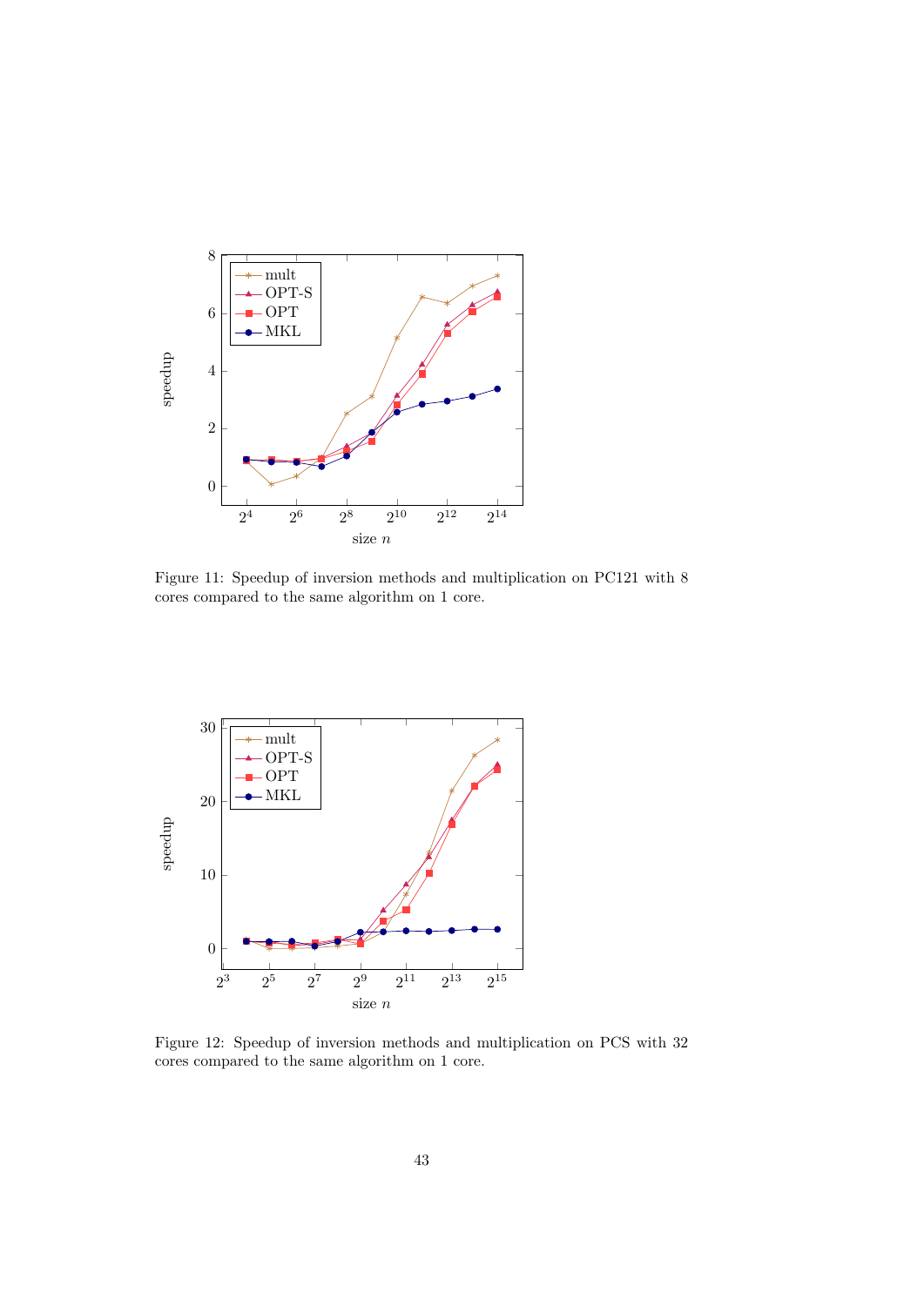Figure 11: Speedup of inversion methods and multiplication on PC121 with 8 cores compared to the same algorithm on 1 core.

Figure 12: Speedup of inversion methods and multiplication on PCS with 32 cores compared to the same algorithm on 1 core.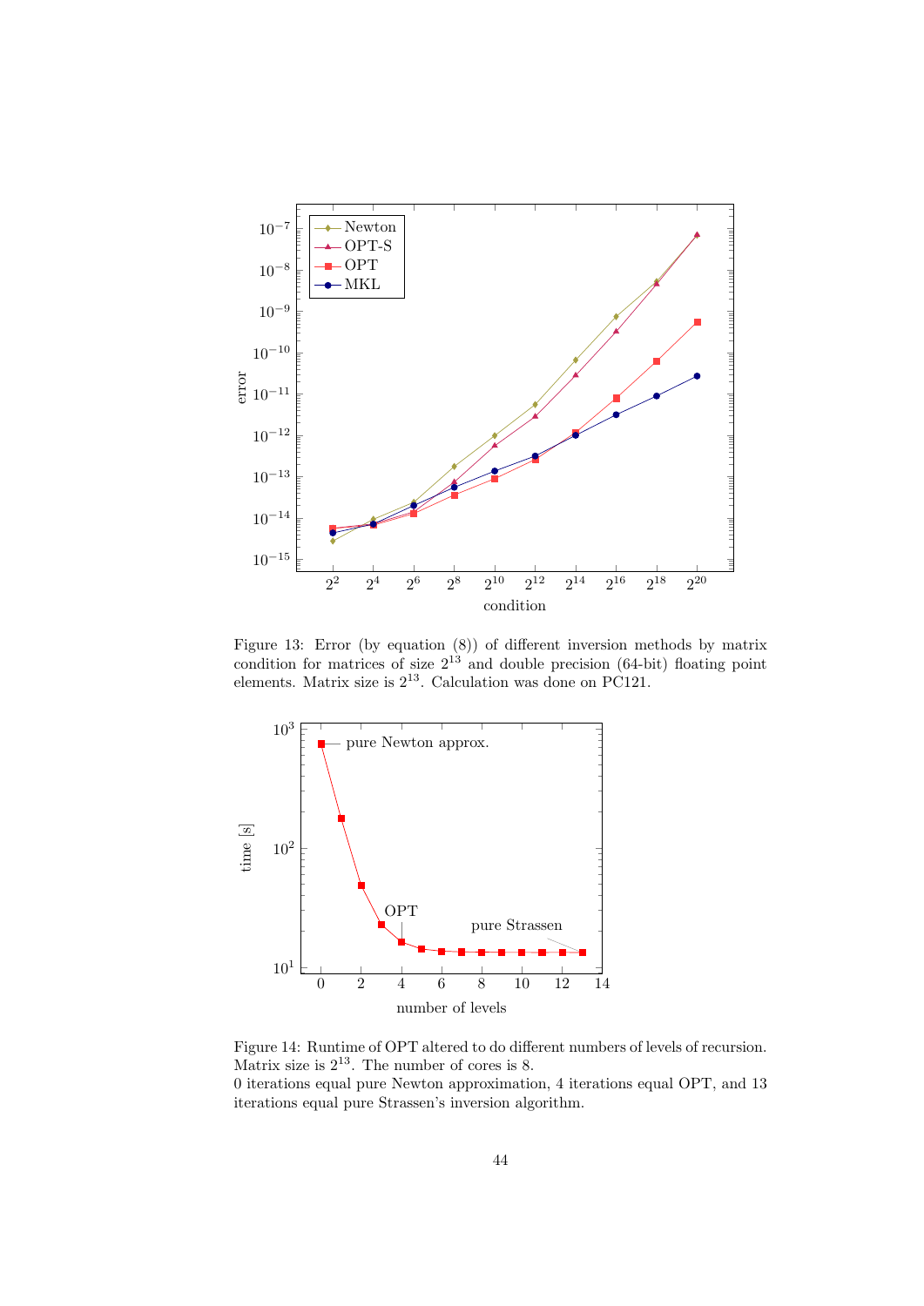Figure 13: Error (by equation (8)) of different inversion methods by matrix condition for matrices of size $2^{13}$ and double precision (64-bit) floating point elements. Matrix size is $2^{13}$. Calculation was done on PC121.

Figure 14: Runtime of OPT altered to do different numbers of levels of recursion. Matrix size is $2^{13}$. The number of cores is 8.
0 iterations equal pure Newton approximation, 4 iterations equal OPT, and 13 iterations equal pure Strassen's inversion algorithm.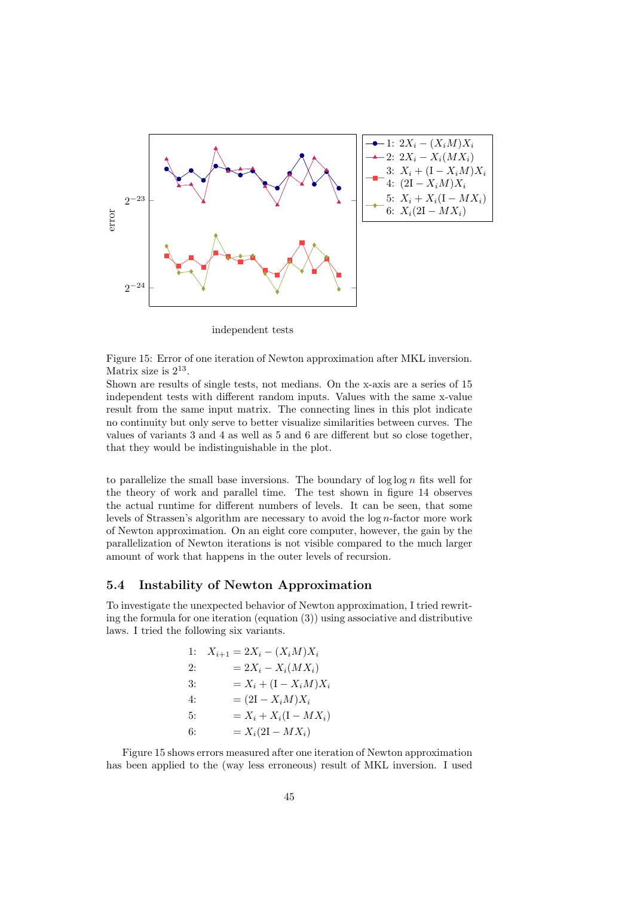Figure 15: Error of one iteration of Newton approximation after MKL inversion. Matrix size is $2^{13}$.
Shown are results of single tests, not medians. On the x-axis are a series of 15 independent tests with different random inputs. Values with the same x-value result from the same input matrix. The connecting lines in this plot indicate no continuity but only serve to better visualize similarities between curves. The values of variants 3 and 4 as well as 5 and 6 are different but so close together, that they would be indistinguishable in the plot.

to parallelize the small base inversions. The boundary of $\log \log n$ fits well for the theory of work and parallel time. The test shown in figure 14 observes the actual runtime for different numbers of levels. It can be seen, that some levels of Strassen's algorithm are necessary to avoid the $\log n$-factor more work of Newton approximation. On an eight core computer, however, the gain by the parallelization of Newton iterations is not visible compared to the much larger amount of work that happens in the outer levels of recursion.

### 5.4 Instability of Newton Approximation

To investigate the unexpected behavior of Newton approximation, I tried rewriting the formula for one iteration (equation (3)) using associative and distributive laws. I tried the following six variants.

$$
\begin{aligned}
1:\quad X_{i+1} &= 2X_i - (X_i M)X_i \\
2:\quad &= 2X_i - X_i(MX_i) \\
3:\quad &= X_i + (\mathrm{I} - X_i M)X_i \\
4:\quad &= (2\mathrm{I} - X_i M)X_i \\
5:\quad &= X_i + X_i(\mathrm{I} - MX_i) \\
6:\quad &= X_i(2\mathrm{I} - MX_i)
\end{aligned}
$$

Figure 15 shows errors measured after one iteration of Newton approximation has been applied to the (way less erroneous) result of MKL inversion. I used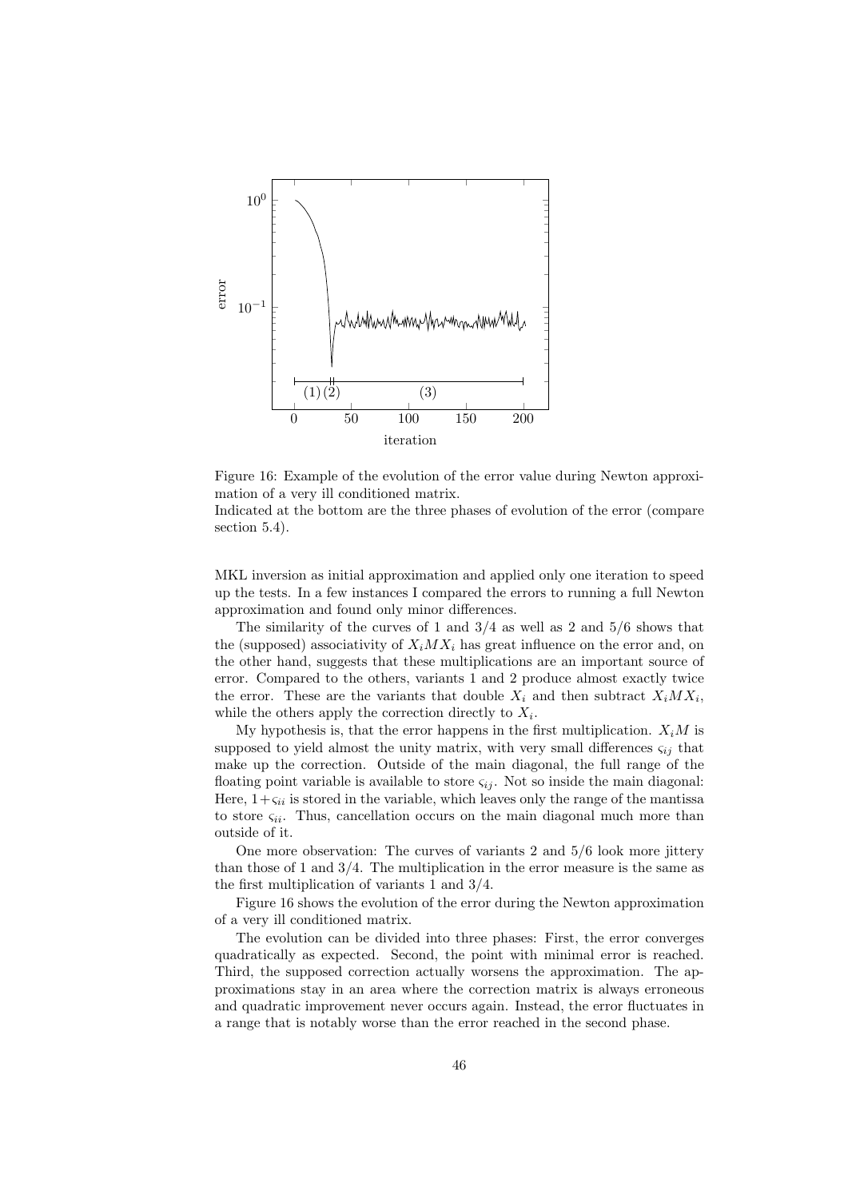Figure 16: Example of the evolution of the error value during Newton approximation of a very ill conditioned matrix.
Indicated at the bottom are the three phases of evolution of the error (compare section 5.4).

MKL inversion as initial approximation and applied only one iteration to speed up the tests. In a few instances I compared the errors to running a full Newton approximation and found only minor differences.

The similarity of the curves of 1 and 3/4 as well as 2 and 5/6 shows that the (supposed) associativity of $X_iMX_i$ has great influence on the error and, on the other hand, suggests that these multiplications are an important source of error. Compared to the others, variants 1 and 2 produce almost exactly twice the error. These are the variants that double $X_i$ and then subtract $X_iMX_i$, while the others apply the correction directly to $X_i$.

My hypothesis is, that the error happens in the first multiplication. $X_iM$ is supposed to yield almost the unity matrix, with very small differences $\varsigma_{ij}$ that make up the correction. Outside of the main diagonal, the full range of the floating point variable is available to store $\varsigma_{ij}$. Not so inside the main diagonal: Here, $1+\varsigma_{ii}$ is stored in the variable, which leaves only the range of the mantissa to store $\varsigma_{ii}$. Thus, cancellation occurs on the main diagonal much more than outside of it.

One more observation: The curves of variants 2 and 5/6 look more jittery than those of 1 and 3/4. The multiplication in the error measure is the same as the first multiplication of variants 1 and 3/4.

Figure 16 shows the evolution of the error during the Newton approximation of a very ill conditioned matrix.

The evolution can be divided into three phases: First, the error converges quadratically as expected. Second, the point with minimal error is reached. Third, the supposed correction actually worsens the approximation. The approximations stay in an area where the correction matrix is always erroneous and quadratic improvement never occurs again. Instead, the error fluctuates in a range that is notably worse than the error reached in the second phase.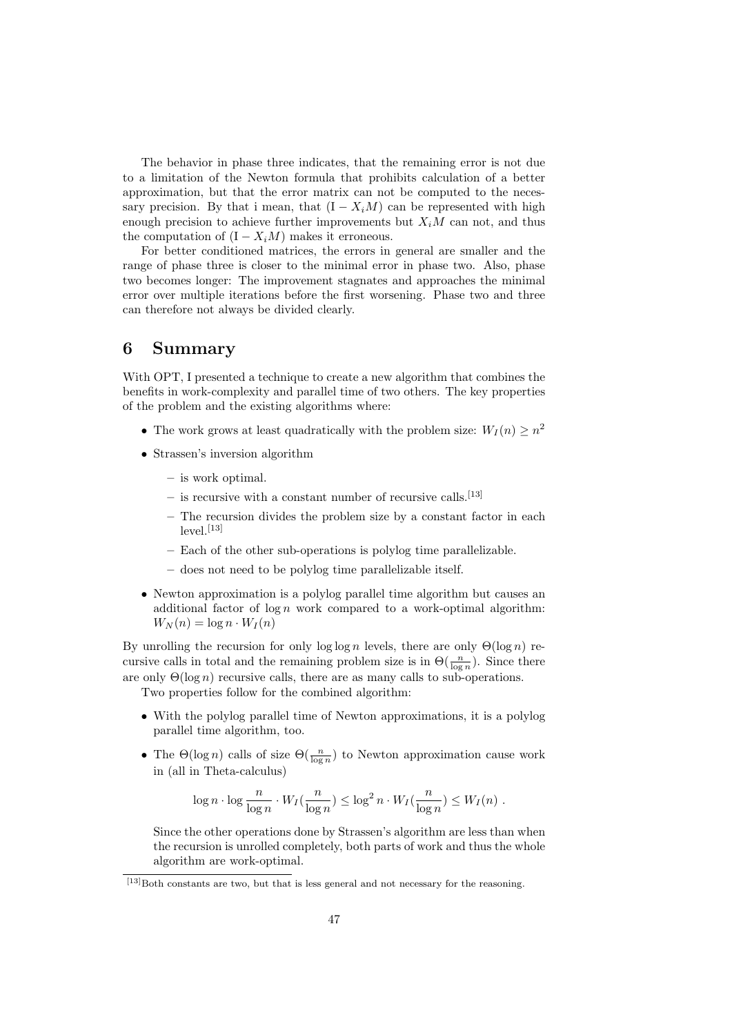The behavior in phase three indicates, that the remaining error is not due to a limitation of the Newton formula that prohibits calculation of a better approximation, but that the error matrix can not be computed to the necessary precision. By that i mean, that $(\mathrm{I} - X_i M)$ can be represented with high enough precision to achieve further improvements but $X_i M$ can not, and thus the computation of $(\mathrm{I} - X_i M)$ makes it erroneous.

For better conditioned matrices, the errors in general are smaller and the range of phase three is closer to the minimal error in phase two. Also, phase two becomes longer: The improvement stagnates and approaches the minimal error over multiple iterations before the first worsening. Phase two and three can therefore not always be divided clearly.

# 6 Summary

With OPT, I presented a technique to create a new algorithm that combines the benefits in work-complexity and parallel time of two others. The key properties of the problem and the existing algorithms where:

- The work grows at least quadratically with the problem size: $W_I(n) \geq n^2$
- Strassen's inversion algorithm
  - is work optimal.
  - is recursive with a constant number of recursive calls.[13]
  - The recursion divides the problem size by a constant factor in each level.[13]
  - Each of the other sub-operations is polylog time parallelizable.
  - does not need to be polylog time parallelizable itself.
- Newton approximation is a polylog parallel time algorithm but causes an additional factor of $\log n$ work compared to a work-optimal algorithm: $W_N(n) = \log n \cdot W_I(n)$

By unrolling the recursion for only $\log \log n$ levels, there are only $\Theta(\log n)$ recursive calls in total and the remaining problem size is in $\Theta(\frac{n}{\log n})$. Since there are only $\Theta(\log n)$ recursive calls, there are as many calls to sub-operations.

Two properties follow for the combined algorithm:

- With the polylog parallel time of Newton approximations, it is a polylog parallel time algorithm, too.
- The $\Theta(\log n)$ calls of size $\Theta(\frac{n}{\log n})$ to Newton approximation cause work in (all in Theta-calculus)

$$\log n \cdot \log \frac{n}{\log n} \cdot W_I(\frac{n}{\log n}) \leq \log^2 n \cdot W_I(\frac{n}{\log n}) \leq W_I(n) \ .$$

  Since the other operations done by Strassen's algorithm are less than when the recursion is unrolled completely, both parts of work and thus the whole algorithm are work-optimal.

[13]Both constants are two, but that is less general and not necessary for the reasoning.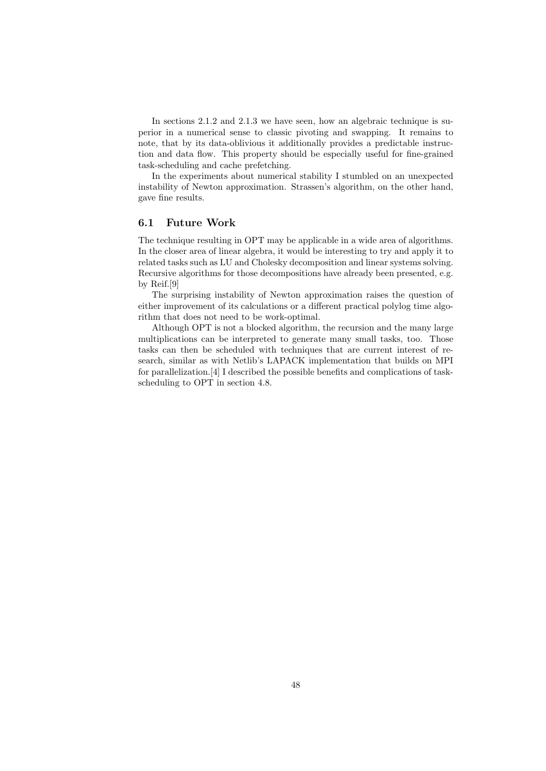In sections 2.1.2 and 2.1.3 we have seen, how an algebraic technique is superior in a numerical sense to classic pivoting and swapping. It remains to note, that by its data-oblivious it additionally provides a predictable instruction and data flow. This property should be especially useful for fine-grained task-scheduling and cache prefetching.

In the experiments about numerical stability I stumbled on an unexpected instability of Newton approximation. Strassen's algorithm, on the other hand, gave fine results.

### 6.1 Future Work

The technique resulting in OPT may be applicable in a wide area of algorithms. In the closer area of linear algebra, it would be interesting to try and apply it to related tasks such as LU and Cholesky decomposition and linear systems solving. Recursive algorithms for those decompositions have already been presented, e.g. by Reif.[9]

The surprising instability of Newton approximation raises the question of either improvement of its calculations or a different practical polylog time algorithm that does not need to be work-optimal.

Although OPT is not a blocked algorithm, the recursion and the many large multiplications can be interpreted to generate many small tasks, too. Those tasks can then be scheduled with techniques that are current interest of research, similar as with Netlib's LAPACK implementation that builds on MPI for parallelization.[4] I described the possible benefits and complications of task-scheduling to OPT in section 4.8.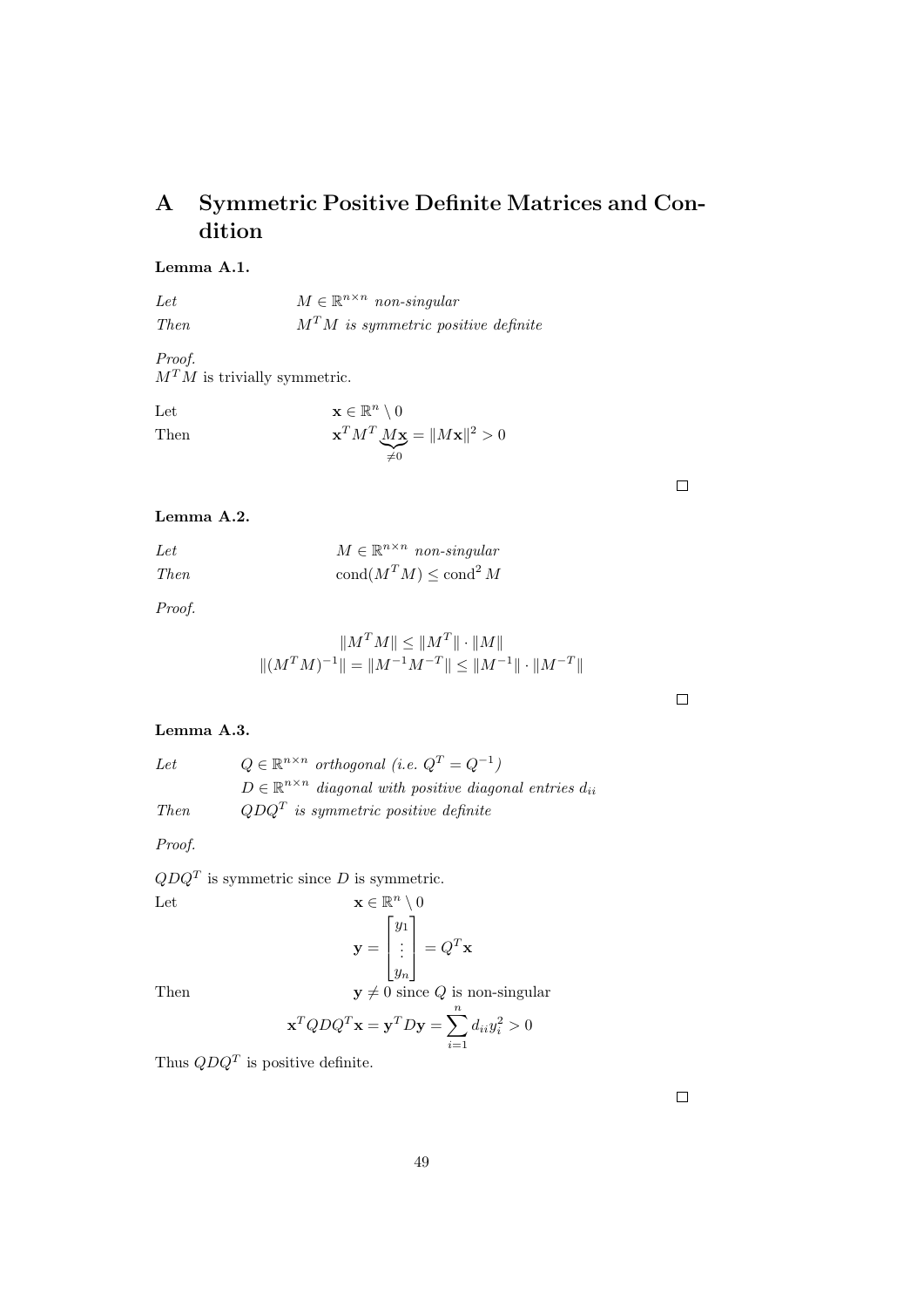# A Symmetric Positive Definite Matrices and Condition

**Lemma A.1.**

*Let* $M \in \mathbb{R}^{n \times n}$ *non-singular*

*Then* $M^T M$ *is symmetric positive definite*

*Proof.*
$M^T M$ is trivially symmetric.

Let $\mathbf{x} \in \mathbb{R}^n \setminus 0$

Then $\mathbf{x}^T M^T \underbrace{M\mathbf{x}}_{\neq 0} = \|M\mathbf{x}\|^2 > 0$

□

**Lemma A.2.**

*Let* $M \in \mathbb{R}^{n \times n}$ *non-singular*

*Then* $\operatorname{cond}(M^T M) \leq \operatorname{cond}^2 M$

*Proof.*

$$\|M^T M\| \leq \|M^T\| \cdot \|M\|$$
$$\|(M^T M)^{-1}\| = \|M^{-1} M^{-T}\| \leq \|M^{-1}\| \cdot \|M^{-T}\|$$

□

**Lemma A.3.**

*Let* $Q \in \mathbb{R}^{n \times n}$ *orthogonal (i.e.* $Q^T = Q^{-1}$*)*

$D \in \mathbb{R}^{n \times n}$ *diagonal with positive diagonal entries* $d_{ii}$

*Then* $QDQ^T$ *is symmetric positive definite*

*Proof.*

$QDQ^T$ is symmetric since $D$ is symmetric.

Let $\mathbf{x} \in \mathbb{R}^n \setminus 0$

$$\mathbf{y} = \begin{bmatrix} y_1 \\ \vdots \\ y_n \end{bmatrix} = Q^T \mathbf{x}$$

Then $\mathbf{y} \neq 0$ since $Q$ is non-singular

$$\mathbf{x}^T QDQ^T \mathbf{x} = \mathbf{y}^T D \mathbf{y} = \sum_{i=1}^{n} d_{ii} y_i^2 > 0$$

Thus $QDQ^T$ is positive definite.

□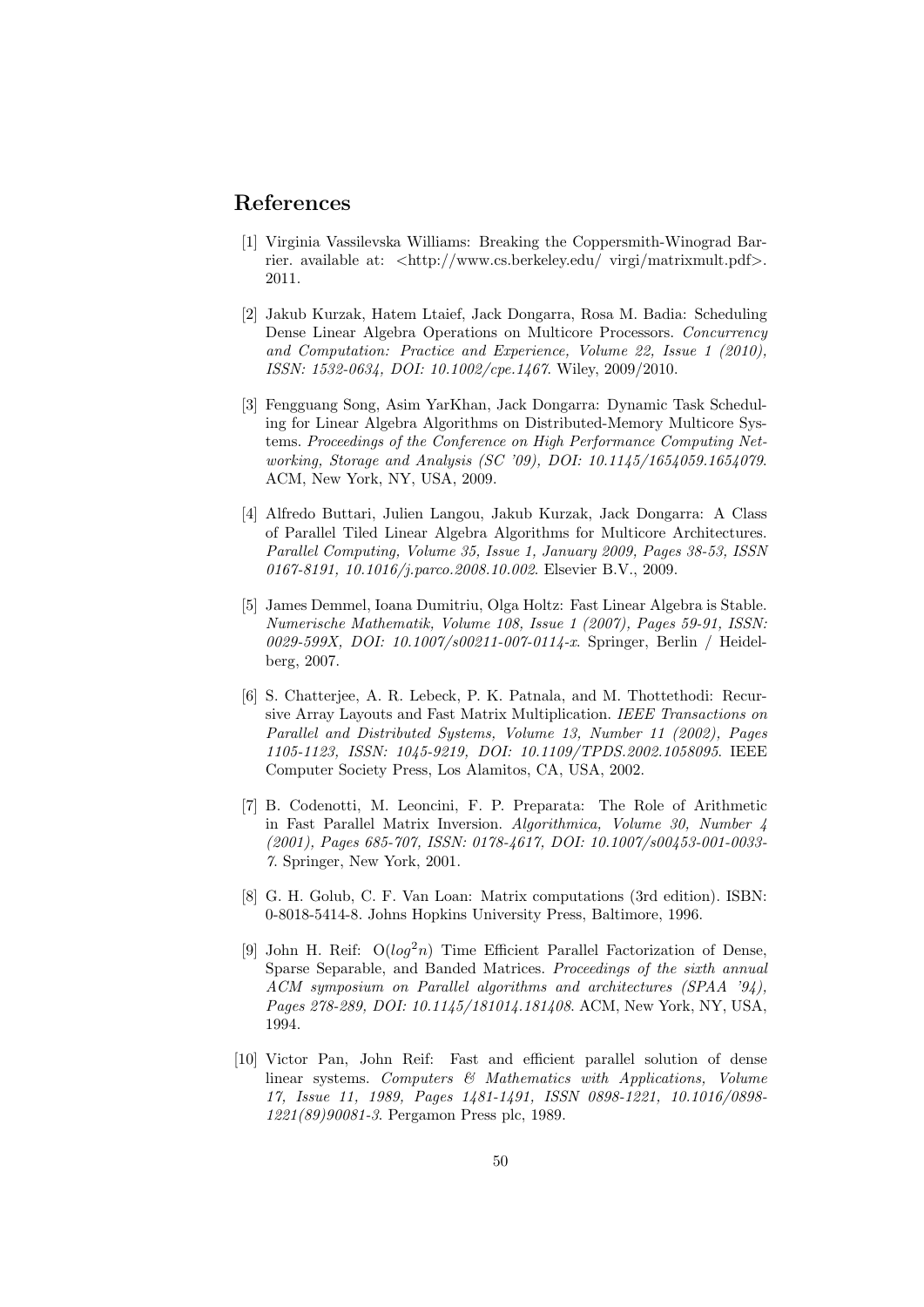# References

[1] Virginia Vassilevska Williams: Breaking the Coppersmith-Winograd Barrier. available at: <http://www.cs.berkeley.edu/ virgi/matrixmult.pdf>. 2011.

[2] Jakub Kurzak, Hatem Ltaief, Jack Dongarra, Rosa M. Badia: Scheduling Dense Linear Algebra Operations on Multicore Processors. *Concurrency and Computation: Practice and Experience, Volume 22, Issue 1 (2010), ISSN: 1532-0634, DOI: 10.1002/cpe.1467*. Wiley, 2009/2010.

[3] Fengguang Song, Asim YarKhan, Jack Dongarra: Dynamic Task Scheduling for Linear Algebra Algorithms on Distributed-Memory Multicore Systems. *Proceedings of the Conference on High Performance Computing Networking, Storage and Analysis (SC '09), DOI: 10.1145/1654059.1654079*. ACM, New York, NY, USA, 2009.

[4] Alfredo Buttari, Julien Langou, Jakub Kurzak, Jack Dongarra: A Class of Parallel Tiled Linear Algebra Algorithms for Multicore Architectures. *Parallel Computing, Volume 35, Issue 1, January 2009, Pages 38-53, ISSN 0167-8191, 10.1016/j.parco.2008.10.002*. Elsevier B.V., 2009.

[5] James Demmel, Ioana Dumitriu, Olga Holtz: Fast Linear Algebra is Stable. *Numerische Mathematik, Volume 108, Issue 1 (2007), Pages 59-91, ISSN: 0029-599X, DOI: 10.1007/s00211-007-0114-x*. Springer, Berlin / Heidelberg, 2007.

[6] S. Chatterjee, A. R. Lebeck, P. K. Patnala, and M. Thottethodi: Recursive Array Layouts and Fast Matrix Multiplication. *IEEE Transactions on Parallel and Distributed Systems, Volume 13, Number 11 (2002), Pages 1105-1123, ISSN: 1045-9219, DOI: 10.1109/TPDS.2002.1058095*. IEEE Computer Society Press, Los Alamitos, CA, USA, 2002.

[7] B. Codenotti, M. Leoncini, F. P. Preparata: The Role of Arithmetic in Fast Parallel Matrix Inversion. *Algorithmica, Volume 30, Number 4 (2001), Pages 685-707, ISSN: 0178-4617, DOI: 10.1007/s00453-001-0033-7*. Springer, New York, 2001.

[8] G. H. Golub, C. F. Van Loan: Matrix computations (3rd edition). ISBN: 0-8018-5414-8. Johns Hopkins University Press, Baltimore, 1996.

[9] John H. Reif: $O(log^2 n)$ Time Efficient Parallel Factorization of Dense, Sparse Separable, and Banded Matrices. *Proceedings of the sixth annual ACM symposium on Parallel algorithms and architectures (SPAA '94), Pages 278-289, DOI: 10.1145/181014.181408*. ACM, New York, NY, USA, 1994.

[10] Victor Pan, John Reif: Fast and efficient parallel solution of dense linear systems. *Computers & Mathematics with Applications, Volume 17, Issue 11, 1989, Pages 1481-1491, ISSN 0898-1221, 10.1016/0898-1221(89)90081-3*. Pergamon Press plc, 1989.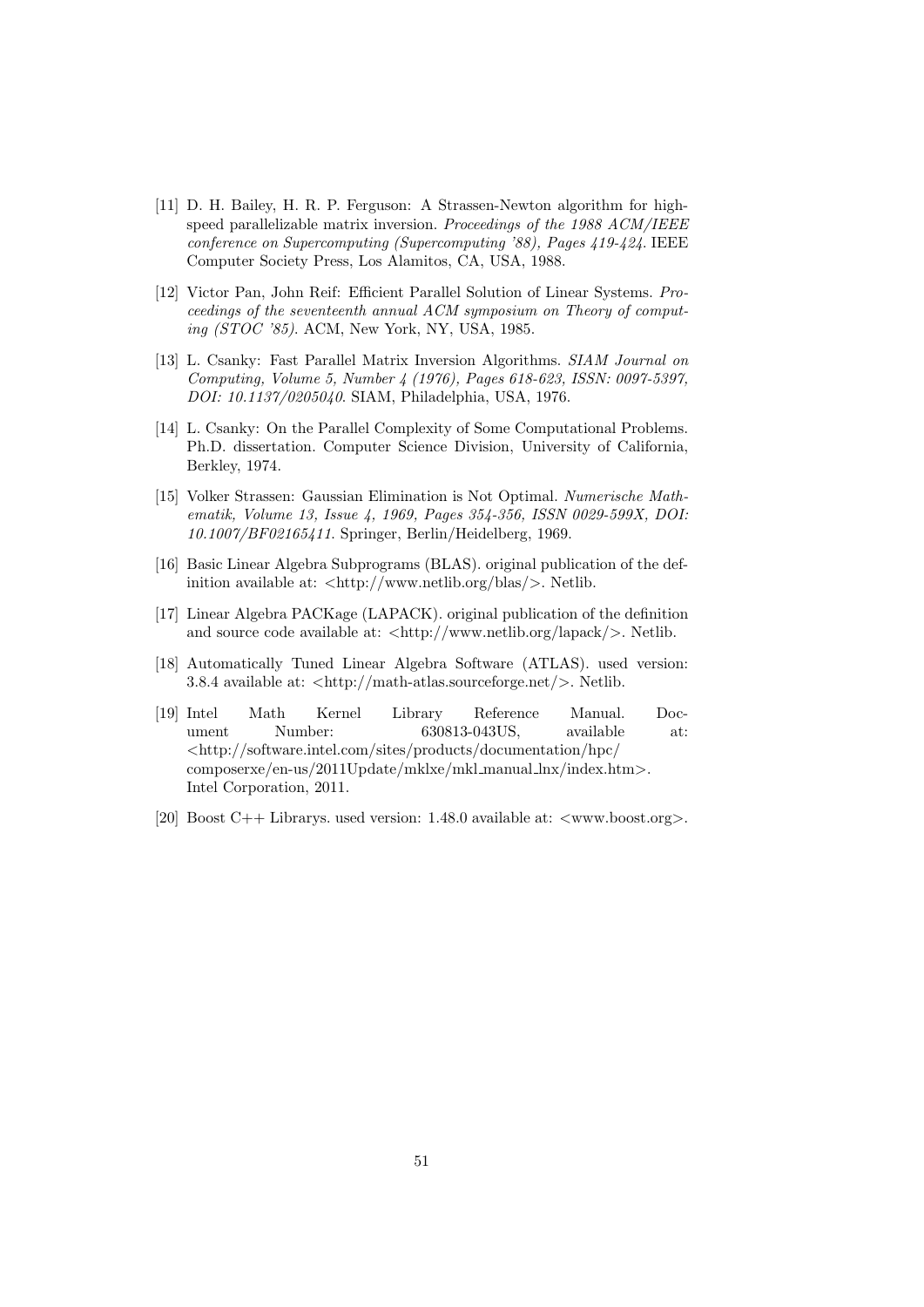[11] D. H. Bailey, H. R. P. Ferguson: A Strassen-Newton algorithm for high-speed parallelizable matrix inversion. *Proceedings of the 1988 ACM/IEEE conference on Supercomputing (Supercomputing '88), Pages 419-424.* IEEE Computer Society Press, Los Alamitos, CA, USA, 1988.

[12] Victor Pan, John Reif: Efficient Parallel Solution of Linear Systems. *Proceedings of the seventeenth annual ACM symposium on Theory of computing (STOC '85).* ACM, New York, NY, USA, 1985.

[13] L. Csanky: Fast Parallel Matrix Inversion Algorithms. *SIAM Journal on Computing, Volume 5, Number 4 (1976), Pages 618-623, ISSN: 0097-5397, DOI: 10.1137/0205040.* SIAM, Philadelphia, USA, 1976.

[14] L. Csanky: On the Parallel Complexity of Some Computational Problems. Ph.D. dissertation. Computer Science Division, University of California, Berkley, 1974.

[15] Volker Strassen: Gaussian Elimination is Not Optimal. *Numerische Mathematik, Volume 13, Issue 4, 1969, Pages 354-356, ISSN 0029-599X, DOI: 10.1007/BF02165411.* Springer, Berlin/Heidelberg, 1969.

[16] Basic Linear Algebra Subprograms (BLAS). original publication of the definition available at: <http://www.netlib.org/blas/>. Netlib.

[17] Linear Algebra PACKage (LAPACK). original publication of the definition and source code available at: <http://www.netlib.org/lapack/>. Netlib.

[18] Automatically Tuned Linear Algebra Software (ATLAS). used version: 3.8.4 available at: <http://math-atlas.sourceforge.net/>. Netlib.

[19] Intel Math Kernel Library Reference Manual. Document Number: 630813-043US, available at: <http://software.intel.com/sites/products/documentation/hpc/composerxe/en-us/2011Update/mklxe/mkl_manual_lnx/index.htm>. Intel Corporation, 2011.

[20] Boost C++ Librarys. used version: 1.48.0 available at: <www.boost.org>.